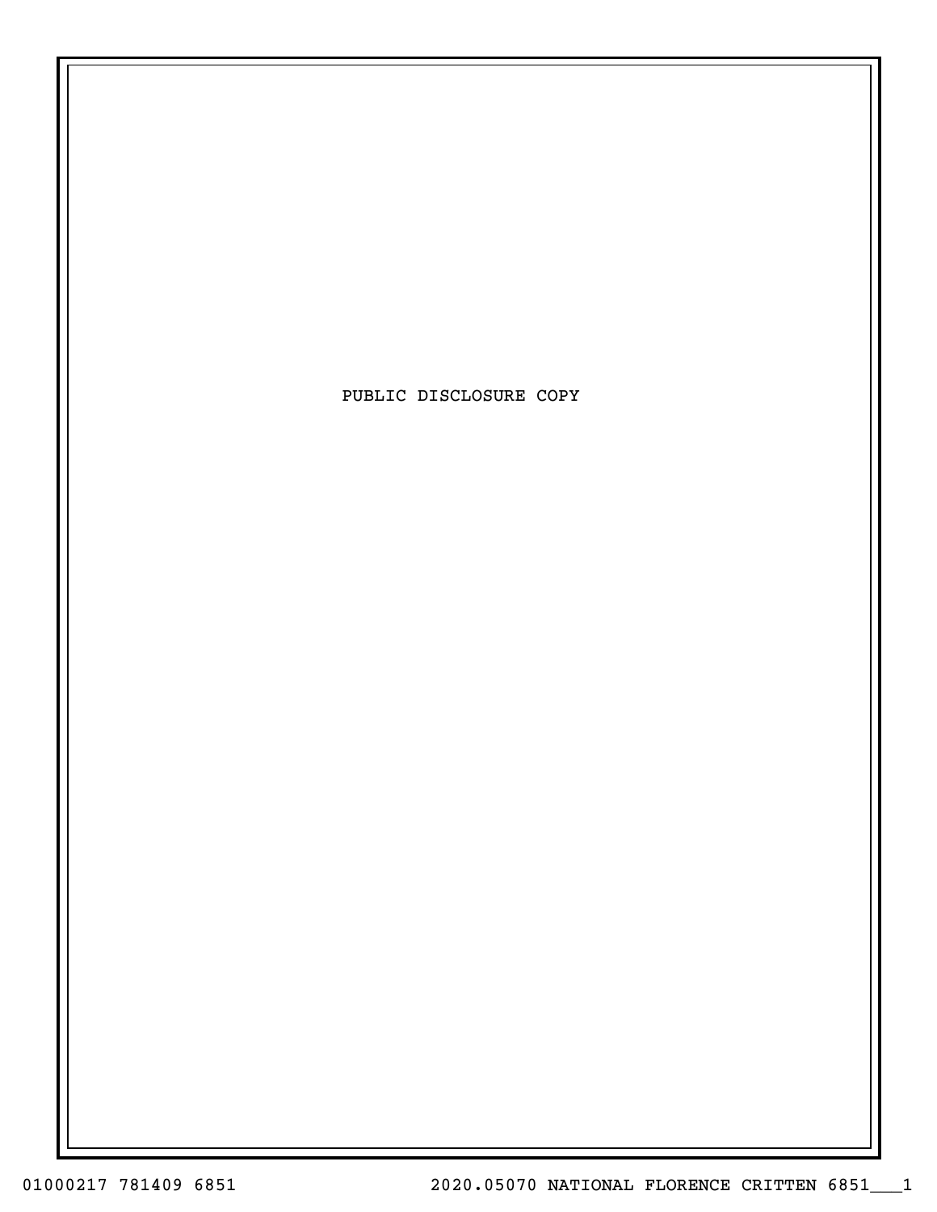PUBLIC DISCLOSURE COPY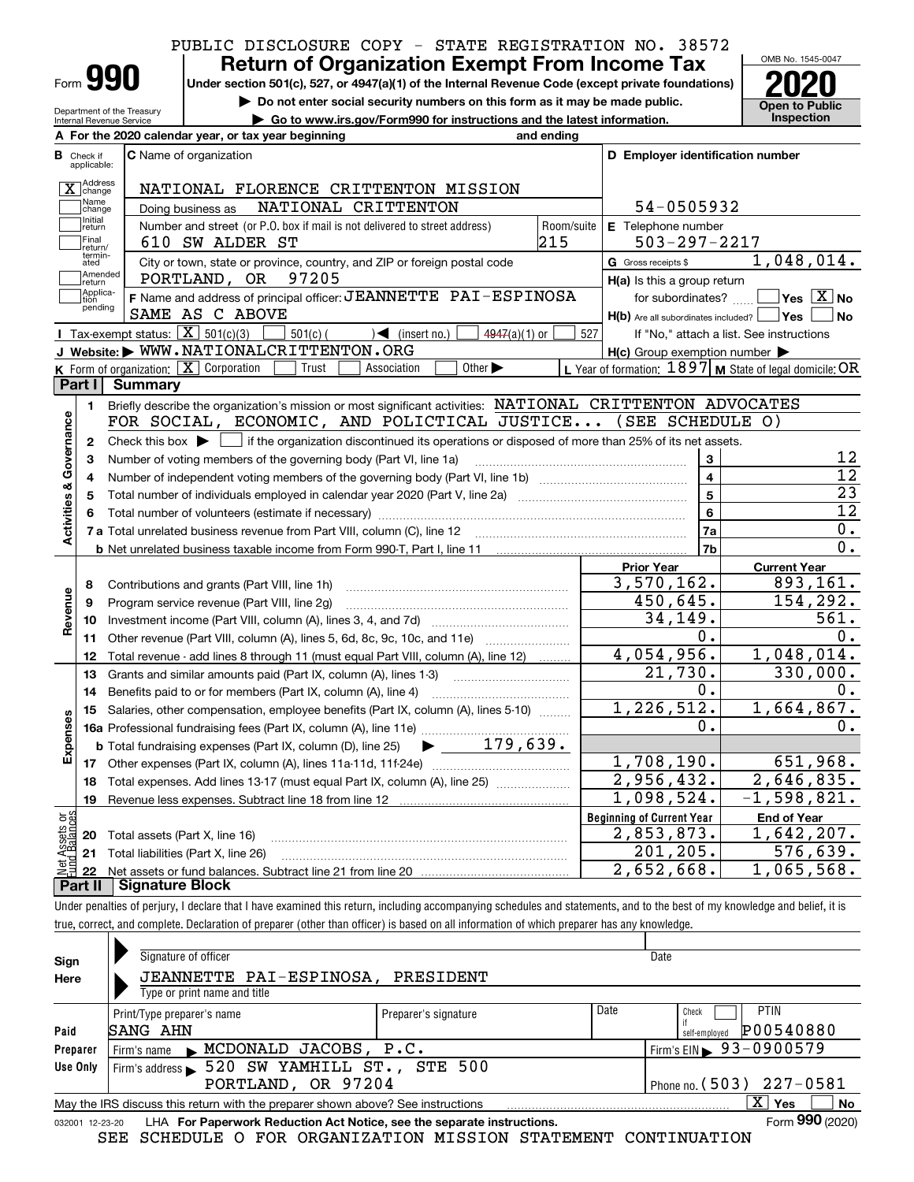PUBLIC DISCLOSURE COPY - STATE REGISTRATION NO. 38572

# Form 990 Return of Organization Exempt From Income Tax

**Under section 501(c), 527, or 4947(a)(1) of the Internal Revenue Code (except private foundations)**

▶ Do not enter social security numbers on this form as it may be made public.

▶ Go to www.irs.gov/Form990 for instructions and the latest information.

OMB No. 1545-0047

**2020**

**Open to Public Inspection**

Department of the Treasury
Internal Revenue Service

**A** For the 2020 calendar year, or tax year beginning ______ and ending ______

**B** Check if applicable:
- [X] Address change
- [ ] Name change
- [ ] Initial return
- [ ] Final return/terminated
- [ ] Amended return
- [ ] Application pending

**C** Name of organization: NATIONAL FLORENCE CRITTENTON MISSION

Doing business as: NATIONAL CRITTENTON

Number and street (or P.O. box if mail is not delivered to street address): 610 SW ALDER ST — Room/suite: 215

City or town, state or province, country, and ZIP or foreign postal code: PORTLAND, OR 97205

**D** Employer identification number: 54-0505932

**E** Telephone number: 503-297-2217

**G** Gross receipts $ 1,048,014.

**F** Name and address of principal officer: JEANNETTE PAI-ESPINOSA, SAME AS C ABOVE

**H(a)** Is this a group return for subordinates? [ ] Yes [X] No

**H(b)** Are all subordinates included? [ ] Yes [ ] No — If "No," attach a list. See instructions

**H(c)** Group exemption number ▶

**I** Tax-exempt status: [X] 501(c)(3) [ ] 501(c) ( ) ◀ (insert no.) [ ] 4947(a)(1) or [ ] 527

**J** Website: ▶ WWW.NATIONALCRITTENTON.ORG

**K** Form of organization: [X] Corporation [ ] Trust [ ] Association [ ] Other ▶

**L** Year of formation: 1897 **M** State of legal domicile: OR

## Part I Summary

**Activities & Governance**

1. Briefly describe the organization's mission or most significant activities: NATIONAL CRITTENTON ADVOCATES FOR SOCIAL, ECONOMIC, AND POLICTICAL JUSTICE... (SEE SCHEDULE O)
2. Check this box ▶ [ ] if the organization discontinued its operations or disposed of more than 25% of its net assets.

| | | | |
|---|---|---|---|
| 3 | Number of voting members of the governing body (Part VI, line 1a) | 3 | 12 |
| 4 | Number of independent voting members of the governing body (Part VI, line 1b) | 4 | 12 |
| 5 | Total number of individuals employed in calendar year 2020 (Part V, line 2a) | 5 | 23 |
| 6 | Total number of volunteers (estimate if necessary) | 6 | 12 |
| 7a | Total unrelated business revenue from Part VIII, column (C), line 12 | 7a | 0. |
| b | Net unrelated business taxable income from Form 990-T, Part I, line 11 | 7b | 0. |

| | | Prior Year | Current Year |
|---|---|---|---|
| **Revenue** | | | |
| 8 | Contributions and grants (Part VIII, line 1h) | 3,570,162. | 893,161. |
| 9 | Program service revenue (Part VIII, line 2g) | 450,645. | 154,292. |
| 10 | Investment income (Part VIII, column (A), lines 3, 4, and 7d) | 34,149. | 561. |
| 11 | Other revenue (Part VIII, column (A), lines 5, 6d, 8c, 9c, 10c, and 11e) | 0. | 0. |
| 12 | Total revenue - add lines 8 through 11 (must equal Part VIII, column (A), line 12) | 4,054,956. | 1,048,014. |
| **Expenses** | | | |
| 13 | Grants and similar amounts paid (Part IX, column (A), lines 1-3) | 21,730. | 330,000. |
| 14 | Benefits paid to or for members (Part IX, column (A), line 4) | 0. | 0. |
| 15 | Salaries, other compensation, employee benefits (Part IX, column (A), lines 5-10) | 1,226,512. | 1,664,867. |
| 16a | Professional fundraising fees (Part IX, column (A), line 11e) | 0. | 0. |
| b | Total fundraising expenses (Part IX, column (D), line 25) ▶ 179,639. | | |
| 17 | Other expenses (Part IX, column (A), lines 11a-11d, 11f-24e) | 1,708,190. | 651,968. |
| 18 | Total expenses. Add lines 13-17 (must equal Part IX, column (A), line 25) | 2,956,432. | 2,646,835. |
| 19 | Revenue less expenses. Subtract line 18 from line 12 | 1,098,524. | -1,598,821. |

| | **Net Assets or Fund Balances** | Beginning of Current Year | End of Year |
|---|---|---|---|
| 20 | Total assets (Part X, line 16) | 2,853,873. | 1,642,207. |
| 21 | Total liabilities (Part X, line 26) | 201,205. | 576,639. |
| 22 | Net assets or fund balances. Subtract line 21 from line 20 | 2,652,668. | 1,065,568. |

## Part II Signature Block

Under penalties of perjury, I declare that I have examined this return, including accompanying schedules and statements, and to the best of my knowledge and belief, it is true, correct, and complete. Declaration of preparer (other than officer) is based on all information of which preparer has any knowledge.

**Sign Here**

Signature of officer ______ Date ______

JEANNETTE PAI-ESPINOSA, PRESIDENT
Type or print name and title

**Paid Preparer Use Only**

| Print/Type preparer's name | Preparer's signature | Date | Check [ ] if self-employed | PTIN |
|---|---|---|---|---|
| SANG AHN | | | | P00540880 |

Firm's name ▶ MCDONALD JACOBS, P.C. — Firm's EIN ▶ 93-0900579

Firm's address ▶ 520 SW YAMHILL ST., STE 500, PORTLAND, OR 97204 — Phone no. (503) 227-0581

May the IRS discuss this return with the preparer shown above? See instructions [X] Yes [ ] No

032001 12-23-20 LHA **For Paperwork Reduction Act Notice, see the separate instructions.** Form **990** (2020)

SEE SCHEDULE O FOR ORGANIZATION MISSION STATEMENT CONTINUATION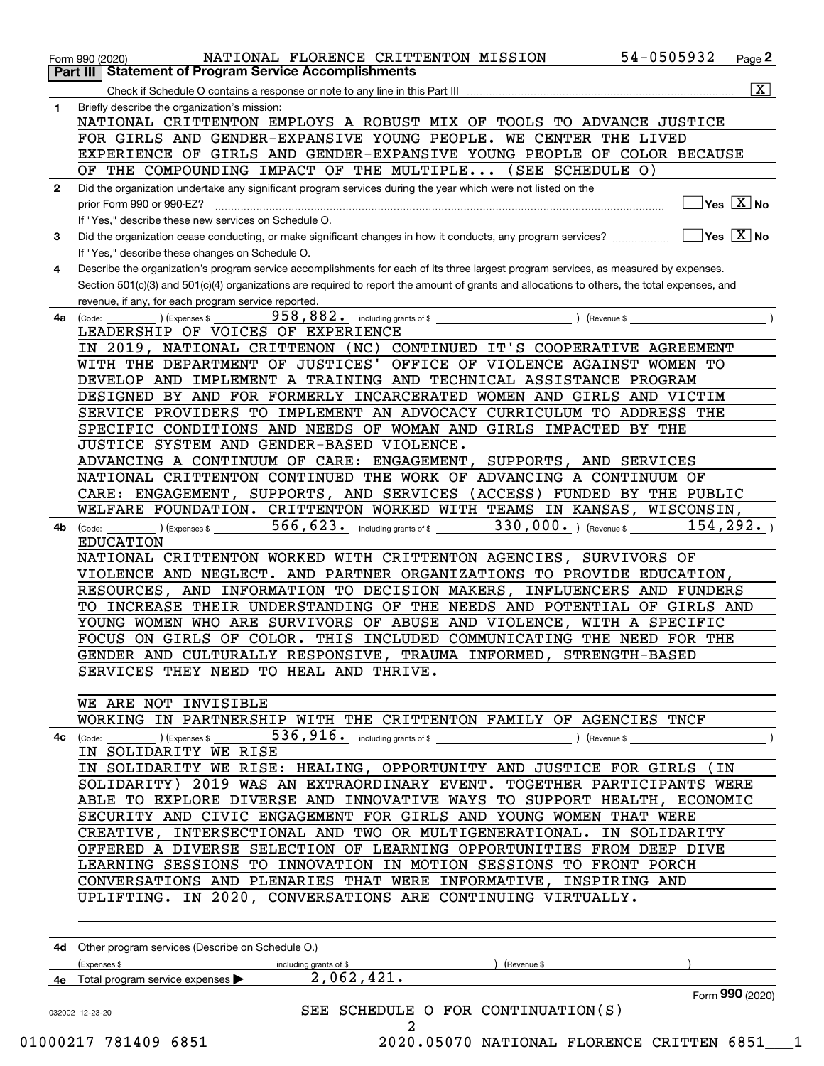Form 990 (2020) NATIONAL FLORENCE CRITTENTON MISSION 54-0505932 Page **2**

## Part III Statement of Program Service Accomplishments

Check if Schedule O contains a response or note to any line in this Part III ..... [X]

**1** Briefly describe the organization's mission:

NATIONAL CRITTENTON EMPLOYS A ROBUST MIX OF TOOLS TO ADVANCE JUSTICE FOR GIRLS AND GENDER-EXPANSIVE YOUNG PEOPLE. WE CENTER THE LIVED EXPERIENCE OF GIRLS AND GENDER-EXPANSIVE YOUNG PEOPLE OF COLOR BECAUSE OF THE COMPOUNDING IMPACT OF THE MULTIPLE... (SEE SCHEDULE O)

**2** Did the organization undertake any significant program services during the year which were not listed on the prior Form 990 or 990-EZ? ..... [ ] Yes [X] No

If "Yes," describe these new services on Schedule O.

**3** Did the organization cease conducting, or make significant changes in how it conducts, any program services? ..... [ ] Yes [X] No

If "Yes," describe these changes on Schedule O.

**4** Describe the organization's program service accomplishments for each of its three largest program services, as measured by expenses. Section 501(c)(3) and 501(c)(4) organizations are required to report the amount of grants and allocations to others, the total expenses, and revenue, if any, for each program service reported.

**4a** (Code: ) (Expenses $ 958,882. including grants of $ ) (Revenue $ )

LEADERSHIP OF VOICES OF EXPERIENCE

IN 2019, NATIONAL CRITTENON (NC) CONTINUED IT'S COOPERATIVE AGREEMENT WITH THE DEPARTMENT OF JUSTICES' OFFICE OF VIOLENCE AGAINST WOMEN TO DEVELOP AND IMPLEMENT A TRAINING AND TECHNICAL ASSISTANCE PROGRAM DESIGNED BY AND FOR FORMERLY INCARCERATED WOMEN AND GIRLS AND VICTIM SERVICE PROVIDERS TO IMPLEMENT AN ADVOCACY CURRICULUM TO ADDRESS THE SPECIFIC CONDITIONS AND NEEDS OF WOMAN AND GIRLS IMPACTED BY THE JUSTICE SYSTEM AND GENDER-BASED VIOLENCE.

ADVANCING A CONTINUUM OF CARE: ENGAGEMENT, SUPPORTS, AND SERVICES

NATIONAL CRITTENTON CONTINUED THE WORK OF ADVANCING A CONTINUUM OF CARE: ENGAGEMENT, SUPPORTS, AND SERVICES (ACCESS) FUNDED BY THE PUBLIC WELFARE FOUNDATION. CRITTENTON WORKED WITH TEAMS IN KANSAS, WISCONSIN,

**4b** (Code: ) (Expenses $ 566,623. including grants of $ 330,000. ) (Revenue $ 154,292. )

EDUCATION

NATIONAL CRITTENTON WORKED WITH CRITTENTON AGENCIES, SURVIVORS OF VIOLENCE AND NEGLECT. AND PARTNER ORGANIZATIONS TO PROVIDE EDUCATION, RESOURCES, AND INFORMATION TO DECISION MAKERS, INFLUENCERS AND FUNDERS TO INCREASE THEIR UNDERSTANDING OF THE NEEDS AND POTENTIAL OF GIRLS AND YOUNG WOMEN WHO ARE SURVIVORS OF ABUSE AND VIOLENCE, WITH A SPECIFIC FOCUS ON GIRLS OF COLOR. THIS INCLUDED COMMUNICATING THE NEED FOR THE GENDER AND CULTURALLY RESPONSIVE, TRAUMA INFORMED, STRENGTH-BASED SERVICES THEY NEED TO HEAL AND THRIVE.

WE ARE NOT INVISIBLE

WORKING IN PARTNERSHIP WITH THE CRITTENTON FAMILY OF AGENCIES TNCF

**4c** (Code: ) (Expenses $ 536,916. including grants of $ ) (Revenue $ )

IN SOLIDARITY WE RISE

IN SOLIDARITY WE RISE: HEALING, OPPORTUNITY AND JUSTICE FOR GIRLS (IN SOLIDARITY) 2019 WAS AN EXTRAORDINARY EVENT. TOGETHER PARTICIPANTS WERE ABLE TO EXPLORE DIVERSE AND INNOVATIVE WAYS TO SUPPORT HEALTH, ECONOMIC SECURITY AND CIVIC ENGAGEMENT FOR GIRLS AND YOUNG WOMEN THAT WERE CREATIVE, INTERSECTIONAL AND TWO OR MULTIGENERATIONAL. IN SOLIDARITY OFFERED A DIVERSE SELECTION OF LEARNING OPPORTUNITIES FROM DEEP DIVE LEARNING SESSIONS TO INNOVATION IN MOTION SESSIONS TO FRONT PORCH CONVERSATIONS AND PLENARIES THAT WERE INFORMATIVE, INSPIRING AND UPLIFTING. IN 2020, CONVERSATIONS ARE CONTINUING VIRTUALLY.

**4d** Other program services (Describe on Schedule O.)

(Expenses $ including grants of $ ) (Revenue $ )

**4e** Total program service expenses ▶ 2,062,421.

Form **990** (2020)

032002 12-23-20

SEE SCHEDULE O FOR CONTINUATION(S)

01000217 781409 6851 2020.05070 NATIONAL FLORENCE CRITTEN 6851___1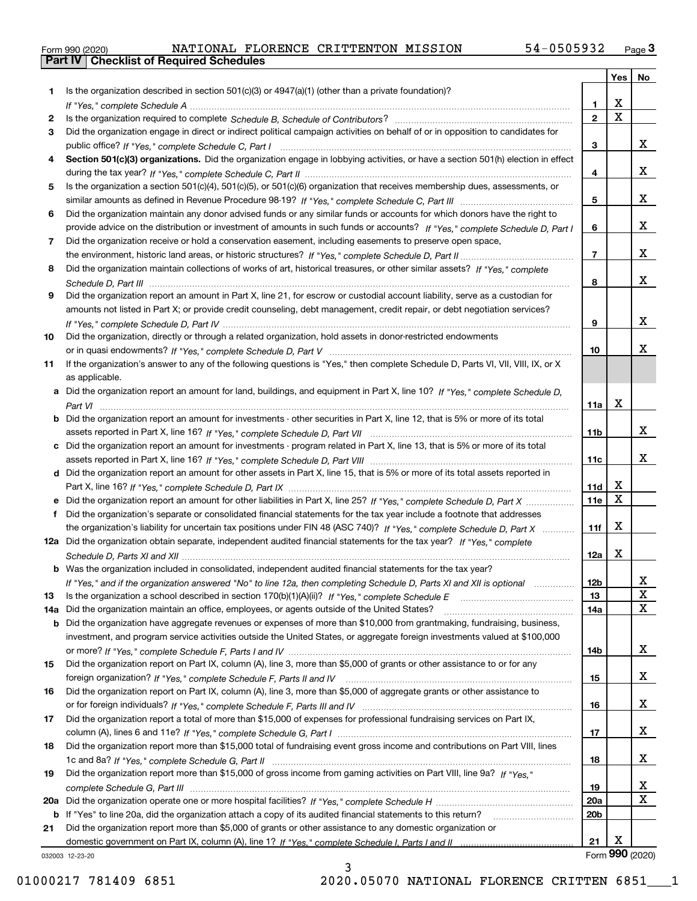Form 990 (2020) NATIONAL FLORENCE CRITTENTON MISSION 54-0505932 Page 3

## Part IV Checklist of Required Schedules

| | | | Yes | No |
|---|---|---|---|---|
| 1 | Is the organization described in section 501(c)(3) or 4947(a)(1) (other than a private foundation)? *If "Yes," complete Schedule A* | 1 | X | |
| 2 | Is the organization required to complete *Schedule B, Schedule of Contributors*? | 2 | X | |
| 3 | Did the organization engage in direct or indirect political campaign activities on behalf of or in opposition to candidates for public office? *If "Yes," complete Schedule C, Part I* | 3 | | X |
| 4 | **Section 501(c)(3) organizations.** Did the organization engage in lobbying activities, or have a section 501(h) election in effect during the tax year? *If "Yes," complete Schedule C, Part II* | 4 | | X |
| 5 | Is the organization a section 501(c)(4), 501(c)(5), or 501(c)(6) organization that receives membership dues, assessments, or similar amounts as defined in Revenue Procedure 98-19? *If "Yes," complete Schedule C, Part III* | 5 | | X |
| 6 | Did the organization maintain any donor advised funds or any similar funds or accounts for which donors have the right to provide advice on the distribution or investment of amounts in such funds or accounts? *If "Yes," complete Schedule D, Part I* | 6 | | X |
| 7 | Did the organization receive or hold a conservation easement, including easements to preserve open space, the environment, historic land areas, or historic structures? *If "Yes," complete Schedule D, Part II* | 7 | | X |
| 8 | Did the organization maintain collections of works of art, historical treasures, or other similar assets? *If "Yes," complete Schedule D, Part III* | 8 | | X |
| 9 | Did the organization report an amount in Part X, line 21, for escrow or custodial account liability, serve as a custodian for amounts not listed in Part X; or provide credit counseling, debt management, credit repair, or debt negotiation services? *If "Yes," complete Schedule D, Part IV* | 9 | | X |
| 10 | Did the organization, directly or through a related organization, hold assets in donor-restricted endowments or in quasi endowments? *If "Yes," complete Schedule D, Part V* | 10 | | X |
| 11 | If the organization's answer to any of the following questions is "Yes," then complete Schedule D, Parts VI, VII, VIII, IX, or X as applicable. | | | |
| a | Did the organization report an amount for land, buildings, and equipment in Part X, line 10? *If "Yes," complete Schedule D, Part VI* | 11a | X | |
| b | Did the organization report an amount for investments - other securities in Part X, line 12, that is 5% or more of its total assets reported in Part X, line 16? *If "Yes," complete Schedule D, Part VII* | 11b | | X |
| c | Did the organization report an amount for investments - program related in Part X, line 13, that is 5% or more of its total assets reported in Part X, line 16? *If "Yes," complete Schedule D, Part VIII* | 11c | | X |
| d | Did the organization report an amount for other assets in Part X, line 15, that is 5% or more of its total assets reported in Part X, line 16? *If "Yes," complete Schedule D, Part IX* | 11d | X | |
| e | Did the organization report an amount for other liabilities in Part X, line 25? *If "Yes," complete Schedule D, Part X* | 11e | X | |
| f | Did the organization's separate or consolidated financial statements for the tax year include a footnote that addresses the organization's liability for uncertain tax positions under FIN 48 (ASC 740)? *If "Yes," complete Schedule D, Part X* | 11f | X | |
| 12a | Did the organization obtain separate, independent audited financial statements for the tax year? *If "Yes," complete Schedule D, Parts XI and XII* | 12a | X | |
| b | Was the organization included in consolidated, independent audited financial statements for the tax year? *If "Yes," and if the organization answered "No" to line 12a, then completing Schedule D, Parts XI and XII is optional* | 12b | | X |
| 13 | Is the organization a school described in section 170(b)(1)(A)(ii)? *If "Yes," complete Schedule E* | 13 | | X |
| 14a | Did the organization maintain an office, employees, or agents outside of the United States? | 14a | | X |
| b | Did the organization have aggregate revenues or expenses of more than $10,000 from grantmaking, fundraising, business, investment, and program service activities outside the United States, or aggregate foreign investments valued at $100,000 or more? *If "Yes," complete Schedule F, Parts I and IV* | 14b | | X |
| 15 | Did the organization report on Part IX, column (A), line 3, more than $5,000 of grants or other assistance to or for any foreign organization? *If "Yes," complete Schedule F, Parts II and IV* | 15 | | X |
| 16 | Did the organization report on Part IX, column (A), line 3, more than $5,000 of aggregate grants or other assistance to or for foreign individuals? *If "Yes," complete Schedule F, Parts III and IV* | 16 | | X |
| 17 | Did the organization report a total of more than $15,000 of expenses for professional fundraising services on Part IX, column (A), lines 6 and 11e? *If "Yes," complete Schedule G, Part I* | 17 | | X |
| 18 | Did the organization report more than $15,000 total of fundraising event gross income and contributions on Part VIII, lines 1c and 8a? *If "Yes," complete Schedule G, Part II* | 18 | | X |
| 19 | Did the organization report more than $15,000 of gross income from gaming activities on Part VIII, line 9a? *If "Yes," complete Schedule G, Part III* | 19 | | X |
| 20a | Did the organization operate one or more hospital facilities? *If "Yes," complete Schedule H* | 20a | | X |
| b | If "Yes" to line 20a, did the organization attach a copy of its audited financial statements to this return? | 20b | | |
| 21 | Did the organization report more than $5,000 of grants or other assistance to any domestic organization or domestic government on Part IX, column (A), line 1? *If "Yes," complete Schedule I, Parts I and II* | 21 | X | |

032003 12-23-20 Form **990** (2020)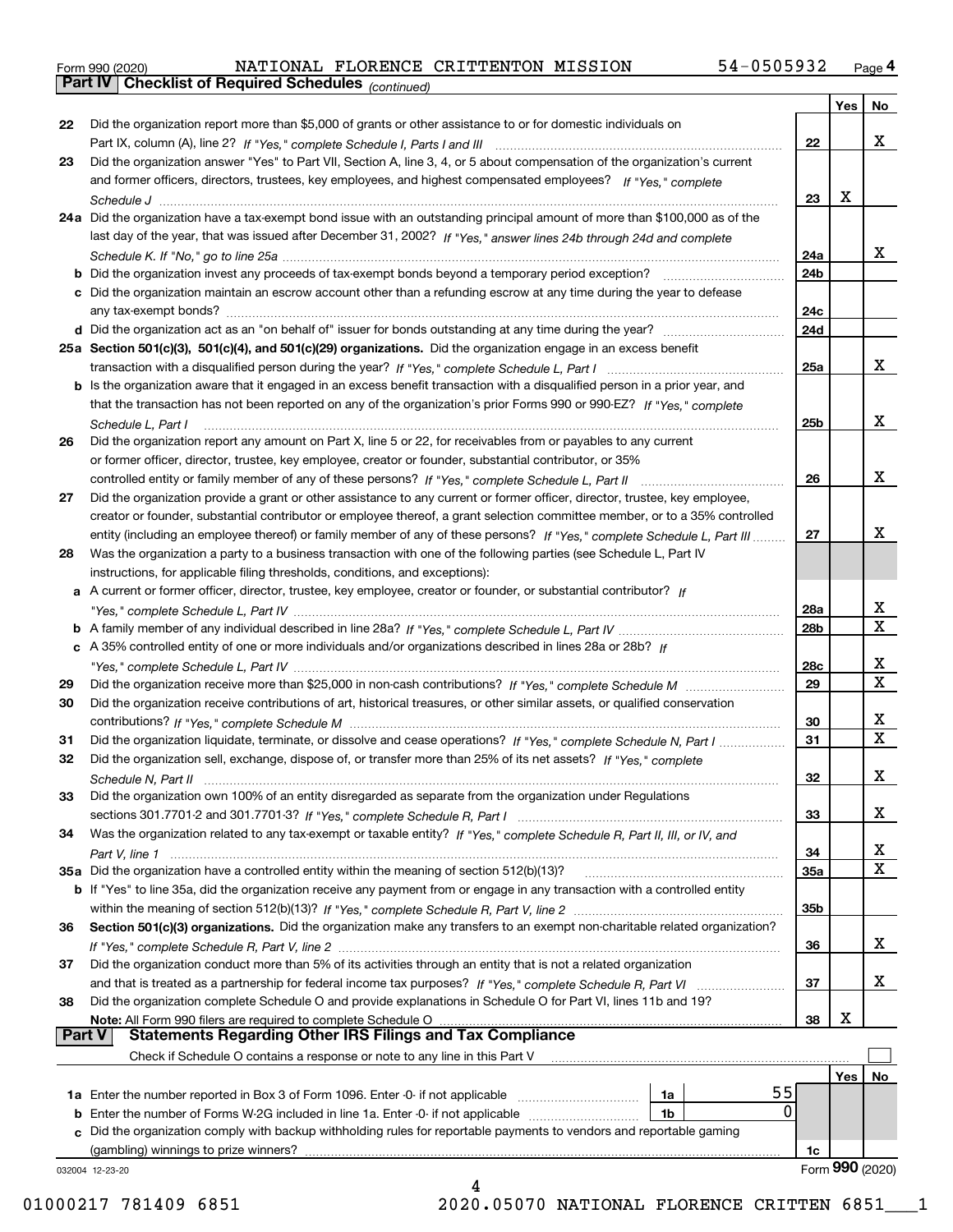Form 990 (2020) NATIONAL FLORENCE CRITTENTON MISSION 54-0505932 Page 4

## Part IV Checklist of Required Schedules *(continued)*

| | | | Yes | No |
|---|---|---|---|---|
| 22 | Did the organization report more than $5,000 of grants or other assistance to or for domestic individuals on Part IX, column (A), line 2? *If "Yes," complete Schedule I, Parts I and III* | 22 | | X |
| 23 | Did the organization answer "Yes" to Part VII, Section A, line 3, 4, or 5 about compensation of the organization's current and former officers, directors, trustees, key employees, and highest compensated employees? *If "Yes," complete Schedule J* | 23 | X | |
| 24a | Did the organization have a tax-exempt bond issue with an outstanding principal amount of more than $100,000 as of the last day of the year, that was issued after December 31, 2002? *If "Yes," answer lines 24b through 24d and complete Schedule K. If "No," go to line 25a* | 24a | | X |
| b | Did the organization invest any proceeds of tax-exempt bonds beyond a temporary period exception? | 24b | | |
| c | Did the organization maintain an escrow account other than a refunding escrow at any time during the year to defease any tax-exempt bonds? | 24c | | |
| d | Did the organization act as an "on behalf of" issuer for bonds outstanding at any time during the year? | 24d | | |
| 25a | **Section 501(c)(3), 501(c)(4), and 501(c)(29) organizations.** Did the organization engage in an excess benefit transaction with a disqualified person during the year? *If "Yes," complete Schedule L, Part I* | 25a | | X |
| b | Is the organization aware that it engaged in an excess benefit transaction with a disqualified person in a prior year, and that the transaction has not been reported on any of the organization's prior Forms 990 or 990-EZ? *If "Yes," complete Schedule L, Part I* | 25b | | X |
| 26 | Did the organization report any amount on Part X, line 5 or 22, for receivables from or payables to any current or former officer, director, trustee, key employee, creator or founder, substantial contributor, or 35% controlled entity or family member of any of these persons? *If "Yes," complete Schedule L, Part II* | 26 | | X |
| 27 | Did the organization provide a grant or other assistance to any current or former officer, director, trustee, key employee, creator or founder, substantial contributor or employee thereof, a grant selection committee member, or to a 35% controlled entity (including an employee thereof) or family member of any of these persons? *If "Yes," complete Schedule L, Part III* | 27 | | X |
| 28 | Was the organization a party to a business transaction with one of the following parties (see Schedule L, Part IV instructions, for applicable filing thresholds, conditions, and exceptions): | | | |
| a | A current or former officer, director, trustee, key employee, creator or founder, or substantial contributor? *If "Yes," complete Schedule L, Part IV* | 28a | | X |
| b | A family member of any individual described in line 28a? *If "Yes," complete Schedule L, Part IV* | 28b | | X |
| c | A 35% controlled entity of one or more individuals and/or organizations described in lines 28a or 28b? *If "Yes," complete Schedule L, Part IV* | 28c | | X |
| 29 | Did the organization receive more than $25,000 in non-cash contributions? *If "Yes," complete Schedule M* | 29 | | X |
| 30 | Did the organization receive contributions of art, historical treasures, or other similar assets, or qualified conservation contributions? *If "Yes," complete Schedule M* | 30 | | X |
| 31 | Did the organization liquidate, terminate, or dissolve and cease operations? *If "Yes," complete Schedule N, Part I* | 31 | | X |
| 32 | Did the organization sell, exchange, dispose of, or transfer more than 25% of its net assets? *If "Yes," complete Schedule N, Part II* | 32 | | X |
| 33 | Did the organization own 100% of an entity disregarded as separate from the organization under Regulations sections 301.7701-2 and 301.7701-3? *If "Yes," complete Schedule R, Part I* | 33 | | X |
| 34 | Was the organization related to any tax-exempt or taxable entity? *If "Yes," complete Schedule R, Part II, III, or IV, and Part V, line 1* | 34 | | X |
| 35a | Did the organization have a controlled entity within the meaning of section 512(b)(13)? | 35a | | X |
| b | If "Yes" to line 35a, did the organization receive any payment from or engage in any transaction with a controlled entity within the meaning of section 512(b)(13)? *If "Yes," complete Schedule R, Part V, line 2* | 35b | | |
| 36 | **Section 501(c)(3) organizations.** Did the organization make any transfers to an exempt non-charitable related organization? *If "Yes," complete Schedule R, Part V, line 2* | 36 | | X |
| 37 | Did the organization conduct more than 5% of its activities through an entity that is not a related organization and that is treated as a partnership for federal income tax purposes? *If "Yes," complete Schedule R, Part VI* | 37 | | X |
| 38 | Did the organization complete Schedule O and provide explanations in Schedule O for Part VI, lines 11b and 19? **Note:** All Form 990 filers are required to complete Schedule O | 38 | X | |

## Part V Statements Regarding Other IRS Filings and Tax Compliance

Check if Schedule O contains a response or note to any line in this Part V ☐

| | | | | | Yes | No |
|---|---|---|---|---|---|---|
| 1a | Enter the number reported in Box 3 of Form 1096. Enter -0- if not applicable | 1a | 55 | | | |
| b | Enter the number of Forms W-2G included in line 1a. Enter -0- if not applicable | 1b | 0 | | | |
| c | Did the organization comply with backup withholding rules for reportable payments to vendors and reportable gaming (gambling) winnings to prize winners? | | | 1c | | |

032004 12-23-20 Form 990 (2020)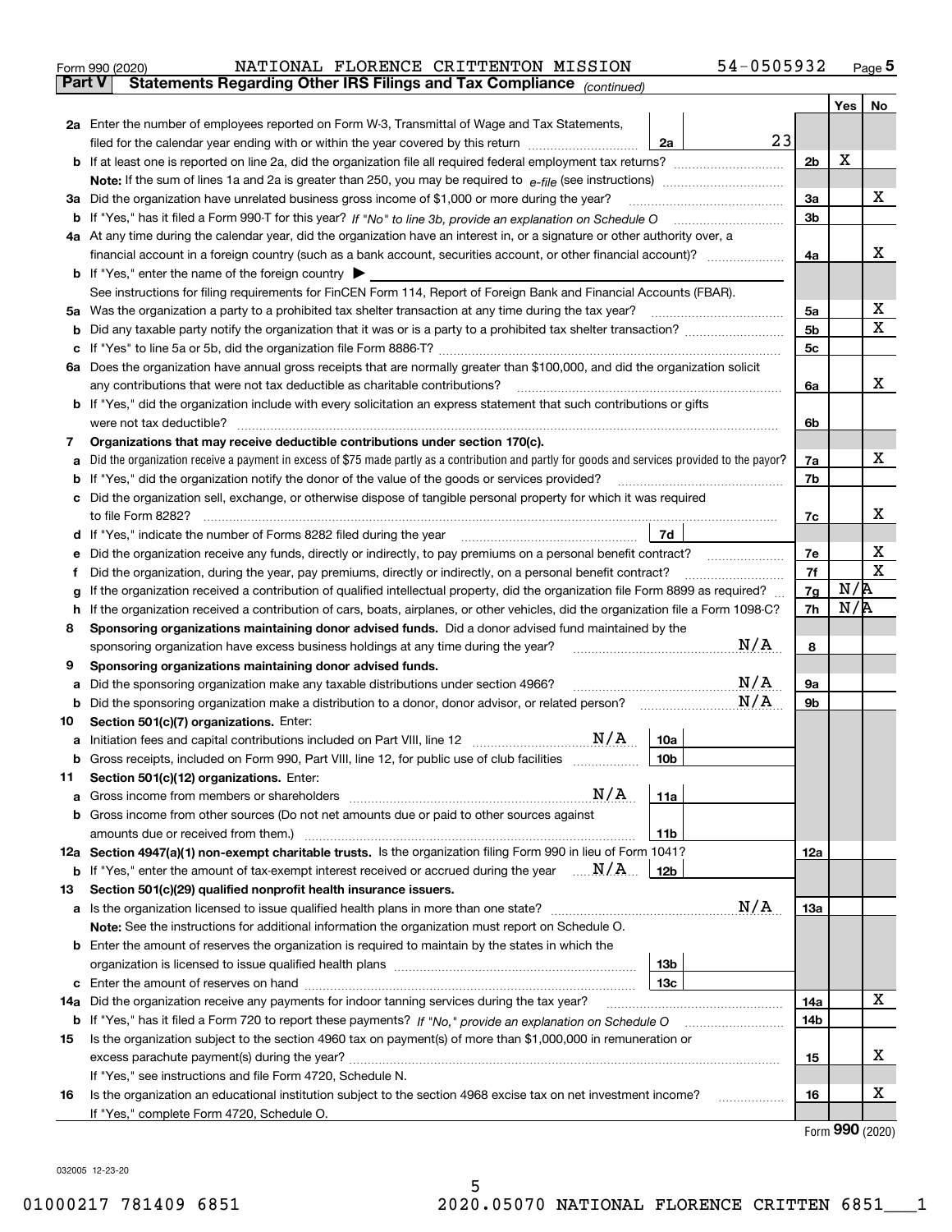Form 990 (2020) NATIONAL FLORENCE CRITTENTON MISSION 54-0505932

## Part V Statements Regarding Other IRS Filings and Tax Compliance *(continued)*

| | | | | | Yes | No |
|---|---|---|---|---|---|---|
| **2a** | Enter the number of employees reported on Form W-3, Transmittal of Wage and Tax Statements, filed for the calendar year ending with or within the year covered by this return | 2a | 23 | | | |
| **b** | If at least one is reported on line 2a, did the organization file all required federal employment tax returns? | | | 2b | X | |
| | **Note:** If the sum of lines 1a and 2a is greater than 250, you may be required to *e-file* (see instructions) | | | | | |
| **3a** | Did the organization have unrelated business gross income of $1,000 or more during the year? | | | 3a | | X |
| **b** | If "Yes," has it filed a Form 990-T for this year? *If "No" to line 3b, provide an explanation on Schedule O* | | | 3b | | |
| **4a** | At any time during the calendar year, did the organization have an interest in, or a signature or other authority over, a financial account in a foreign country (such as a bank account, securities account, or other financial account)? | | | 4a | | X |
| **b** | If "Yes," enter the name of the foreign country ▶ | | | | | |
| | See instructions for filing requirements for FinCEN Form 114, Report of Foreign Bank and Financial Accounts (FBAR). | | | | | |
| **5a** | Was the organization a party to a prohibited tax shelter transaction at any time during the tax year? | | | 5a | | X |
| **b** | Did any taxable party notify the organization that it was or is a party to a prohibited tax shelter transaction? | | | 5b | | X |
| **c** | If "Yes" to line 5a or 5b, did the organization file Form 8886-T? | | | 5c | | |
| **6a** | Does the organization have annual gross receipts that are normally greater than $100,000, and did the organization solicit any contributions that were not tax deductible as charitable contributions? | | | 6a | | X |
| **b** | If "Yes," did the organization include with every solicitation an express statement that such contributions or gifts were not tax deductible? | | | 6b | | |
| **7** | **Organizations that may receive deductible contributions under section 170(c).** | | | | | |
| **a** | Did the organization receive a payment in excess of $75 made partly as a contribution and partly for goods and services provided to the payor? | | | 7a | | X |
| **b** | If "Yes," did the organization notify the donor of the value of the goods or services provided? | | | 7b | | |
| **c** | Did the organization sell, exchange, or otherwise dispose of tangible personal property for which it was required to file Form 8282? | | | 7c | | X |
| **d** | If "Yes," indicate the number of Forms 8282 filed during the year | 7d | | | | |
| **e** | Did the organization receive any funds, directly or indirectly, to pay premiums on a personal benefit contract? | | | 7e | | X |
| **f** | Did the organization, during the year, pay premiums, directly or indirectly, on a personal benefit contract? | | | 7f | | X |
| **g** | If the organization received a contribution of qualified intellectual property, did the organization file Form 8899 as required? | | | 7g | N/A | |
| **h** | If the organization received a contribution of cars, boats, airplanes, or other vehicles, did the organization file a Form 1098-C? | | | 7h | N/A | |
| **8** | **Sponsoring organizations maintaining donor advised funds.** Did a donor advised fund maintained by the sponsoring organization have excess business holdings at any time during the year? N/A | | | 8 | | |
| **9** | **Sponsoring organizations maintaining donor advised funds.** | | | | | |
| **a** | Did the sponsoring organization make any taxable distributions under section 4966? N/A | | | 9a | | |
| **b** | Did the sponsoring organization make a distribution to a donor, donor advisor, or related person? N/A | | | 9b | | |
| **10** | **Section 501(c)(7) organizations.** Enter: | | | | | |
| **a** | Initiation fees and capital contributions included on Part VIII, line 12 N/A | 10a | | | | |
| **b** | Gross receipts, included on Form 990, Part VIII, line 12, for public use of club facilities | 10b | | | | |
| **11** | **Section 501(c)(12) organizations.** Enter: | | | | | |
| **a** | Gross income from members or shareholders N/A | 11a | | | | |
| **b** | Gross income from other sources (Do not net amounts due or paid to other sources against amounts due or received from them.) | 11b | | | | |
| **12a** | **Section 4947(a)(1) non-exempt charitable trusts.** Is the organization filing Form 990 in lieu of Form 1041? | | | 12a | | |
| **b** | If "Yes," enter the amount of tax-exempt interest received or accrued during the year N/A | 12b | | | | |
| **13** | **Section 501(c)(29) qualified nonprofit health insurance issuers.** | | | | | |
| **a** | Is the organization licensed to issue qualified health plans in more than one state? N/A | | | 13a | | |
| | **Note:** See the instructions for additional information the organization must report on Schedule O. | | | | | |
| **b** | Enter the amount of reserves the organization is required to maintain by the states in which the organization is licensed to issue qualified health plans | 13b | | | | |
| **c** | Enter the amount of reserves on hand | 13c | | | | |
| **14a** | Did the organization receive any payments for indoor tanning services during the tax year? | | | 14a | | X |
| **b** | If "Yes," has it filed a Form 720 to report these payments? *If "No," provide an explanation on Schedule O* | | | 14b | | |
| **15** | Is the organization subject to the section 4960 tax on payment(s) of more than $1,000,000 in remuneration or excess parachute payment(s) during the year? | | | 15 | | X |
| | If "Yes," see instructions and file Form 4720, Schedule N. | | | | | |
| **16** | Is the organization an educational institution subject to the section 4968 excise tax on net investment income? | | | 16 | | X |
| | If "Yes," complete Form 4720, Schedule O. | | | | | |

Form **990** (2020)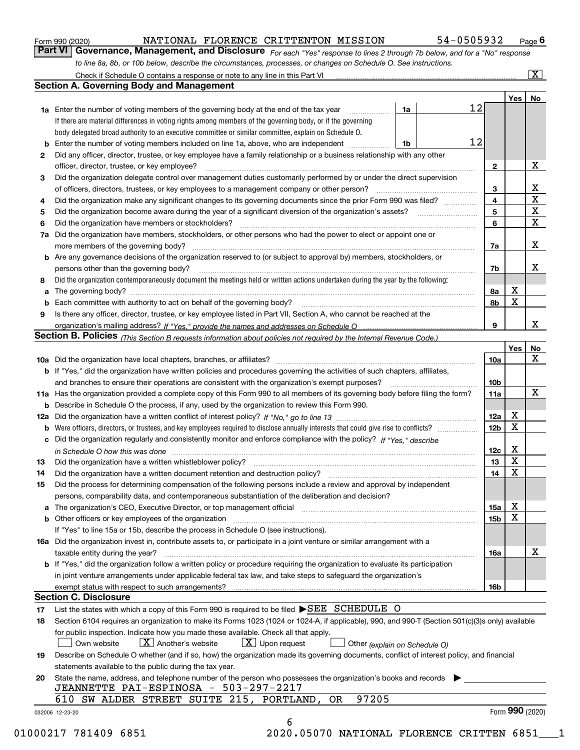Form 990 (2020) NATIONAL FLORENCE CRITTENTON MISSION 54-0505932 Page 6

## Part VI Governance, Management, and Disclosure

*For each "Yes" response to lines 2 through 7b below, and for a "No" response to line 8a, 8b, or 10b below, describe the circumstances, processes, or changes on Schedule O. See instructions.*

Check if Schedule O contains a response or note to any line in this Part VI .......... [X]

### Section A. Governing Body and Management

| | | | | Yes | No |
|---|---|---|---|---|---|
| **1a** | Enter the number of voting members of the governing body at the end of the tax year. If there are material differences in voting rights among members of the governing body, or if the governing body delegated broad authority to an executive committee or similar committee, explain on Schedule O. | 1a: 12 | | | |
| **b** | Enter the number of voting members included on line 1a, above, who are independent | 1b: 12 | | | |
| **2** | Did any officer, director, trustee, or key employee have a family relationship or a business relationship with any other officer, director, trustee, or key employee? | | 2 | | X |
| **3** | Did the organization delegate control over management duties customarily performed by or under the direct supervision of officers, directors, trustees, or key employees to a management company or other person? | | 3 | | X |
| **4** | Did the organization make any significant changes to its governing documents since the prior Form 990 was filed? | | 4 | | X |
| **5** | Did the organization become aware during the year of a significant diversion of the organization's assets? | | 5 | | X |
| **6** | Did the organization have members or stockholders? | | 6 | | X |
| **7a** | Did the organization have members, stockholders, or other persons who had the power to elect or appoint one or more members of the governing body? | | 7a | | X |
| **b** | Are any governance decisions of the organization reserved to (or subject to approval by) members, stockholders, or persons other than the governing body? | | 7b | | X |
| **8** | Did the organization contemporaneously document the meetings held or written actions undertaken during the year by the following: | | | | |
| **a** | The governing body? | | 8a | X | |
| **b** | Each committee with authority to act on behalf of the governing body? | | 8b | X | |
| **9** | Is there any officer, director, trustee, or key employee listed in Part VII, Section A, who cannot be reached at the organization's mailing address? *If "Yes," provide the names and addresses on Schedule O* | | 9 | | X |

### Section B. Policies *(This Section B requests information about policies not required by the Internal Revenue Code.)*

| | | | Yes | No |
|---|---|---|---|---|
| **10a** | Did the organization have local chapters, branches, or affiliates? | 10a | | X |
| **b** | If "Yes," did the organization have written policies and procedures governing the activities of such chapters, affiliates, and branches to ensure their operations are consistent with the organization's exempt purposes? | 10b | | |
| **11a** | Has the organization provided a complete copy of this Form 990 to all members of its governing body before filing the form? | 11a | | X |
| **b** | Describe in Schedule O the process, if any, used by the organization to review this Form 990. | | | |
| **12a** | Did the organization have a written conflict of interest policy? *If "No," go to line 13* | 12a | X | |
| **b** | Were officers, directors, or trustees, and key employees required to disclose annually interests that could give rise to conflicts? | 12b | X | |
| **c** | Did the organization regularly and consistently monitor and enforce compliance with the policy? *If "Yes," describe in Schedule O how this was done* | 12c | X | |
| **13** | Did the organization have a written whistleblower policy? | 13 | X | |
| **14** | Did the organization have a written document retention and destruction policy? | 14 | X | |
| **15** | Did the process for determining compensation of the following persons include a review and approval by independent persons, comparability data, and contemporaneous substantiation of the deliberation and decision? | | | |
| **a** | The organization's CEO, Executive Director, or top management official | 15a | X | |
| **b** | Other officers or key employees of the organization | 15b | X | |
| | If "Yes" to line 15a or 15b, describe the process in Schedule O (see instructions). | | | |
| **16a** | Did the organization invest in, contribute assets to, or participate in a joint venture or similar arrangement with a taxable entity during the year? | 16a | | X |
| **b** | If "Yes," did the organization follow a written policy or procedure requiring the organization to evaluate its participation in joint venture arrangements under applicable federal tax law, and take steps to safeguard the organization's exempt status with respect to such arrangements? | 16b | | |

### Section C. Disclosure

**17** List the states with which a copy of this Form 990 is required to be filed ▶SEE SCHEDULE O

**18** Section 6104 requires an organization to make its Forms 1023 (1024 or 1024-A, if applicable), 990, and 990-T (Section 501(c)(3)s only) available for public inspection. Indicate how you made these available. Check all that apply.

[ ] Own website [X] Another's website [X] Upon request [ ] Other *(explain on Schedule O)*

**19** Describe on Schedule O whether (and if so, how) the organization made its governing documents, conflict of interest policy, and financial statements available to the public during the tax year.

**20** State the name, address, and telephone number of the person who possesses the organization's books and records ▶

JEANNETTE PAI-ESPINOSA - 503-297-2217
610 SW ALDER STREET SUITE 215, PORTLAND, OR 97205

032006 12-23-20 Form **990** (2020)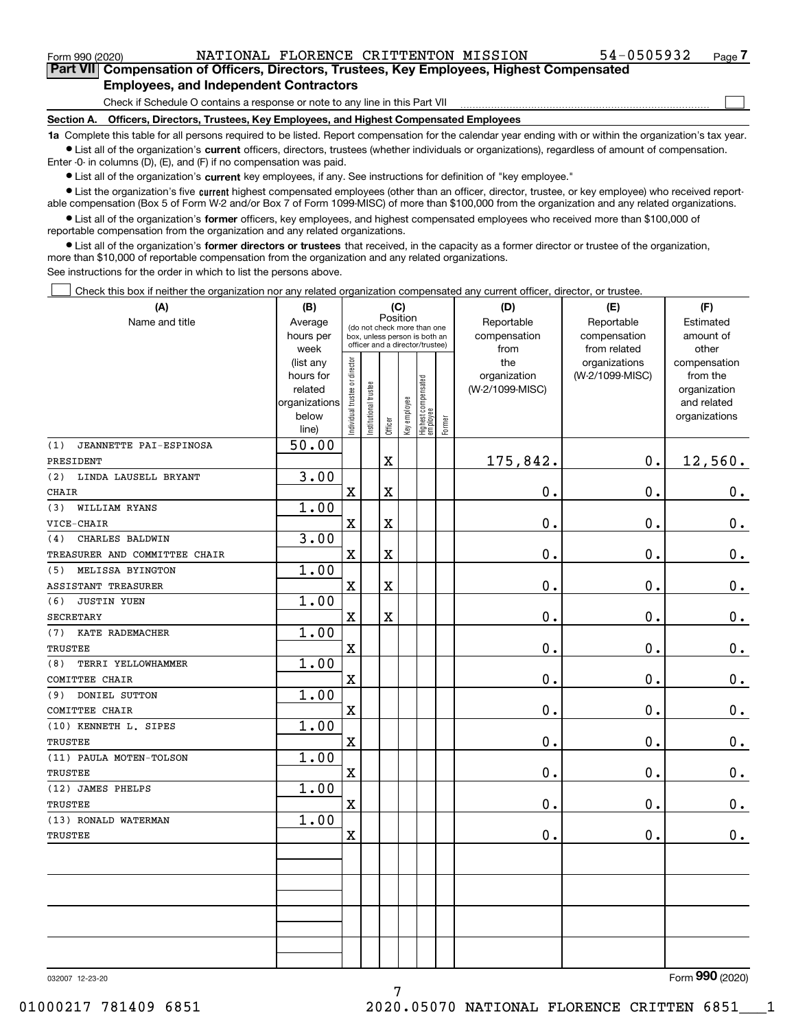Form 990 (2020) NATIONAL FLORENCE CRITTENTON MISSION 54-0505932 Page 7

## Part VII Compensation of Officers, Directors, Trustees, Key Employees, Highest Compensated Employees, and Independent Contractors

Check if Schedule O contains a response or note to any line in this Part VII ☐

### Section A. Officers, Directors, Trustees, Key Employees, and Highest Compensated Employees

**1a** Complete this table for all persons required to be listed. Report compensation for the calendar year ending with or within the organization's tax year.

- List all of the organization's **current** officers, directors, trustees (whether individuals or organizations), regardless of amount of compensation. Enter -0- in columns (D), (E), and (F) if no compensation was paid.
- List all of the organization's **current** key employees, if any. See instructions for definition of "key employee."
- List the organization's five **current** highest compensated employees (other than an officer, director, trustee, or key employee) who received reportable compensation (Box 5 of Form W-2 and/or Box 7 of Form 1099-MISC) of more than $100,000 from the organization and any related organizations.
- List all of the organization's **former** officers, key employees, and highest compensated employees who received more than $100,000 of reportable compensation from the organization and any related organizations.
- List all of the organization's **former directors or trustees** that received, in the capacity as a former director or trustee of the organization, more than $10,000 of reportable compensation from the organization and any related organizations.

See instructions for the order in which to list the persons above.

☐ Check this box if neither the organization nor any related organization compensated any current officer, director, or trustee.

| (A) Name and title | (B) Average hours per week (list any hours for related organizations below line) | (C) Position: Individual trustee or director | Institutional trustee | Officer | Key employee | Highest compensated employee | Former | (D) Reportable compensation from the organization (W-2/1099-MISC) | (E) Reportable compensation from related organizations (W-2/1099-MISC) | (F) Estimated amount of other compensation from the organization and related organizations |
|---|---|---|---|---|---|---|---|---|---|---|
| (1) JEANNETTE PAI-ESPINOSA<br>PRESIDENT | 50.00 | | | X | | | | 175,842. | 0. | 12,560. |
| (2) LINDA LAUSELL BRYANT<br>CHAIR | 3.00 | X | | X | | | | 0. | 0. | 0. |
| (3) WILLIAM RYANS<br>VICE-CHAIR | 1.00 | X | | X | | | | 0. | 0. | 0. |
| (4) CHARLES BALDWIN<br>TREASURER AND COMMITTEE CHAIR | 3.00 | X | | X | | | | 0. | 0. | 0. |
| (5) MELISSA BYINGTON<br>ASSISTANT TREASURER | 1.00 | X | | X | | | | 0. | 0. | 0. |
| (6) JUSTIN YUEN<br>SECRETARY | 1.00 | X | | X | | | | 0. | 0. | 0. |
| (7) KATE RADEMACHER<br>TRUSTEE | 1.00 | X | | | | | | 0. | 0. | 0. |
| (8) TERRI YELLOWHAMMER<br>COMITTEE CHAIR | 1.00 | X | | | | | | 0. | 0. | 0. |
| (9) DONIEL SUTTON<br>COMITTEE CHAIR | 1.00 | X | | | | | | 0. | 0. | 0. |
| (10) KENNETH L. SIPES<br>TRUSTEE | 1.00 | X | | | | | | 0. | 0. | 0. |
| (11) PAULA MOTEN-TOLSON<br>TRUSTEE | 1.00 | X | | | | | | 0. | 0. | 0. |
| (12) JAMES PHELPS<br>TRUSTEE | 1.00 | X | | | | | | 0. | 0. | 0. |
| (13) RONALD WATERMAN<br>TRUSTEE | 1.00 | X | | | | | | 0. | 0. | 0. |

032007 12-23-20 Form 990 (2020)

01000217 781409 6851 2020.05070 NATIONAL FLORENCE CRITTEN 6851___1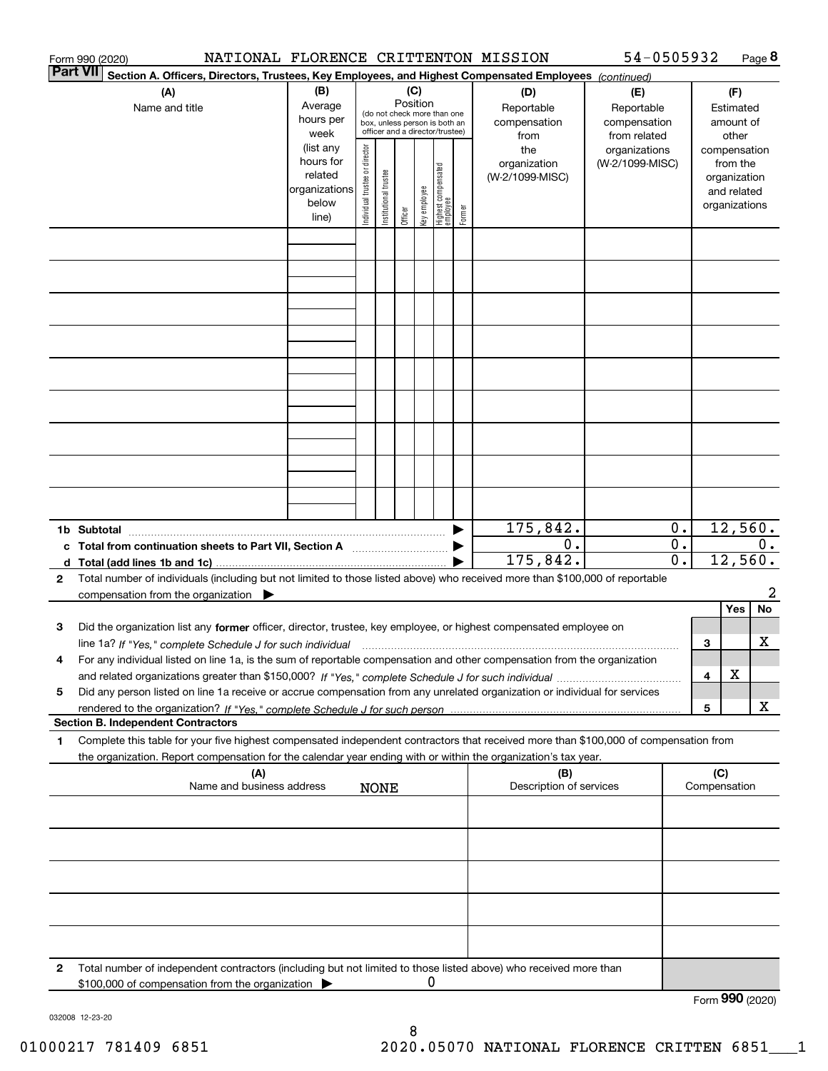Form 990 (2020) NATIONAL FLORENCE CRITTENTON MISSION 54-0505932 Page 8

**Part VII** Section A. Officers, Directors, Trustees, Key Employees, and Highest Compensated Employees *(continued)*

| (A) Name and title | (B) Average hours per week (list any hours for related organizations below line) | (C) Position: Individual trustee or director | Institutional trustee | Officer | Key employee | Highest compensated employee | Former | (D) Reportable compensation from the organization (W-2/1099-MISC) | (E) Reportable compensation from related organizations (W-2/1099-MISC) | (F) Estimated amount of other compensation from the organization and related organizations |
|---|---|---|---|---|---|---|---|---|---|---|
| | | | | | | | | | | |
| | | | | | | | | | | |
| | | | | | | | | | | |
| | | | | | | | | | | |
| | | | | | | | | | | |
| | | | | | | | | | | |
| | | | | | | | | | | |
| | | | | | | | | | | |
| | | | | | | | | | | |
| **1b Subtotal** | | | | | | | | 175,842. | 0. | 12,560. |
| **c Total from continuation sheets to Part VII, Section A** | | | | | | | | 0. | 0. | 0. |
| **d Total (add lines 1b and 1c)** | | | | | | | | 175,842. | 0. | 12,560. |

**2** Total number of individuals (including but not limited to those listed above) who received more than $100,000 of reportable compensation from the organization ▶ 2

| | | | Yes | No |
|---|---|---|---|---|
| **3** | Did the organization list any **former** officer, director, trustee, key employee, or highest compensated employee on line 1a? *If "Yes," complete Schedule J for such individual* | 3 | | X |
| **4** | For any individual listed on line 1a, is the sum of reportable compensation and other compensation from the organization and related organizations greater than $150,000? *If "Yes," complete Schedule J for such individual* | 4 | X | |
| **5** | Did any person listed on line 1a receive or accrue compensation from any unrelated organization or individual for services rendered to the organization? *If "Yes," complete Schedule J for such person* | 5 | | X |

**Section B. Independent Contractors**

**1** Complete this table for your five highest compensated independent contractors that received more than $100,000 of compensation from the organization. Report compensation for the calendar year ending with or within the organization's tax year.

| (A) Name and business address | (B) Description of services | (C) Compensation |
|---|---|---|
| NONE | | |
| | | |
| | | |
| | | |
| | | |

**2** Total number of independent contractors (including but not limited to those listed above) who received more than $100,000 of compensation from the organization ▶ 0

Form **990** (2020)

032008 12-23-20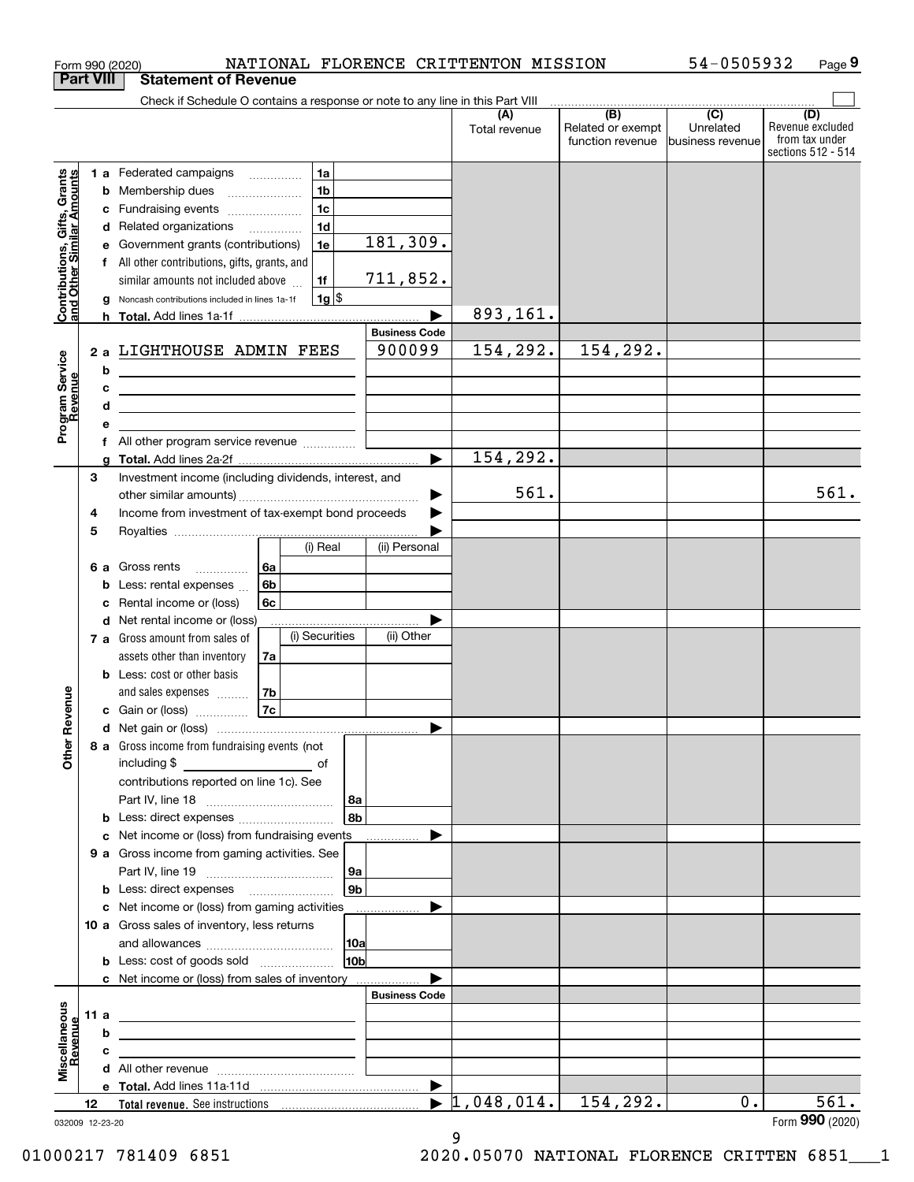Form 990 (2020) NATIONAL FLORENCE CRITTENTON MISSION 54-0505932 Page **9**

## Part VIII Statement of Revenue

Check if Schedule O contains a response or note to any line in this Part VIII ☐

| | | | | (A) Total revenue | (B) Related or exempt function revenue | (C) Unrelated business revenue | (D) Revenue excluded from tax under sections 512 - 514 |
|---|---|---|---|---|---|---|---|
| **Contributions, Gifts, Grants and Other Similar Amounts** | 1a | Federated campaigns | 1a | | | | |
| | b | Membership dues | 1b | | | | |
| | c | Fundraising events | 1c | | | | |
| | d | Related organizations | 1d | | | | |
| | e | Government grants (contributions) | 1e 181,309. | | | | |
| | f | All other contributions, gifts, grants, and similar amounts not included above | 1f 711,852. | | | | |
| | g | Noncash contributions included in lines 1a-1f | 1g $ | | | | |
| | h | **Total.** Add lines 1a-1f | ▶ | 893,161. | | | |
| | | | **Business Code** | | | | |
| **Program Service Revenue** | 2a | LIGHTHOUSE ADMIN FEES | 900099 | 154,292. | 154,292. | | |
| | b | | | | | | |
| | c | | | | | | |
| | d | | | | | | |
| | e | | | | | | |
| | f | All other program service revenue | | | | | |
| | g | **Total.** Add lines 2a-2f | ▶ | 154,292. | | | |
| **Other Revenue** | 3 | Investment income (including dividends, interest, and other similar amounts) | ▶ | 561. | | | 561. |
| | 4 | Income from investment of tax-exempt bond proceeds | ▶ | | | | |
| | 5 | Royalties | ▶ | | | | |
| | | | (i) Real / (ii) Personal | | | | |
| | 6a | Gross rents | 6a | | | | |
| | b | Less: rental expenses | 6b | | | | |
| | c | Rental income or (loss) | 6c | | | | |
| | d | Net rental income or (loss) | ▶ | | | | |
| | | | (i) Securities / (ii) Other | | | | |
| | 7a | Gross amount from sales of assets other than inventory | 7a | | | | |
| | b | Less: cost or other basis and sales expenses | 7b | | | | |
| | c | Gain or (loss) | 7c | | | | |
| | d | Net gain or (loss) | ▶ | | | | |
| | 8a | Gross income from fundraising events (not including $ ____ of contributions reported on line 1c). See Part IV, line 18 | 8a | | | | |
| | b | Less: direct expenses | 8b | | | | |
| | c | Net income or (loss) from fundraising events | ▶ | | | | |
| | 9a | Gross income from gaming activities. See Part IV, line 19 | 9a | | | | |
| | b | Less: direct expenses | 9b | | | | |
| | c | Net income or (loss) from gaming activities | ▶ | | | | |
| | 10a | Gross sales of inventory, less returns and allowances | 10a | | | | |
| | b | Less: cost of goods sold | 10b | | | | |
| | c | Net income or (loss) from sales of inventory | ▶ | | | | |
| | | | **Business Code** | | | | |
| **Miscellaneous Revenue** | 11a | | | | | | |
| | b | | | | | | |
| | c | | | | | | |
| | d | All other revenue | | | | | |
| | e | **Total.** Add lines 11a-11d | ▶ | | | | |
| | 12 | **Total revenue.** See instructions | ▶ | 1,048,014. | 154,292. | 0. | 561. |

032009 12-23-20

Form **990** (2020)

01000217 781409 6851 2020.05070 NATIONAL FLORENCE CRITTEN 6851___1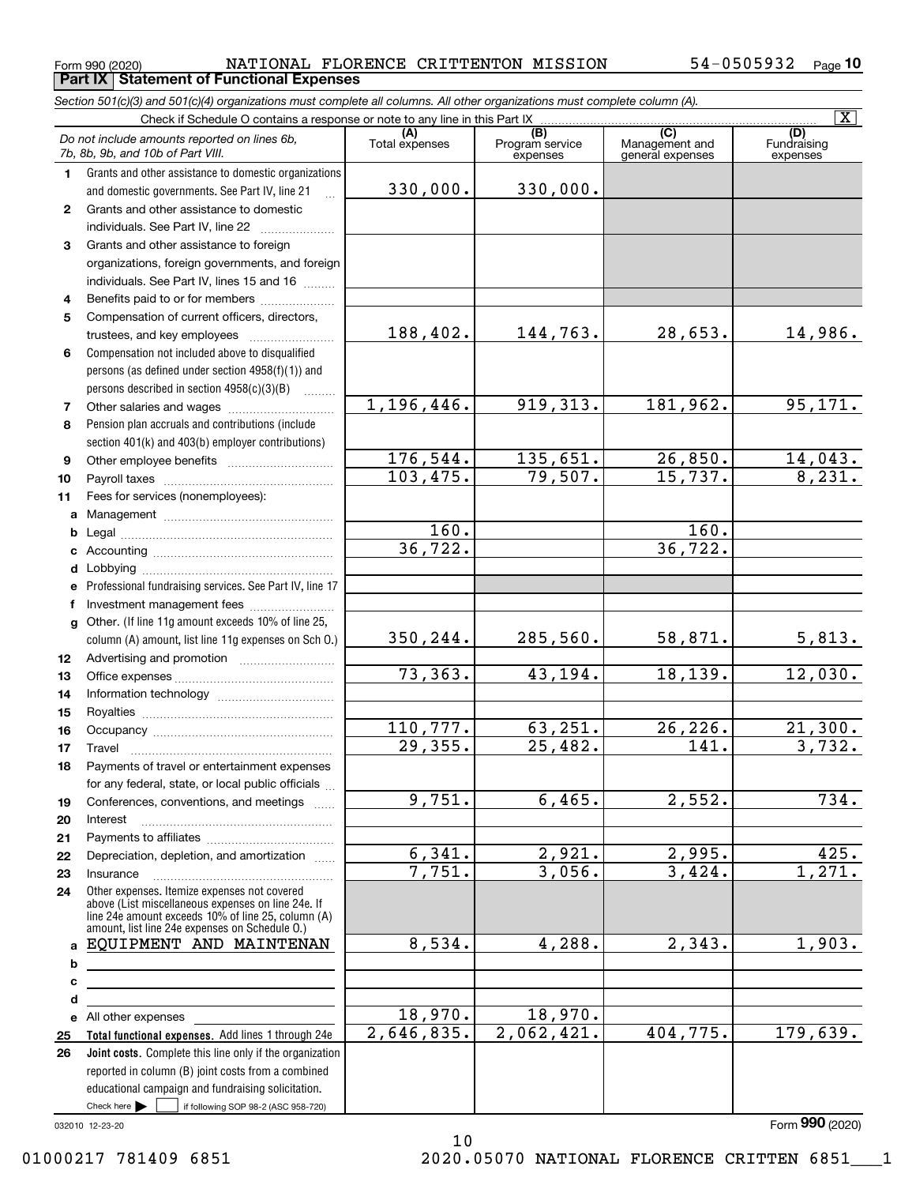Form 990 (2020) NATIONAL FLORENCE CRITTENTON MISSION 54-0505932 Page 10

## Part IX Statement of Functional Expenses

*Section 501(c)(3) and 501(c)(4) organizations must complete all columns. All other organizations must complete column (A).*

Check if Schedule O contains a response or note to any line in this Part IX [X]

| *Do not include amounts reported on lines 6b, 7b, 8b, 9b, and 10b of Part VIII.* | (A) Total expenses | (B) Program service expenses | (C) Management and general expenses | (D) Fundraising expenses |
|---|---|---|---|---|
| 1 Grants and other assistance to domestic organizations and domestic governments. See Part IV, line 21 | 330,000. | 330,000. | | |
| 2 Grants and other assistance to domestic individuals. See Part IV, line 22 | | | | |
| 3 Grants and other assistance to foreign organizations, foreign governments, and foreign individuals. See Part IV, lines 15 and 16 | | | | |
| 4 Benefits paid to or for members | | | | |
| 5 Compensation of current officers, directors, trustees, and key employees | 188,402. | 144,763. | 28,653. | 14,986. |
| 6 Compensation not included above to disqualified persons (as defined under section 4958(f)(1)) and persons described in section 4958(c)(3)(B) | | | | |
| 7 Other salaries and wages | 1,196,446. | 919,313. | 181,962. | 95,171. |
| 8 Pension plan accruals and contributions (include section 401(k) and 403(b) employer contributions) | | | | |
| 9 Other employee benefits | 176,544. | 135,651. | 26,850. | 14,043. |
| 10 Payroll taxes | 103,475. | 79,507. | 15,737. | 8,231. |
| 11 Fees for services (nonemployees): | | | | |
| a Management | | | | |
| b Legal | 160. | | 160. | |
| c Accounting | 36,722. | | 36,722. | |
| d Lobbying | | | | |
| e Professional fundraising services. See Part IV, line 17 | | | | |
| f Investment management fees | | | | |
| g Other. (If line 11g amount exceeds 10% of line 25, column (A) amount, list line 11g expenses on Sch O.) | 350,244. | 285,560. | 58,871. | 5,813. |
| 12 Advertising and promotion | | | | |
| 13 Office expenses | 73,363. | 43,194. | 18,139. | 12,030. |
| 14 Information technology | | | | |
| 15 Royalties | | | | |
| 16 Occupancy | 110,777. | 63,251. | 26,226. | 21,300. |
| 17 Travel | 29,355. | 25,482. | 141. | 3,732. |
| 18 Payments of travel or entertainment expenses for any federal, state, or local public officials | | | | |
| 19 Conferences, conventions, and meetings | 9,751. | 6,465. | 2,552. | 734. |
| 20 Interest | | | | |
| 21 Payments to affiliates | | | | |
| 22 Depreciation, depletion, and amortization | 6,341. | 2,921. | 2,995. | 425. |
| 23 Insurance | 7,751. | 3,056. | 3,424. | 1,271. |
| 24 Other expenses. Itemize expenses not covered above (List miscellaneous expenses on line 24e. If line 24e amount exceeds 10% of line 25, column (A) amount, list line 24e expenses on Schedule O.) | | | | |
| a EQUIPMENT AND MAINTENAN | 8,534. | 4,288. | 2,343. | 1,903. |
| b | | | | |
| c | | | | |
| d | | | | |
| e All other expenses | 18,970. | 18,970. | | |
| 25 **Total functional expenses.** Add lines 1 through 24e | 2,646,835. | 2,062,421. | 404,775. | 179,639. |
| 26 **Joint costs.** Complete this line only if the organization reported in column (B) joint costs from a combined educational campaign and fundraising solicitation. Check here [ ] if following SOP 98-2 (ASC 958-720) | | | | |

032010 12-23-20

Form **990** (2020)

01000217 781409 6851 2020.05070 NATIONAL FLORENCE CRITTEN 6851___1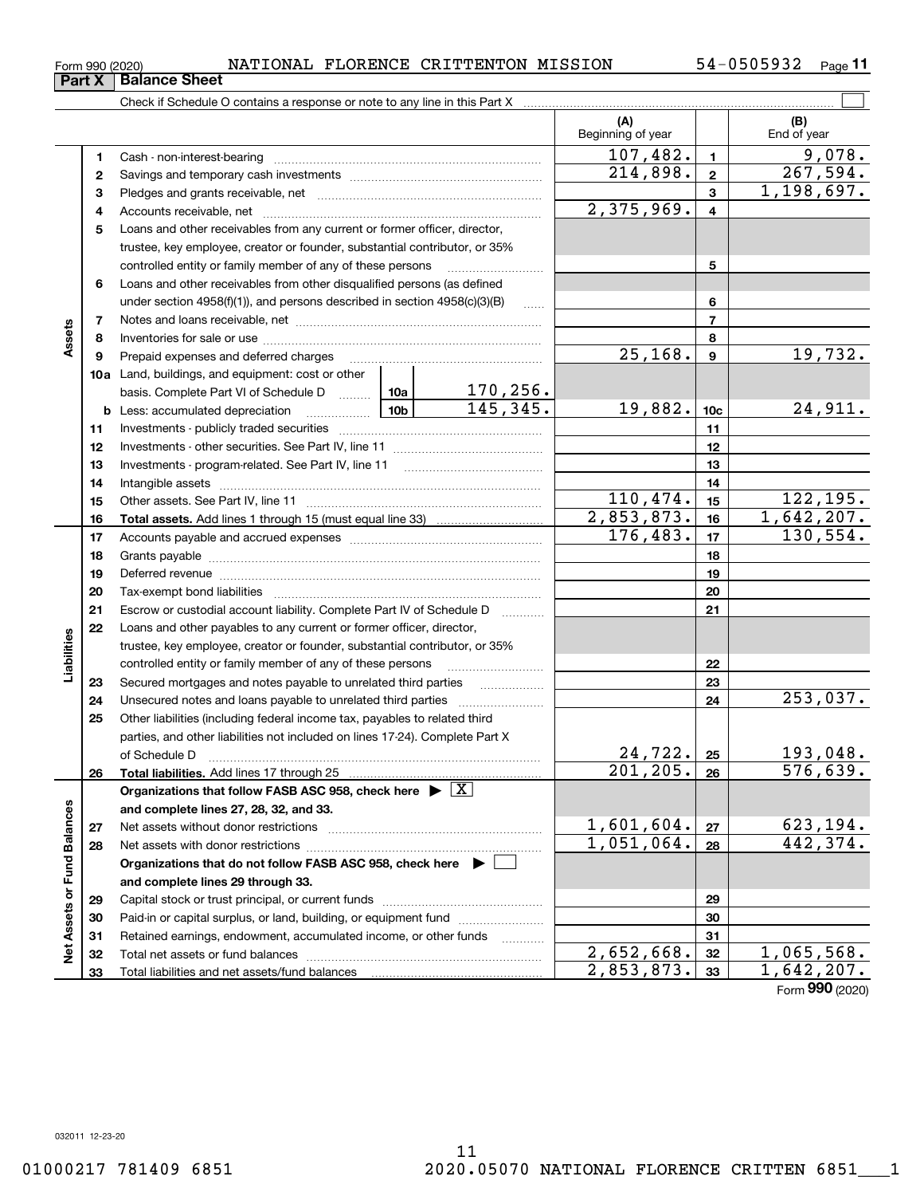Form 990 (2020) NATIONAL FLORENCE CRITTENTON MISSION 54-0505932

## Part X Balance Sheet

Check if Schedule O contains a response or note to any line in this Part X

| Section | Line | Description | | | (A) Beginning of year | Line | (B) End of year |
|---|---|---|---|---|---|---|---|
| Assets | 1 | Cash - non-interest-bearing | | | 107,482. | 1 | 9,078. |
| | 2 | Savings and temporary cash investments | | | 214,898. | 2 | 267,594. |
| | 3 | Pledges and grants receivable, net | | | | 3 | 1,198,697. |
| | 4 | Accounts receivable, net | | | 2,375,969. | 4 | |
| | 5 | Loans and other receivables from any current or former officer, director, trustee, key employee, creator or founder, substantial contributor, or 35% controlled entity or family member of any of these persons | | | | 5 | |
| | 6 | Loans and other receivables from other disqualified persons (as defined under section 4958(f)(1)), and persons described in section 4958(c)(3)(B) | | | | 6 | |
| | 7 | Notes and loans receivable, net | | | | 7 | |
| | 8 | Inventories for sale or use | | | | 8 | |
| | 9 | Prepaid expenses and deferred charges | | | 25,168. | 9 | 19,732. |
| | 10a | Land, buildings, and equipment: cost or other basis. Complete Part VI of Schedule D | 10a | 170,256. | | | |
| | b | Less: accumulated depreciation | 10b | 145,345. | 19,882. | 10c | 24,911. |
| | 11 | Investments - publicly traded securities | | | | 11 | |
| | 12 | Investments - other securities. See Part IV, line 11 | | | | 12 | |
| | 13 | Investments - program-related. See Part IV, line 11 | | | | 13 | |
| | 14 | Intangible assets | | | | 14 | |
| | 15 | Other assets. See Part IV, line 11 | | | 110,474. | 15 | 122,195. |
| | 16 | **Total assets.** Add lines 1 through 15 (must equal line 33) | | | 2,853,873. | 16 | 1,642,207. |
| Liabilities | 17 | Accounts payable and accrued expenses | | | 176,483. | 17 | 130,554. |
| | 18 | Grants payable | | | | 18 | |
| | 19 | Deferred revenue | | | | 19 | |
| | 20 | Tax-exempt bond liabilities | | | | 20 | |
| | 21 | Escrow or custodial account liability. Complete Part IV of Schedule D | | | | 21 | |
| | 22 | Loans and other payables to any current or former officer, director, trustee, key employee, creator or founder, substantial contributor, or 35% controlled entity or family member of any of these persons | | | | 22 | |
| | 23 | Secured mortgages and notes payable to unrelated third parties | | | | 23 | |
| | 24 | Unsecured notes and loans payable to unrelated third parties | | | | 24 | 253,037. |
| | 25 | Other liabilities (including federal income tax, payables to related third parties, and other liabilities not included on lines 17-24). Complete Part X of Schedule D | | | 24,722. | 25 | 193,048. |
| | 26 | **Total liabilities.** Add lines 17 through 25 | | | 201,205. | 26 | 576,639. |
| Net Assets or Fund Balances | | **Organizations that follow FASB ASC 958, check here** [X] **and complete lines 27, 28, 32, and 33.** | | | | | |
| | 27 | Net assets without donor restrictions | | | 1,601,604. | 27 | 623,194. |
| | 28 | Net assets with donor restrictions | | | 1,051,064. | 28 | 442,374. |
| | | **Organizations that do not follow FASB ASC 958, check here** [ ] **and complete lines 29 through 33.** | | | | | |
| | 29 | Capital stock or trust principal, or current funds | | | | 29 | |
| | 30 | Paid-in or capital surplus, or land, building, or equipment fund | | | | 30 | |
| | 31 | Retained earnings, endowment, accumulated income, or other funds | | | | 31 | |
| | 32 | Total net assets or fund balances | | | 2,652,668. | 32 | 1,065,568. |
| | 33 | Total liabilities and net assets/fund balances | | | 2,853,873. | 33 | 1,642,207. |

Form **990** (2020)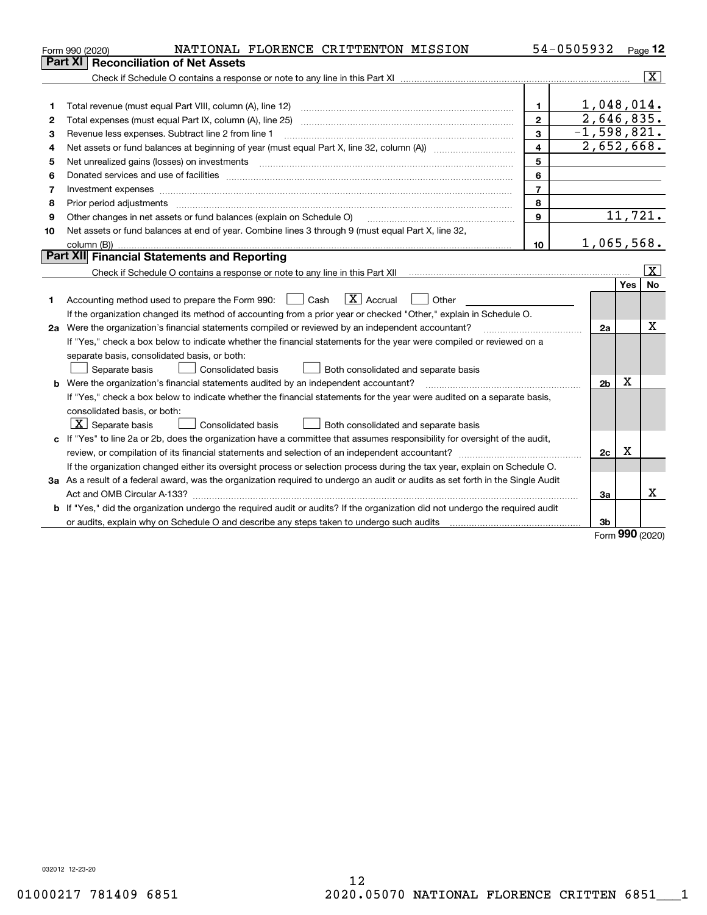Form 990 (2020) NATIONAL FLORENCE CRITTENTON MISSION 54-0505932 Page **12**

## Part XI Reconciliation of Net Assets

Check if Schedule O contains a response or note to any line in this Part XI .......... [X]

| | | | |
|---|---|---|---|
| 1 | Total revenue (must equal Part VIII, column (A), line 12) | 1 | 1,048,014. |
| 2 | Total expenses (must equal Part IX, column (A), line 25) | 2 | 2,646,835. |
| 3 | Revenue less expenses. Subtract line 2 from line 1 | 3 | -1,598,821. |
| 4 | Net assets or fund balances at beginning of year (must equal Part X, line 32, column (A)) | 4 | 2,652,668. |
| 5 | Net unrealized gains (losses) on investments | 5 | |
| 6 | Donated services and use of facilities | 6 | |
| 7 | Investment expenses | 7 | |
| 8 | Prior period adjustments | 8 | |
| 9 | Other changes in net assets or fund balances (explain on Schedule O) | 9 | 11,721. |
| 10 | Net assets or fund balances at end of year. Combine lines 3 through 9 (must equal Part X, line 32, column (B)) | 10 | 1,065,568. |

## Part XII Financial Statements and Reporting

Check if Schedule O contains a response or note to any line in this Part XII .......... [X]

| | | | Yes | No |
|---|---|---|---|---|
| 1 | Accounting method used to prepare the Form 990: [ ] Cash [X] Accrual [ ] Other<br>If the organization changed its method of accounting from a prior year or checked "Other," explain in Schedule O. | | | |
| 2a | Were the organization's financial statements compiled or reviewed by an independent accountant?<br>If "Yes," check a box below to indicate whether the financial statements for the year were compiled or reviewed on a separate basis, consolidated basis, or both:<br>[ ] Separate basis [ ] Consolidated basis [ ] Both consolidated and separate basis | 2a | | X |
| b | Were the organization's financial statements audited by an independent accountant?<br>If "Yes," check a box below to indicate whether the financial statements for the year were audited on a separate basis, consolidated basis, or both:<br>[X] Separate basis [ ] Consolidated basis [ ] Both consolidated and separate basis | 2b | X | |
| c | If "Yes" to line 2a or 2b, does the organization have a committee that assumes responsibility for oversight of the audit, review, or compilation of its financial statements and selection of an independent accountant?<br>If the organization changed either its oversight process or selection process during the tax year, explain on Schedule O. | 2c | X | |
| 3a | As a result of a federal award, was the organization required to undergo an audit or audits as set forth in the Single Audit Act and OMB Circular A-133? | 3a | | X |
| b | If "Yes," did the organization undergo the required audit or audits? If the organization did not undergo the required audit or audits, explain why on Schedule O and describe any steps taken to undergo such audits | 3b | | |

Form **990** (2020)

032012 12-23-20

01000217 781409 6851 2020.05070 NATIONAL FLORENCE CRITTEN 6851___1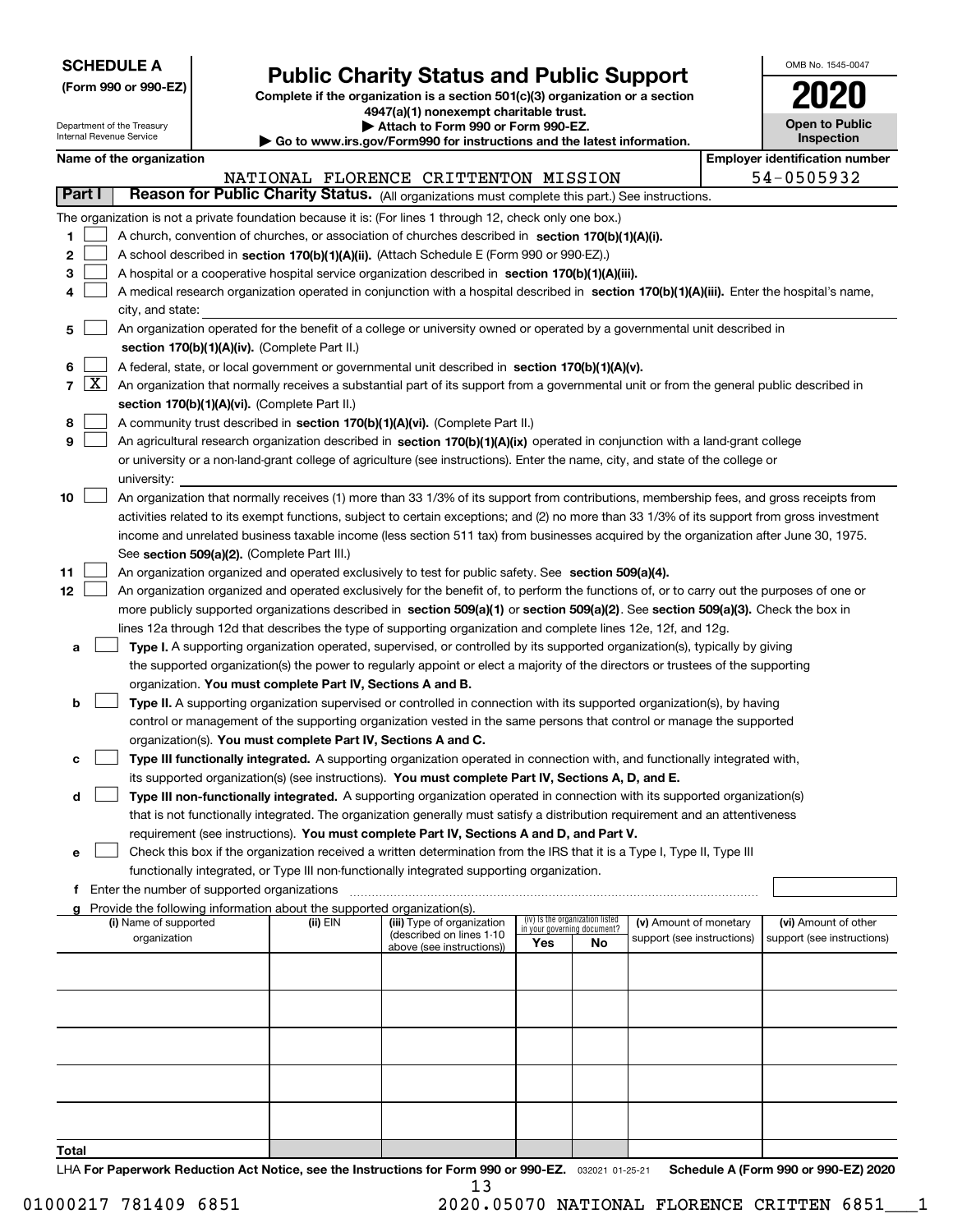**SCHEDULE A**
**(Form 990 or 990-EZ)**

Department of the Treasury
Internal Revenue Service

# Public Charity Status and Public Support

**Complete if the organization is a section 501(c)(3) organization or a section 4947(a)(1) nonexempt charitable trust.**
**▶ Attach to Form 990 or Form 990-EZ.**
**▶ Go to www.irs.gov/Form990 for instructions and the latest information.**

OMB No. 1545-0047
**2020**
**Open to Public Inspection**

**Name of the organization:** NATIONAL FLORENCE CRITTENTON MISSION
**Employer identification number:** 54-0505932

## Part I — Reason for Public Charity Status. (All organizations must complete this part.) See instructions.

The organization is not a private foundation because it is: (For lines 1 through 12, check only one box.)

1. ☐ A church, convention of churches, or association of churches described in **section 170(b)(1)(A)(i).**
2. ☐ A school described in **section 170(b)(1)(A)(ii).** (Attach Schedule E (Form 990 or 990-EZ).)
3. ☐ A hospital or a cooperative hospital service organization described in **section 170(b)(1)(A)(iii).**
4. ☐ A medical research organization operated in conjunction with a hospital described in **section 170(b)(1)(A)(iii).** Enter the hospital's name, city, and state:
5. ☐ An organization operated for the benefit of a college or university owned or operated by a governmental unit described in **section 170(b)(1)(A)(iv).** (Complete Part II.)
6. ☐ A federal, state, or local government or governmental unit described in **section 170(b)(1)(A)(v).**
7. ☒ An organization that normally receives a substantial part of its support from a governmental unit or from the general public described in **section 170(b)(1)(A)(vi).** (Complete Part II.)
8. ☐ A community trust described in **section 170(b)(1)(A)(vi).** (Complete Part II.)
9. ☐ An agricultural research organization described in **section 170(b)(1)(A)(ix)** operated in conjunction with a land-grant college or university or a non-land-grant college of agriculture (see instructions). Enter the name, city, and state of the college or university:
10. ☐ An organization that normally receives (1) more than 33 1/3% of its support from contributions, membership fees, and gross receipts from activities related to its exempt functions, subject to certain exceptions; and (2) no more than 33 1/3% of its support from gross investment income and unrelated business taxable income (less section 511 tax) from businesses acquired by the organization after June 30, 1975. See **section 509(a)(2).** (Complete Part III.)
11. ☐ An organization organized and operated exclusively to test for public safety. See **section 509(a)(4).**
12. ☐ An organization organized and operated exclusively for the benefit of, to perform the functions of, or to carry out the purposes of one or more publicly supported organizations described in **section 509(a)(1)** or **section 509(a)(2)**. See **section 509(a)(3).** Check the box in lines 12a through 12d that describes the type of supporting organization and complete lines 12e, 12f, and 12g.
   - **a** ☐ **Type I.** A supporting organization operated, supervised, or controlled by its supported organization(s), typically by giving the supported organization(s) the power to regularly appoint or elect a majority of the directors or trustees of the supporting organization. **You must complete Part IV, Sections A and B.**
   - **b** ☐ **Type II.** A supporting organization supervised or controlled in connection with its supported organization(s), by having control or management of the supporting organization vested in the same persons that control or manage the supported organization(s). **You must complete Part IV, Sections A and C.**
   - **c** ☐ **Type III functionally integrated.** A supporting organization operated in connection with, and functionally integrated with, its supported organization(s) (see instructions). **You must complete Part IV, Sections A, D, and E.**
   - **d** ☐ **Type III non-functionally integrated.** A supporting organization operated in connection with its supported organization(s) that is not functionally integrated. The organization generally must satisfy a distribution requirement and an attentiveness requirement (see instructions). **You must complete Part IV, Sections A and D, and Part V.**
   - **e** ☐ Check this box if the organization received a written determination from the IRS that it is a Type I, Type II, Type III functionally integrated, or Type III non-functionally integrated supporting organization.
   - **f** Enter the number of supported organizations
   - **g** Provide the following information about the supported organization(s).

| (i) Name of supported organization | (ii) EIN | (iii) Type of organization (described on lines 1-10 above (see instructions)) | (iv) Is the organization listed in your governing document? Yes | No | (v) Amount of monetary support (see instructions) | (vi) Amount of other support (see instructions) |
|---|---|---|---|---|---|---|
| | | | | | | |
| | | | | | | |
| | | | | | | |
| | | | | | | |
| | | | | | | |
| **Total** | | | | | | |

LHA **For Paperwork Reduction Act Notice, see the Instructions for Form 990 or 990-EZ.** 032021 01-25-21 **Schedule A (Form 990 or 990-EZ) 2020**

01000217 781409 6851 2020.05070 NATIONAL FLORENCE CRITTEN 6851___1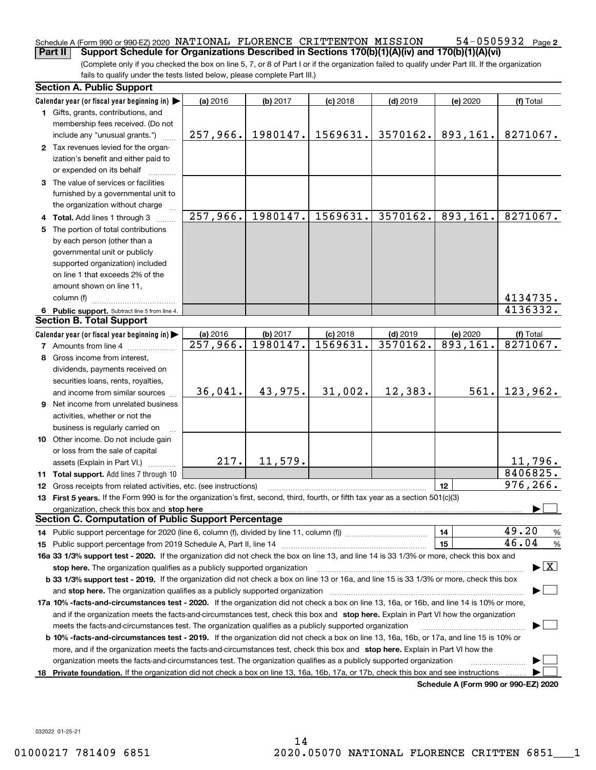Schedule A (Form 990 or 990-EZ) 2020 NATIONAL FLORENCE CRITTENTON MISSION 54-0505932 Page 2

**Part II Support Schedule for Organizations Described in Sections 170(b)(1)(A)(iv) and 170(b)(1)(A)(vi)**

(Complete only if you checked the box on line 5, 7, or 8 of Part I or if the organization failed to qualify under Part III. If the organization fails to qualify under the tests listed below, please complete Part III.)

**Section A. Public Support**

| Calendar year (or fiscal year beginning in) ▶ | (a) 2016 | (b) 2017 | (c) 2018 | (d) 2019 | (e) 2020 | (f) Total |
|---|---|---|---|---|---|---|
| 1 Gifts, grants, contributions, and membership fees received. (Do not include any "unusual grants.") | 257,966. | 1980147. | 1569631. | 3570162. | 893,161. | 8271067. |
| 2 Tax revenues levied for the organization's benefit and either paid to or expended on its behalf | | | | | | |
| 3 The value of services or facilities furnished by a governmental unit to the organization without charge | | | | | | |
| 4 **Total.** Add lines 1 through 3 | 257,966. | 1980147. | 1569631. | 3570162. | 893,161. | 8271067. |
| 5 The portion of total contributions by each person (other than a governmental unit or publicly supported organization) included on line 1 that exceeds 2% of the amount shown on line 11, column (f) | | | | | | 4134735. |
| 6 **Public support.** Subtract line 5 from line 4. | | | | | | 4136332. |

**Section B. Total Support**

| Calendar year (or fiscal year beginning in) ▶ | (a) 2016 | (b) 2017 | (c) 2018 | (d) 2019 | (e) 2020 | (f) Total |
|---|---|---|---|---|---|---|
| 7 Amounts from line 4 | 257,966. | 1980147. | 1569631. | 3570162. | 893,161. | 8271067. |
| 8 Gross income from interest, dividends, payments received on securities loans, rents, royalties, and income from similar sources | 36,041. | 43,975. | 31,002. | 12,383. | 561. | 123,962. |
| 9 Net income from unrelated business activities, whether or not the business is regularly carried on | | | | | | |
| 10 Other income. Do not include gain or loss from the sale of capital assets (Explain in Part VI.) | 217. | 11,579. | | | | 11,796. |
| 11 **Total support.** Add lines 7 through 10 | | | | | | 8406825. |

12 Gross receipts from related activities, etc. (see instructions) | 12 | 976,266.

13 **First 5 years.** If the Form 990 is for the organization's first, second, third, fourth, or fifth tax year as a section 501(c)(3) organization, check this box and **stop here** ▶ ☐

**Section C. Computation of Public Support Percentage**

14 Public support percentage for 2020 (line 6, column (f), divided by line 11, column (f)) | 14 | 49.20 %

15 Public support percentage from 2019 Schedule A, Part II, line 14 | 15 | 46.04 %

16a **33 1/3% support test - 2020.** If the organization did not check the box on line 13, and line 14 is 33 1/3% or more, check this box and **stop here.** The organization qualifies as a publicly supported organization ▶ ☒

b **33 1/3% support test - 2019.** If the organization did not check a box on line 13 or 16a, and line 15 is 33 1/3% or more, check this box and **stop here.** The organization qualifies as a publicly supported organization ▶ ☐

17a **10% -facts-and-circumstances test - 2020.** If the organization did not check a box on line 13, 16a, or 16b, and line 14 is 10% or more, and if the organization meets the facts-and-circumstances test, check this box and **stop here.** Explain in Part VI how the organization meets the facts-and-circumstances test. The organization qualifies as a publicly supported organization ▶ ☐

b **10% -facts-and-circumstances test - 2019.** If the organization did not check a box on line 13, 16a, 16b, or 17a, and line 15 is 10% or more, and if the organization meets the facts-and-circumstances test, check this box and **stop here.** Explain in Part VI how the organization meets the facts-and-circumstances test. The organization qualifies as a publicly supported organization ▶ ☐

18 **Private foundation.** If the organization did not check a box on line 13, 16a, 16b, 17a, or 17b, check this box and see instructions ▶ ☐

**Schedule A (Form 990 or 990-EZ) 2020**

032022 01-25-21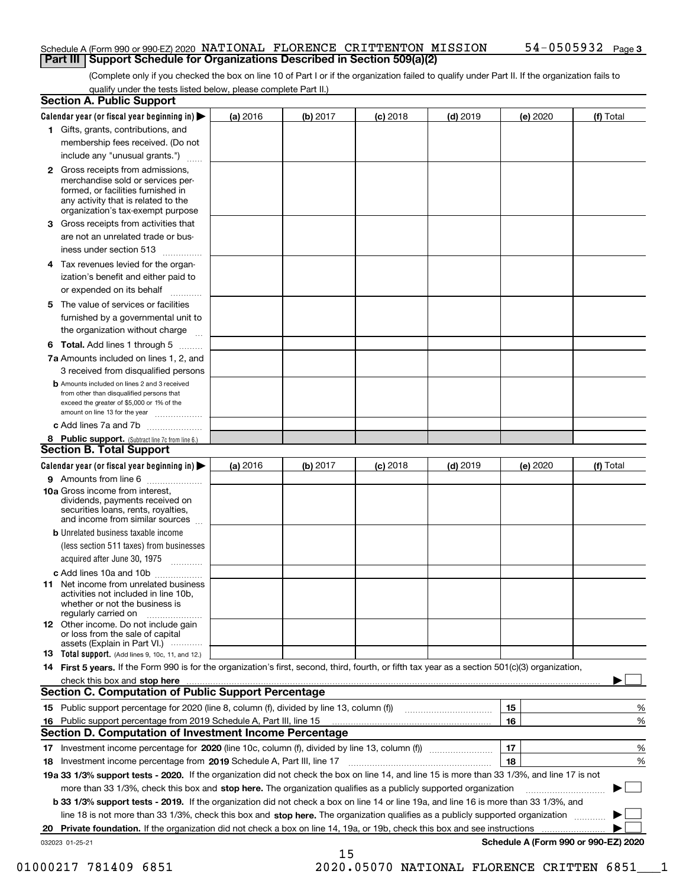Schedule A (Form 990 or 990-EZ) 2020 NATIONAL FLORENCE CRITTENTON MISSION 54-0505932 Page 3

## Part III Support Schedule for Organizations Described in Section 509(a)(2)

(Complete only if you checked the box on line 10 of Part I or if the organization failed to qualify under Part II. If the organization fails to qualify under the tests listed below, please complete Part II.)

### Section A. Public Support

| Calendar year (or fiscal year beginning in) ▶ | (a) 2016 | (b) 2017 | (c) 2018 | (d) 2019 | (e) 2020 | (f) Total |
|---|---|---|---|---|---|---|
| **1** Gifts, grants, contributions, and membership fees received. (Do not include any "unusual grants.") | | | | | | |
| **2** Gross receipts from admissions, merchandise sold or services performed, or facilities furnished in any activity that is related to the organization's tax-exempt purpose | | | | | | |
| **3** Gross receipts from activities that are not an unrelated trade or business under section 513 | | | | | | |
| **4** Tax revenues levied for the organization's benefit and either paid to or expended on its behalf | | | | | | |
| **5** The value of services or facilities furnished by a governmental unit to the organization without charge | | | | | | |
| **6 Total.** Add lines 1 through 5 | | | | | | |
| **7a** Amounts included on lines 1, 2, and 3 received from disqualified persons | | | | | | |
| **b** Amounts included on lines 2 and 3 received from other than disqualified persons that exceed the greater of $5,000 or 1% of the amount on line 13 for the year | | | | | | |
| **c** Add lines 7a and 7b | | | | | | |
| **8 Public support.** (Subtract line 7c from line 6.) | | | | | | |

### Section B. Total Support

| Calendar year (or fiscal year beginning in) ▶ | (a) 2016 | (b) 2017 | (c) 2018 | (d) 2019 | (e) 2020 | (f) Total |
|---|---|---|---|---|---|---|
| **9** Amounts from line 6 | | | | | | |
| **10a** Gross income from interest, dividends, payments received on securities loans, rents, royalties, and income from similar sources | | | | | | |
| **b** Unrelated business taxable income (less section 511 taxes) from businesses acquired after June 30, 1975 | | | | | | |
| **c** Add lines 10a and 10b | | | | | | |
| **11** Net income from unrelated business activities not included in line 10b, whether or not the business is regularly carried on | | | | | | |
| **12** Other income. Do not include gain or loss from the sale of capital assets (Explain in Part VI.) | | | | | | |
| **13 Total support.** (Add lines 9, 10c, 11, and 12.) | | | | | | |

**14 First 5 years.** If the Form 990 is for the organization's first, second, third, fourth, or fifth tax year as a section 501(c)(3) organization, check this box and **stop here** ▶ ☐

### Section C. Computation of Public Support Percentage

| | | | |
|---|---|---|---|
| **15** | Public support percentage for 2020 (line 8, column (f), divided by line 13, column (f)) | 15 | % |
| **16** | Public support percentage from 2019 Schedule A, Part III, line 15 | 16 | % |

### Section D. Computation of Investment Income Percentage

| | | | |
|---|---|---|---|
| **17** | Investment income percentage for **2020** (line 10c, column (f), divided by line 13, column (f)) | 17 | % |
| **18** | Investment income percentage from **2019** Schedule A, Part III, line 17 | 18 | % |

**19a 33 1/3% support tests - 2020.** If the organization did not check the box on line 14, and line 15 is more than 33 1/3%, and line 17 is not more than 33 1/3%, check this box and **stop here.** The organization qualifies as a publicly supported organization ▶ ☐

**b 33 1/3% support tests - 2019.** If the organization did not check a box on line 14 or line 19a, and line 16 is more than 33 1/3%, and line 18 is not more than 33 1/3%, check this box and **stop here.** The organization qualifies as a publicly supported organization ▶ ☐

**20 Private foundation.** If the organization did not check a box on line 14, 19a, or 19b, check this box and see instructions ▶ ☐

032023 01-25-21 **Schedule A (Form 990 or 990-EZ) 2020**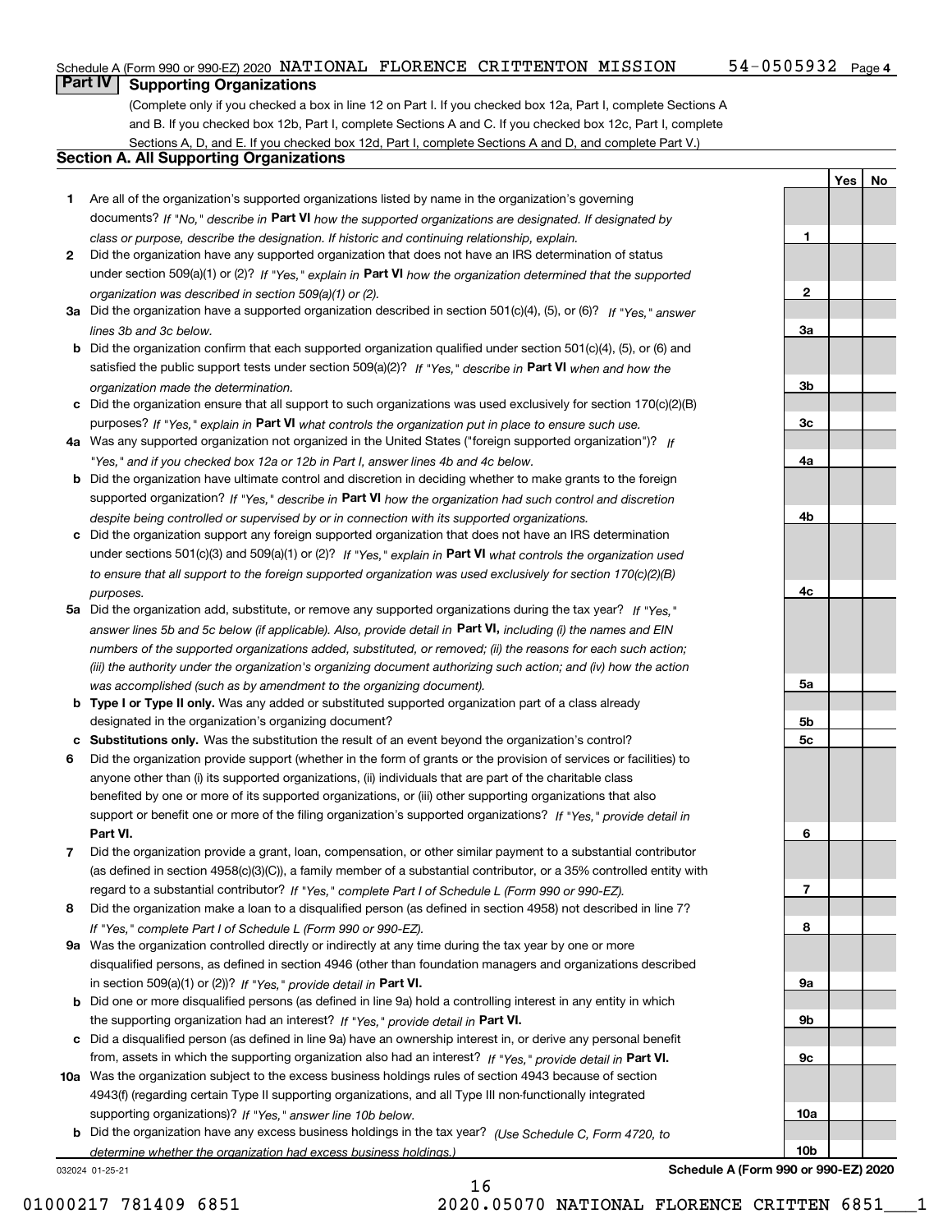Schedule A (Form 990 or 990-EZ) 2020 NATIONAL FLORENCE CRITTENTON MISSION 54-0505932 Page 4

## Part IV Supporting Organizations

(Complete only if you checked a box in line 12 on Part I. If you checked box 12a, Part I, complete Sections A and B. If you checked box 12b, Part I, complete Sections A and C. If you checked box 12c, Part I, complete Sections A, D, and E. If you checked box 12d, Part I, complete Sections A and D, and complete Part V.)

### Section A. All Supporting Organizations

| | | | Yes | No |
|---|---|---|---|---|
| 1 | Are all of the organization's supported organizations listed by name in the organization's governing documents? *If "No," describe in* **Part VI** *how the supported organizations are designated. If designated by class or purpose, describe the designation. If historic and continuing relationship, explain.* | 1 | | |
| 2 | Did the organization have any supported organization that does not have an IRS determination of status under section 509(a)(1) or (2)? *If "Yes," explain in* **Part VI** *how the organization determined that the supported organization was described in section 509(a)(1) or (2).* | 2 | | |
| 3a | Did the organization have a supported organization described in section 501(c)(4), (5), or (6)? *If "Yes," answer lines 3b and 3c below.* | 3a | | |
| b | Did the organization confirm that each supported organization qualified under section 501(c)(4), (5), or (6) and satisfied the public support tests under section 509(a)(2)? *If "Yes," describe in* **Part VI** *when and how the organization made the determination.* | 3b | | |
| c | Did the organization ensure that all support to such organizations was used exclusively for section 170(c)(2)(B) purposes? *If "Yes," explain in* **Part VI** *what controls the organization put in place to ensure such use.* | 3c | | |
| 4a | Was any supported organization not organized in the United States ("foreign supported organization")? *If "Yes," and if you checked box 12a or 12b in Part I, answer lines 4b and 4c below.* | 4a | | |
| b | Did the organization have ultimate control and discretion in deciding whether to make grants to the foreign supported organization? *If "Yes," describe in* **Part VI** *how the organization had such control and discretion despite being controlled or supervised by or in connection with its supported organizations.* | 4b | | |
| c | Did the organization support any foreign supported organization that does not have an IRS determination under sections 501(c)(3) and 509(a)(1) or (2)? *If "Yes," explain in* **Part VI** *what controls the organization used to ensure that all support to the foreign supported organization was used exclusively for section 170(c)(2)(B) purposes.* | 4c | | |
| 5a | Did the organization add, substitute, or remove any supported organizations during the tax year? *If "Yes," answer lines 5b and 5c below (if applicable). Also, provide detail in* **Part VI,** *including (i) the names and EIN numbers of the supported organizations added, substituted, or removed; (ii) the reasons for each such action; (iii) the authority under the organization's organizing document authorizing such action; and (iv) how the action was accomplished (such as by amendment to the organizing document).* | 5a | | |
| b | **Type I or Type II only.** Was any added or substituted supported organization part of a class already designated in the organization's organizing document? | 5b | | |
| c | **Substitutions only.** Was the substitution the result of an event beyond the organization's control? | 5c | | |
| 6 | Did the organization provide support (whether in the form of grants or the provision of services or facilities) to anyone other than (i) its supported organizations, (ii) individuals that are part of the charitable class benefited by one or more of its supported organizations, or (iii) other supporting organizations that also support or benefit one or more of the filing organization's supported organizations? *If "Yes," provide detail in* **Part VI.** | 6 | | |
| 7 | Did the organization provide a grant, loan, compensation, or other similar payment to a substantial contributor (as defined in section 4958(c)(3)(C)), a family member of a substantial contributor, or a 35% controlled entity with regard to a substantial contributor? *If "Yes," complete Part I of Schedule L (Form 990 or 990-EZ).* | 7 | | |
| 8 | Did the organization make a loan to a disqualified person (as defined in section 4958) not described in line 7? *If "Yes," complete Part I of Schedule L (Form 990 or 990-EZ).* | 8 | | |
| 9a | Was the organization controlled directly or indirectly at any time during the tax year by one or more disqualified persons, as defined in section 4946 (other than foundation managers and organizations described in section 509(a)(1) or (2))? *If "Yes," provide detail in* **Part VI.** | 9a | | |
| b | Did one or more disqualified persons (as defined in line 9a) hold a controlling interest in any entity in which the supporting organization had an interest? *If "Yes," provide detail in* **Part VI.** | 9b | | |
| c | Did a disqualified person (as defined in line 9a) have an ownership interest in, or derive any personal benefit from, assets in which the supporting organization also had an interest? *If "Yes," provide detail in* **Part VI.** | 9c | | |
| 10a | Was the organization subject to the excess business holdings rules of section 4943 because of section 4943(f) (regarding certain Type II supporting organizations, and all Type III non-functionally integrated supporting organizations)? *If "Yes," answer line 10b below.* | 10a | | |
| b | Did the organization have any excess business holdings in the tax year? *(Use Schedule C, Form 4720, to determine whether the organization had excess business holdings.)* | 10b | | |

032024 01-25-21 **Schedule A (Form 990 or 990-EZ) 2020**

01000217 781409 6851 2020.05070 NATIONAL FLORENCE CRITTEN 6851___1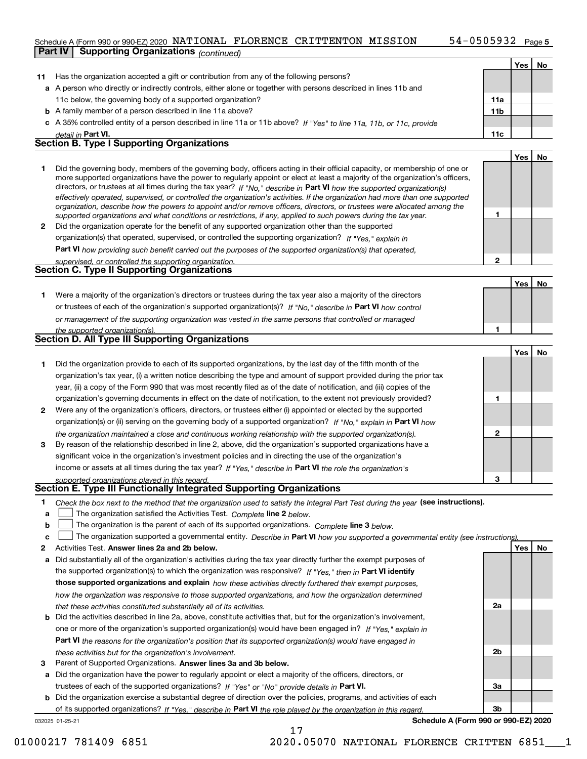Schedule A (Form 990 or 990-EZ) 2020 NATIONAL FLORENCE CRITTENTON MISSION 54-0505932 Page 5

**Part IV | Supporting Organizations** *(continued)*

| | | | Yes | No |
|---|---|---|---|---|
| **11** | Has the organization accepted a gift or contribution from any of the following persons? | | | |
| **a** | A person who directly or indirectly controls, either alone or together with persons described in lines 11b and 11c below, the governing body of a supported organization? | **11a** | | |
| **b** | A family member of a person described in line 11a above? | **11b** | | |
| **c** | A 35% controlled entity of a person described in line 11a or 11b above? *If "Yes" to line 11a, 11b, or 11c, provide detail in* **Part VI.** | **11c** | | |

## Section B. Type I Supporting Organizations

| | | | Yes | No |
|---|---|---|---|---|
| **1** | Did the governing body, members of the governing body, officers acting in their official capacity, or membership of one or more supported organizations have the power to regularly appoint or elect at least a majority of the organization's officers, directors, or trustees at all times during the tax year? *If "No," describe in* **Part VI** *how the supported organization(s) effectively operated, supervised, or controlled the organization's activities. If the organization had more than one supported organization, describe how the powers to appoint and/or remove officers, directors, or trustees were allocated among the supported organizations and what conditions or restrictions, if any, applied to such powers during the tax year.* | **1** | | |
| **2** | Did the organization operate for the benefit of any supported organization other than the supported organization(s) that operated, supervised, or controlled the supporting organization? *If "Yes," explain in* **Part VI** *how providing such benefit carried out the purposes of the supported organization(s) that operated, supervised, or controlled the supporting organization.* | **2** | | |

## Section C. Type II Supporting Organizations

| | | | Yes | No |
|---|---|---|---|---|
| **1** | Were a majority of the organization's directors or trustees during the tax year also a majority of the directors or trustees of each of the organization's supported organization(s)? *If "No," describe in* **Part VI** *how control or management of the supporting organization was vested in the same persons that controlled or managed the supported organization(s).* | **1** | | |

## Section D. All Type III Supporting Organizations

| | | | Yes | No |
|---|---|---|---|---|
| **1** | Did the organization provide to each of its supported organizations, by the last day of the fifth month of the organization's tax year, (i) a written notice describing the type and amount of support provided during the prior tax year, (ii) a copy of the Form 990 that was most recently filed as of the date of notification, and (iii) copies of the organization's governing documents in effect on the date of notification, to the extent not previously provided? | **1** | | |
| **2** | Were any of the organization's officers, directors, or trustees either (i) appointed or elected by the supported organization(s) or (ii) serving on the governing body of a supported organization? *If "No," explain in* **Part VI** *how the organization maintained a close and continuous working relationship with the supported organization(s).* | **2** | | |
| **3** | By reason of the relationship described in line 2, above, did the organization's supported organizations have a significant voice in the organization's investment policies and in directing the use of the organization's income or assets at all times during the tax year? *If "Yes," describe in* **Part VI** *the role the organization's supported organizations played in this regard.* | **3** | | |

## Section E. Type III Functionally Integrated Supporting Organizations

**1** *Check the box next to the method that the organization used to satisfy the Integral Part Test during the year* **(see instructions).**

- **a** ☐ The organization satisfied the Activities Test. *Complete* **line 2** *below.*
- **b** ☐ The organization is the parent of each of its supported organizations. *Complete* **line 3** *below.*
- **c** ☐ The organization supported a governmental entity. *Describe in* **Part VI** *how you supported a governmental entity (see instructions).*

| | | | Yes | No |
|---|---|---|---|---|
| **2** | Activities Test. **Answer lines 2a and 2b below.** | | | |
| **a** | Did substantially all of the organization's activities during the tax year directly further the exempt purposes of the supported organization(s) to which the organization was responsive? *If "Yes," then in* **Part VI identify those supported organizations and explain** *how these activities directly furthered their exempt purposes, how the organization was responsive to those supported organizations, and how the organization determined that these activities constituted substantially all of its activities.* | **2a** | | |
| **b** | Did the activities described in line 2a, above, constitute activities that, but for the organization's involvement, one or more of the organization's supported organization(s) would have been engaged in? *If "Yes," explain in* **Part VI** *the reasons for the organization's position that its supported organization(s) would have engaged in these activities but for the organization's involvement.* | **2b** | | |
| **3** | Parent of Supported Organizations. **Answer lines 3a and 3b below.** | | | |
| **a** | Did the organization have the power to regularly appoint or elect a majority of the officers, directors, or trustees of each of the supported organizations? *If "Yes" or "No" provide details in* **Part VI.** | **3a** | | |
| **b** | Did the organization exercise a substantial degree of direction over the policies, programs, and activities of each of its supported organizations? *If "Yes," describe in* **Part VI** *the role played by the organization in this regard.* | **3b** | | |

032025 01-25-21 **Schedule A (Form 990 or 990-EZ) 2020**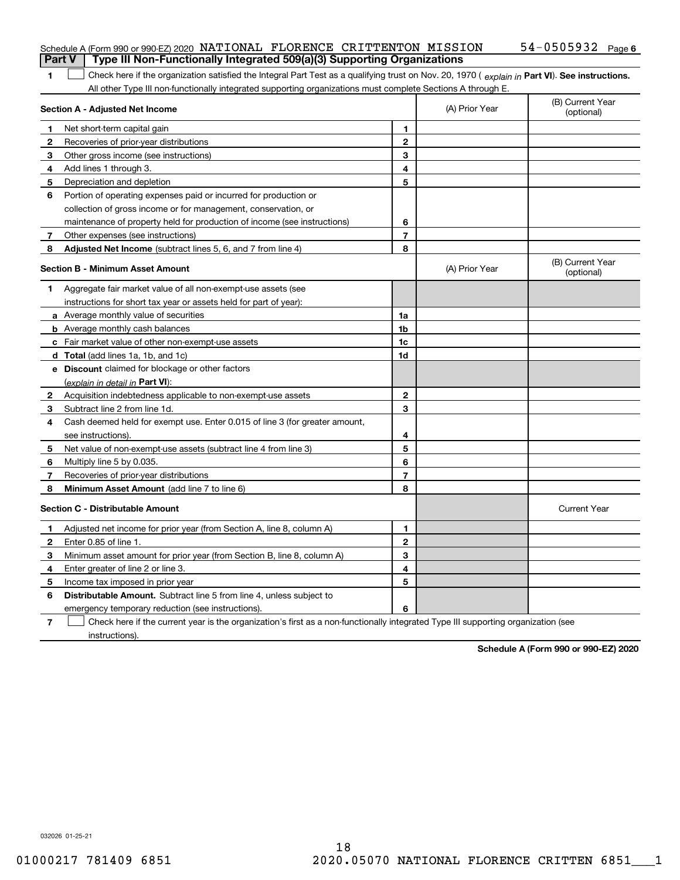Schedule A (Form 990 or 990-EZ) 2020 NATIONAL FLORENCE CRITTENTON MISSION 54-0505932 Page 6

**Part V | Type III Non-Functionally Integrated 509(a)(3) Supporting Organizations**

**1** ☐ Check here if the organization satisfied the Integral Part Test as a qualifying trust on Nov. 20, 1970 ( *explain in* **Part VI**). **See instructions.** All other Type III non-functionally integrated supporting organizations must complete Sections A through E.

| **Section A - Adjusted Net Income** | | | (A) Prior Year | (B) Current Year (optional) |
|---|---|---|---|---|
| **1** | Net short-term capital gain | **1** | | |
| **2** | Recoveries of prior-year distributions | **2** | | |
| **3** | Other gross income (see instructions) | **3** | | |
| **4** | Add lines 1 through 3. | **4** | | |
| **5** | Depreciation and depletion | **5** | | |
| **6** | Portion of operating expenses paid or incurred for production or collection of gross income or for management, conservation, or maintenance of property held for production of income (see instructions) | **6** | | |
| **7** | Other expenses (see instructions) | **7** | | |
| **8** | **Adjusted Net Income** (subtract lines 5, 6, and 7 from line 4) | **8** | | |

| **Section B - Minimum Asset Amount** | | | (A) Prior Year | (B) Current Year (optional) |
|---|---|---|---|---|
| **1** | Aggregate fair market value of all non-exempt-use assets (see instructions for short tax year or assets held for part of year): | | | |
| **a** | Average monthly value of securities | **1a** | | |
| **b** | Average monthly cash balances | **1b** | | |
| **c** | Fair market value of other non-exempt-use assets | **1c** | | |
| **d** | **Total** (add lines 1a, 1b, and 1c) | **1d** | | |
| **e** | **Discount** claimed for blockage or other factors (*explain in detail in* **Part VI**): | | | |
| **2** | Acquisition indebtedness applicable to non-exempt-use assets | **2** | | |
| **3** | Subtract line 2 from line 1d. | **3** | | |
| **4** | Cash deemed held for exempt use. Enter 0.015 of line 3 (for greater amount, see instructions). | **4** | | |
| **5** | Net value of non-exempt-use assets (subtract line 4 from line 3) | **5** | | |
| **6** | Multiply line 5 by 0.035. | **6** | | |
| **7** | Recoveries of prior-year distributions | **7** | | |
| **8** | **Minimum Asset Amount** (add line 7 to line 6) | **8** | | |

| **Section C - Distributable Amount** | | | | Current Year |
|---|---|---|---|---|
| **1** | Adjusted net income for prior year (from Section A, line 8, column A) | **1** | | |
| **2** | Enter 0.85 of line 1. | **2** | | |
| **3** | Minimum asset amount for prior year (from Section B, line 8, column A) | **3** | | |
| **4** | Enter greater of line 2 or line 3. | **4** | | |
| **5** | Income tax imposed in prior year | **5** | | |
| **6** | **Distributable Amount.** Subtract line 5 from line 4, unless subject to emergency temporary reduction (see instructions). | **6** | | |

**7** ☐ Check here if the current year is the organization's first as a non-functionally integrated Type III supporting organization (see instructions).

**Schedule A (Form 990 or 990-EZ) 2020**

032026 01-25-21

01000217 781409 6851 2020.05070 NATIONAL FLORENCE CRITTEN 6851___1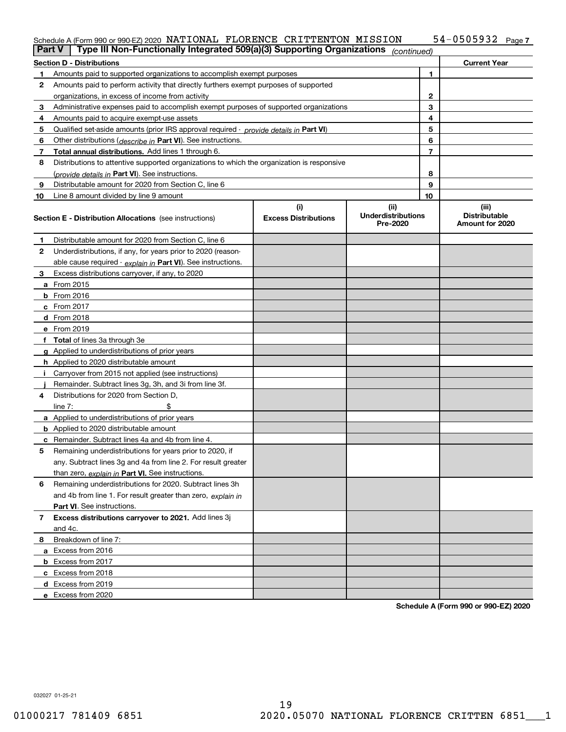Schedule A (Form 990 or 990-EZ) 2020 NATIONAL FLORENCE CRITTENTON MISSION 54-0505932 Page 7

**Part V** | **Type III Non-Functionally Integrated 509(a)(3) Supporting Organizations** *(continued)*

| **Section D - Distributions** | | | **Current Year** |
|---|---|---|---|
| 1 | Amounts paid to supported organizations to accomplish exempt purposes | 1 | |
| 2 | Amounts paid to perform activity that directly furthers exempt purposes of supported organizations, in excess of income from activity | 2 | |
| 3 | Administrative expenses paid to accomplish exempt purposes of supported organizations | 3 | |
| 4 | Amounts paid to acquire exempt-use assets | 4 | |
| 5 | Qualified set-aside amounts (prior IRS approval required - *provide details in* **Part VI**) | 5 | |
| 6 | Other distributions (*describe in* **Part VI**). See instructions. | 6 | |
| 7 | **Total annual distributions.** Add lines 1 through 6. | 7 | |
| 8 | Distributions to attentive supported organizations to which the organization is responsive (*provide details in* **Part VI**). See instructions. | 8 | |
| 9 | Distributable amount for 2020 from Section C, line 6 | 9 | |
| 10 | Line 8 amount divided by line 9 amount | 10 | |

| **Section E - Distribution Allocations** (see instructions) | **(i)** Excess Distributions | **(ii)** Underdistributions Pre-2020 | **(iii)** Distributable Amount for 2020 |
|---|---|---|---|
| **1** Distributable amount for 2020 from Section C, line 6 | | | |
| **2** Underdistributions, if any, for years prior to 2020 (reasonable cause required - *explain in* **Part VI**). See instructions. | | | |
| **3** Excess distributions carryover, if any, to 2020 | | | |
| **a** From 2015 | | | |
| **b** From 2016 | | | |
| **c** From 2017 | | | |
| **d** From 2018 | | | |
| **e** From 2019 | | | |
| **f Total** of lines 3a through 3e | | | |
| **g** Applied to underdistributions of prior years | | | |
| **h** Applied to 2020 distributable amount | | | |
| **i** Carryover from 2015 not applied (see instructions) | | | |
| **j** Remainder. Subtract lines 3g, 3h, and 3i from line 3f. | | | |
| **4** Distributions for 2020 from Section D, line 7: $ | | | |
| **a** Applied to underdistributions of prior years | | | |
| **b** Applied to 2020 distributable amount | | | |
| **c** Remainder. Subtract lines 4a and 4b from line 4. | | | |
| **5** Remaining underdistributions for years prior to 2020, if any. Subtract lines 3g and 4a from line 2. For result greater than zero, *explain in* **Part VI.** See instructions. | | | |
| **6** Remaining underdistributions for 2020. Subtract lines 3h and 4b from line 1. For result greater than zero, *explain in* **Part VI**. See instructions. | | | |
| **7 Excess distributions carryover to 2021.** Add lines 3j and 4c. | | | |
| **8** Breakdown of line 7: | | | |
| **a** Excess from 2016 | | | |
| **b** Excess from 2017 | | | |
| **c** Excess from 2018 | | | |
| **d** Excess from 2019 | | | |
| **e** Excess from 2020 | | | |

**Schedule A (Form 990 or 990-EZ) 2020**

032027 01-25-21

01000217 781409 6851 2020.05070 NATIONAL FLORENCE CRITTEN 6851___1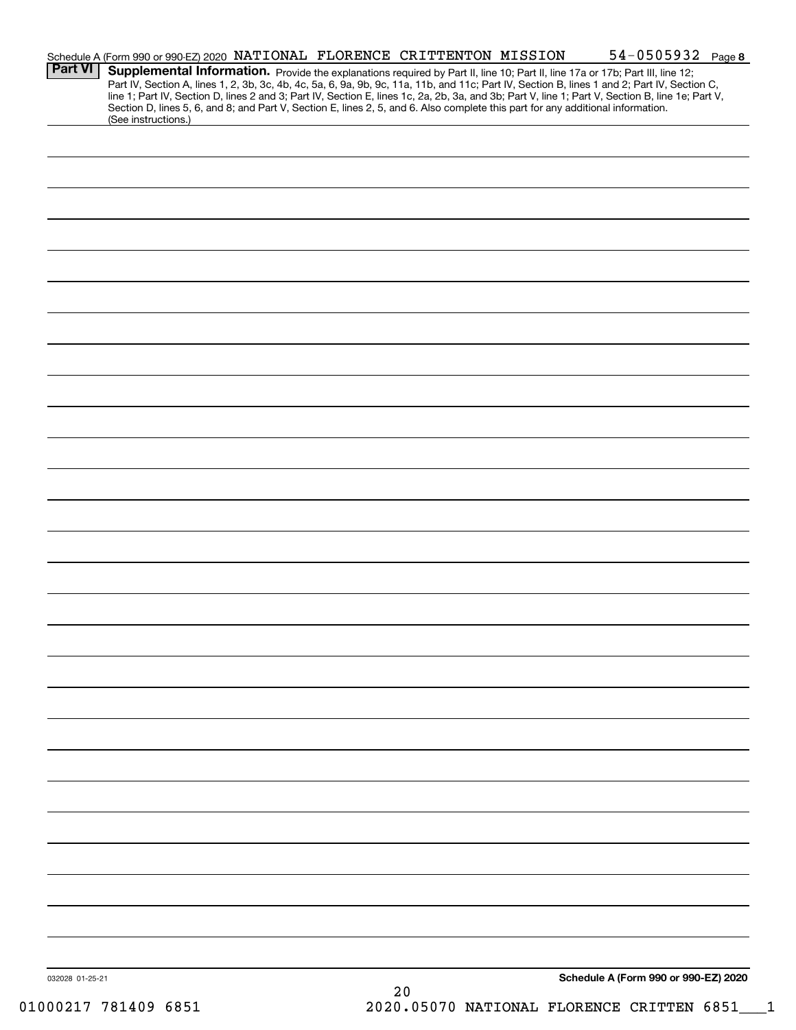Schedule A (Form 990 or 990-EZ) 2020 NATIONAL FLORENCE CRITTENTON MISSION 54-0505932 Page 8

**Part VI** **Supplemental Information.** Provide the explanations required by Part II, line 10; Part II, line 17a or 17b; Part III, line 12; Part IV, Section A, lines 1, 2, 3b, 3c, 4b, 4c, 5a, 6, 9a, 9b, 9c, 11a, 11b, and 11c; Part IV, Section B, lines 1 and 2; Part IV, Section C, line 1; Part IV, Section D, lines 2 and 3; Part IV, Section E, lines 1c, 2a, 2b, 3a, and 3b; Part V, line 1; Part V, Section B, line 1e; Part V, Section D, lines 5, 6, and 8; and Part V, Section E, lines 2, 5, and 6. Also complete this part for any additional information. (See instructions.)

032028 01-25-21

**Schedule A (Form 990 or 990-EZ) 2020**

01000217 781409 6851 2020.05070 NATIONAL FLORENCE CRITTEN 6851___1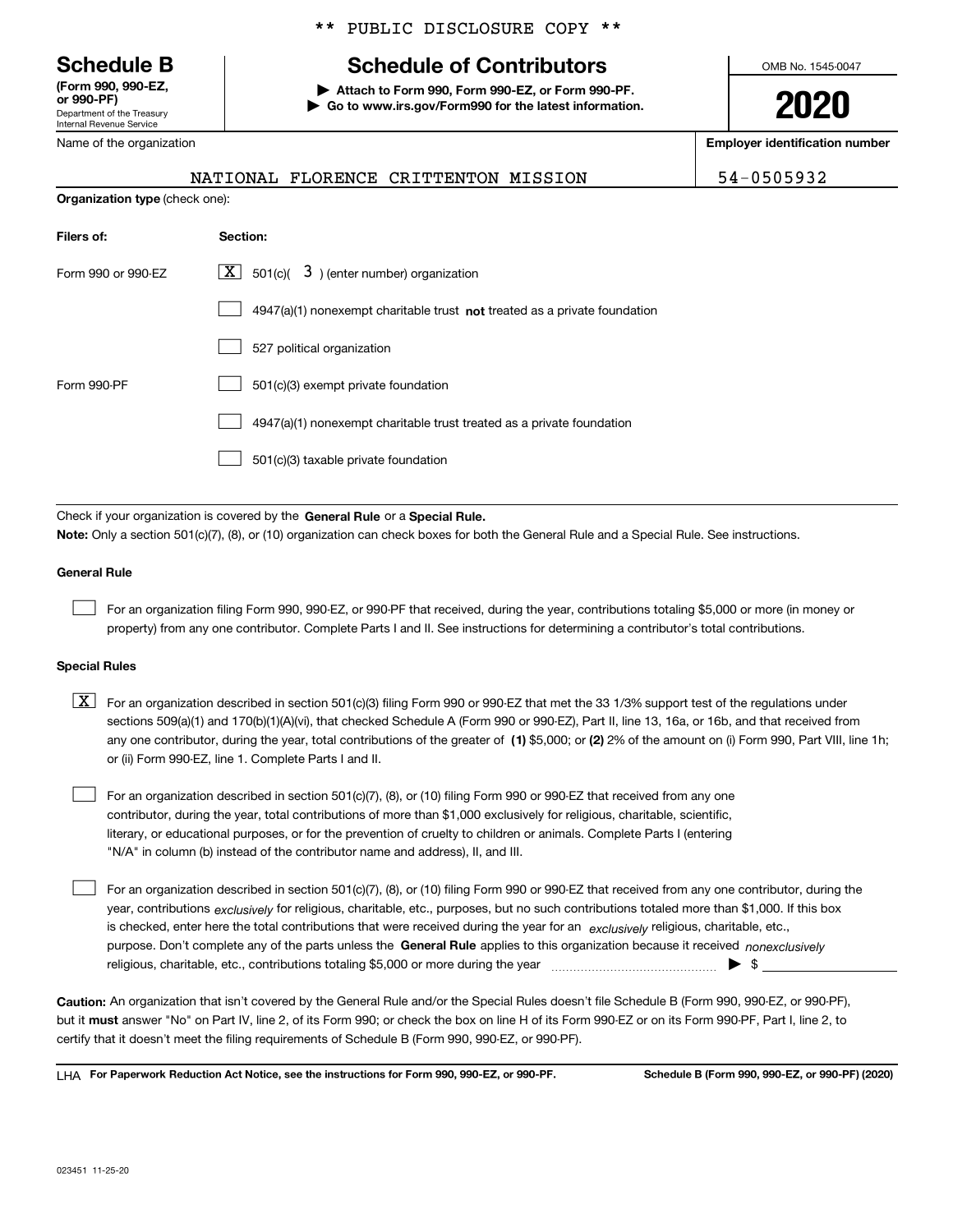\*\* PUBLIC DISCLOSURE COPY \*\*

# Schedule B

**(Form 990, 990-EZ, or 990-PF)**
Department of the Treasury
Internal Revenue Service

## Schedule of Contributors

▶ **Attach to Form 990, Form 990-EZ, or Form 990-PF.**
▶ **Go to www.irs.gov/Form990 for the latest information.**

OMB No. 1545-0047

**2020**

Name of the organization: NATIONAL FLORENCE CRITTENTON MISSION

**Employer identification number:** 54-0505932

**Organization type** (check one):

| Filers of: | Section: |
|---|---|
| Form 990 or 990-EZ | [X] 501(c)( 3 ) (enter number) organization |
| | [ ] 4947(a)(1) nonexempt charitable trust **not** treated as a private foundation |
| | [ ] 527 political organization |
| Form 990-PF | [ ] 501(c)(3) exempt private foundation |
| | [ ] 4947(a)(1) nonexempt charitable trust treated as a private foundation |
| | [ ] 501(c)(3) taxable private foundation |

Check if your organization is covered by the **General Rule** or a **Special Rule.**

**Note:** Only a section 501(c)(7), (8), or (10) organization can check boxes for both the General Rule and a Special Rule. See instructions.

**General Rule**

[ ] For an organization filing Form 990, 990-EZ, or 990-PF that received, during the year, contributions totaling $5,000 or more (in money or property) from any one contributor. Complete Parts I and II. See instructions for determining a contributor's total contributions.

**Special Rules**

[X] For an organization described in section 501(c)(3) filing Form 990 or 990-EZ that met the 33 1/3% support test of the regulations under sections 509(a)(1) and 170(b)(1)(A)(vi), that checked Schedule A (Form 990 or 990-EZ), Part II, line 13, 16a, or 16b, and that received from any one contributor, during the year, total contributions of the greater of **(1)** $5,000; or **(2)** 2% of the amount on (i) Form 990, Part VIII, line 1h; or (ii) Form 990-EZ, line 1. Complete Parts I and II.

[ ] For an organization described in section 501(c)(7), (8), or (10) filing Form 990 or 990-EZ that received from any one contributor, during the year, total contributions of more than $1,000 exclusively for religious, charitable, scientific, literary, or educational purposes, or for the prevention of cruelty to children or animals. Complete Parts I (entering "N/A" in column (b) instead of the contributor name and address), II, and III.

[ ] For an organization described in section 501(c)(7), (8), or (10) filing Form 990 or 990-EZ that received from any one contributor, during the year, contributions *exclusively* for religious, charitable, etc., purposes, but no such contributions totaled more than $1,000. If this box is checked, enter here the total contributions that were received during the year for an *exclusively* religious, charitable, etc., purpose. Don't complete any of the parts unless the **General Rule** applies to this organization because it received *nonexclusively* religious, charitable, etc., contributions totaling $5,000 or more during the year ▶ $ ____________

**Caution:** An organization that isn't covered by the General Rule and/or the Special Rules doesn't file Schedule B (Form 990, 990-EZ, or 990-PF), but it **must** answer "No" on Part IV, line 2, of its Form 990; or check the box on line H of its Form 990-EZ or on its Form 990-PF, Part I, line 2, to certify that it doesn't meet the filing requirements of Schedule B (Form 990, 990-EZ, or 990-PF).

LHA **For Paperwork Reduction Act Notice, see the instructions for Form 990, 990-EZ, or 990-PF.** **Schedule B (Form 990, 990-EZ, or 990-PF) (2020)**

023451 11-25-20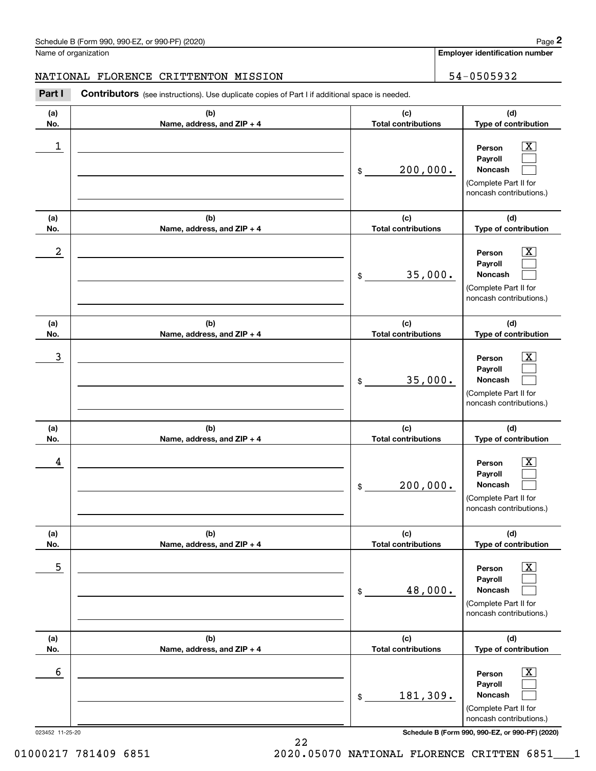Schedule B (Form 990, 990-EZ, or 990-PF) (2020)

Name of organization: NATIONAL FLORENCE CRITTENTON MISSION

**Employer identification number:** 54-0505932

**Part I** **Contributors** (see instructions). Use duplicate copies of Part I if additional space is needed.

| (a) No. | (b) Name, address, and ZIP + 4 | (c) Total contributions | (d) Type of contribution |
|---|---|---|---|
| 1 | | $ 200,000. | Person [X] Payroll [ ] Noncash [ ] (Complete Part II for noncash contributions.) |
| 2 | | $ 35,000. | Person [X] Payroll [ ] Noncash [ ] (Complete Part II for noncash contributions.) |
| 3 | | $ 35,000. | Person [X] Payroll [ ] Noncash [ ] (Complete Part II for noncash contributions.) |
| 4 | | $ 200,000. | Person [X] Payroll [ ] Noncash [ ] (Complete Part II for noncash contributions.) |
| 5 | | $ 48,000. | Person [X] Payroll [ ] Noncash [ ] (Complete Part II for noncash contributions.) |
| 6 | | $ 181,309. | Person [X] Payroll [ ] Noncash [ ] (Complete Part II for noncash contributions.) |

023452 11-25-20

**Schedule B (Form 990, 990-EZ, or 990-PF) (2020)**

01000217 781409 6851 2020.05070 NATIONAL FLORENCE CRITTEN 6851___1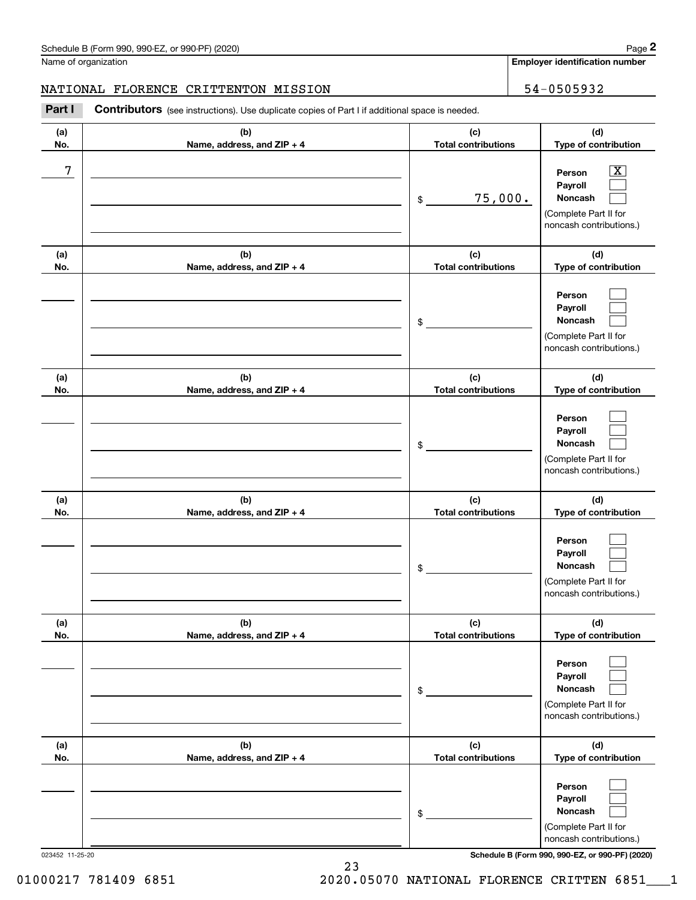Schedule B (Form 990, 990-EZ, or 990-PF) (2020)

Name of organization: NATIONAL FLORENCE CRITTENTON MISSION

Employer identification number: 54-0505932

**Part I** **Contributors** (see instructions). Use duplicate copies of Part I if additional space is needed.

| (a) No. | (b) Name, address, and ZIP + 4 | (c) Total contributions | (d) Type of contribution |
|---|---|---|---|
| 7 | | $ 75,000. | Person [X] Payroll [ ] Noncash [ ] (Complete Part II for noncash contributions.) |
| | | $ | Person [ ] Payroll [ ] Noncash [ ] (Complete Part II for noncash contributions.) |
| | | $ | Person [ ] Payroll [ ] Noncash [ ] (Complete Part II for noncash contributions.) |
| | | $ | Person [ ] Payroll [ ] Noncash [ ] (Complete Part II for noncash contributions.) |
| | | $ | Person [ ] Payroll [ ] Noncash [ ] (Complete Part II for noncash contributions.) |
| | | $ | Person [ ] Payroll [ ] Noncash [ ] (Complete Part II for noncash contributions.) |

023452 11-25-20

Schedule B (Form 990, 990-EZ, or 990-PF) (2020)

01000217 781409 6851 2020.05070 NATIONAL FLORENCE CRITTEN 6851___1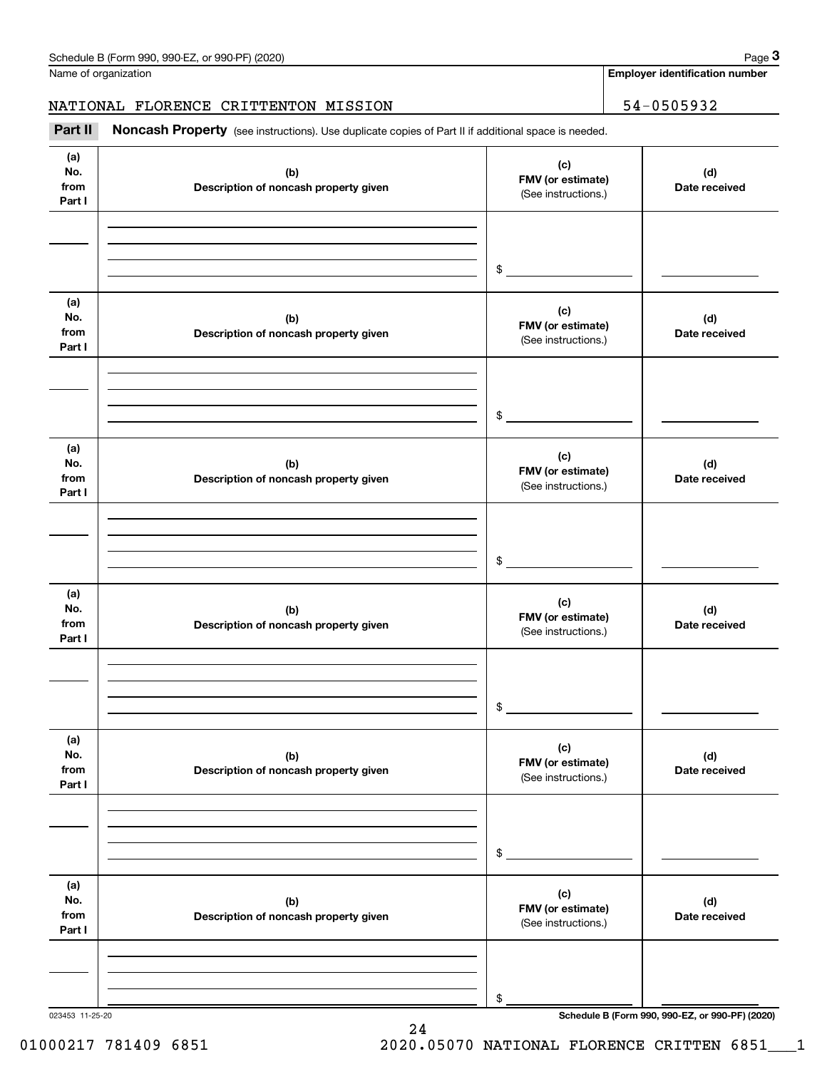Name of organization

**Employer identification number**

NATIONAL FLORENCE CRITTENTON MISSION 54-0505932

**Part II** **Noncash Property** (see instructions). Use duplicate copies of Part II if additional space is needed.

| (a) No. from Part I | (b) Description of noncash property given | (c) FMV (or estimate) (See instructions.) | (d) Date received |
|---|---|---|---|
| | | $ | |

| (a) No. from Part I | (b) Description of noncash property given | (c) FMV (or estimate) (See instructions.) | (d) Date received |
|---|---|---|---|
| | | $ | |

| (a) No. from Part I | (b) Description of noncash property given | (c) FMV (or estimate) (See instructions.) | (d) Date received |
|---|---|---|---|
| | | $ | |

| (a) No. from Part I | (b) Description of noncash property given | (c) FMV (or estimate) (See instructions.) | (d) Date received |
|---|---|---|---|
| | | $ | |

| (a) No. from Part I | (b) Description of noncash property given | (c) FMV (or estimate) (See instructions.) | (d) Date received |
|---|---|---|---|
| | | $ | |

| (a) No. from Part I | (b) Description of noncash property given | (c) FMV (or estimate) (See instructions.) | (d) Date received |
|---|---|---|---|
| | | $ | |

023453 11-25-20

**Schedule B (Form 990, 990-EZ, or 990-PF) (2020)**

01000217 781409 6851 2020.05070 NATIONAL FLORENCE CRITTEN 6851___1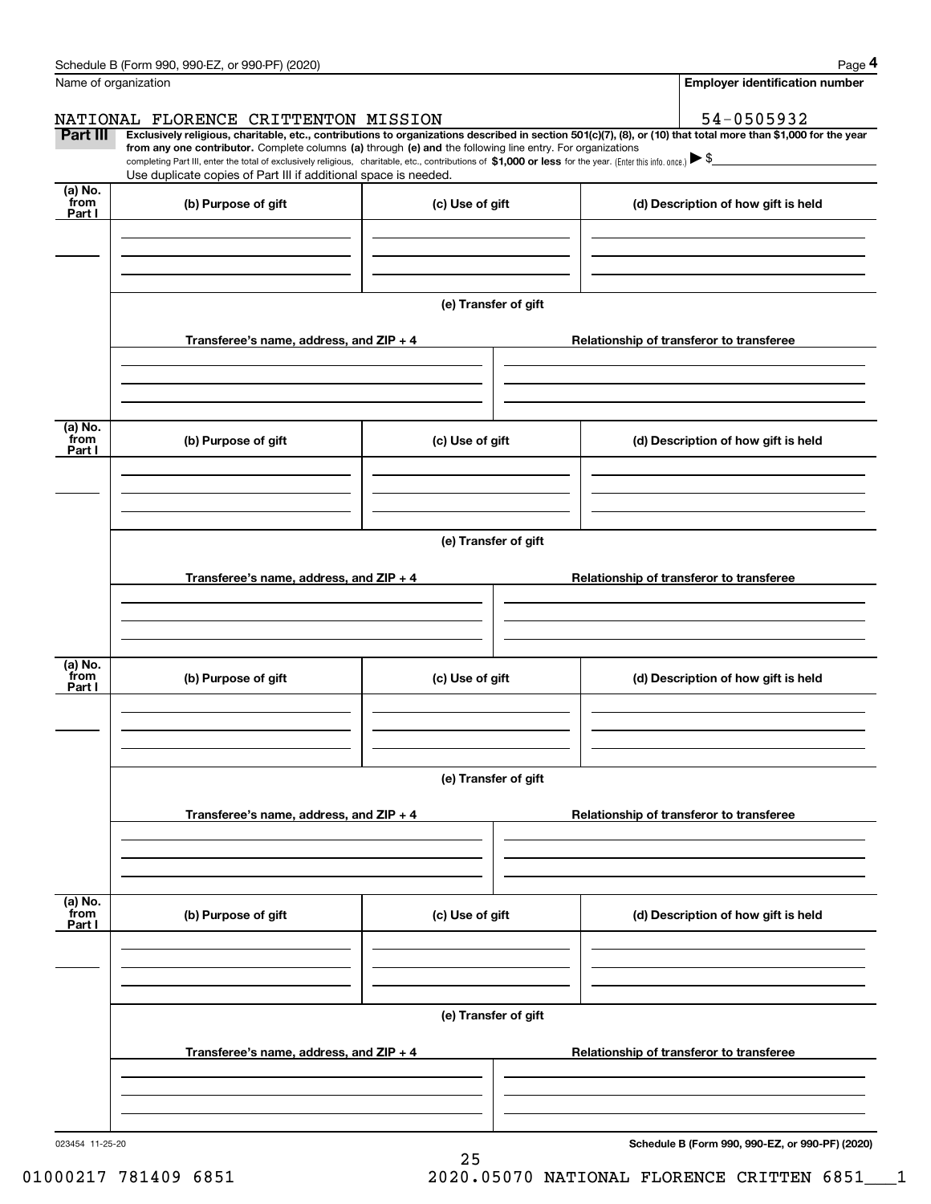Schedule B (Form 990, 990-EZ, or 990-PF) (2020)

| Name of organization | Employer identification number |
|---|---|
| NATIONAL FLORENCE CRITTENTON MISSION | 54-0505932 |

**Part III** **Exclusively religious, charitable, etc., contributions to organizations described in section 501(c)(7), (8), or (10) that total more than $1,000 for the year from any one contributor.** Complete columns **(a)** through **(e) and** the following line entry. For organizations completing Part III, enter the total of exclusively religious, charitable, etc., contributions of **$1,000 or less** for the year. (Enter this info. once.) ▶ $

Use duplicate copies of Part III if additional space is needed.

| (a) No. from Part I | (b) Purpose of gift | (c) Use of gift | (d) Description of how gift is held |
|---|---|---|---|
| | | | |

**(e) Transfer of gift**

| Transferee's name, address, and ZIP + 4 | Relationship of transferor to transferee |
|---|---|
| | |

| (a) No. from Part I | (b) Purpose of gift | (c) Use of gift | (d) Description of how gift is held |
|---|---|---|---|
| | | | |

**(e) Transfer of gift**

| Transferee's name, address, and ZIP + 4 | Relationship of transferor to transferee |
|---|---|
| | |

| (a) No. from Part I | (b) Purpose of gift | (c) Use of gift | (d) Description of how gift is held |
|---|---|---|---|
| | | | |

**(e) Transfer of gift**

| Transferee's name, address, and ZIP + 4 | Relationship of transferor to transferee |
|---|---|
| | |

| (a) No. from Part I | (b) Purpose of gift | (c) Use of gift | (d) Description of how gift is held |
|---|---|---|---|
| | | | |

**(e) Transfer of gift**

| Transferee's name, address, and ZIP + 4 | Relationship of transferor to transferee |
|---|---|
| | |

023454 11-25-20

**Schedule B (Form 990, 990-EZ, or 990-PF) (2020)**

01000217 781409 6851 2020.05070 NATIONAL FLORENCE CRITTEN 6851___1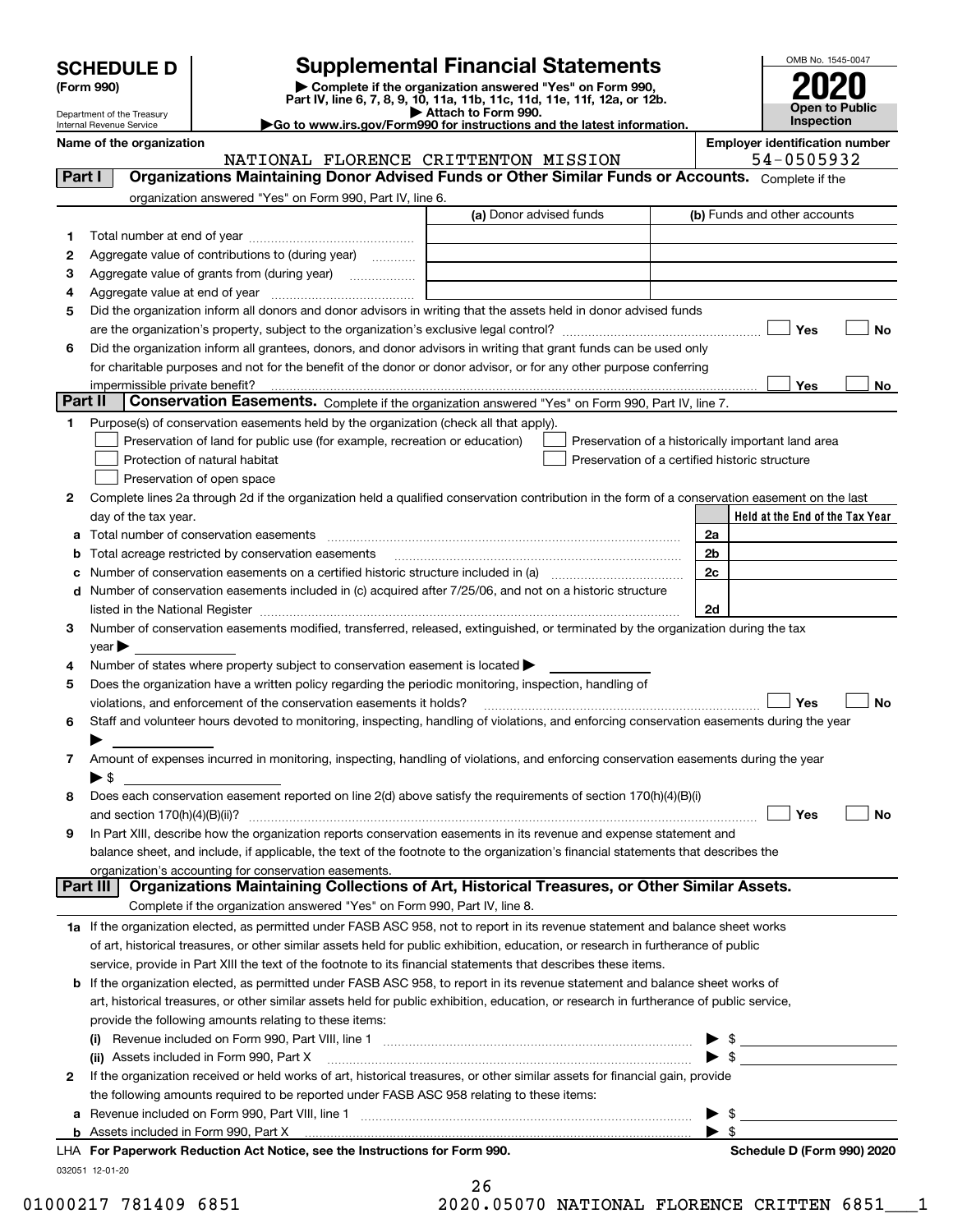# SCHEDULE D (Form 990)

Department of the Treasury
Internal Revenue Service

## Supplemental Financial Statements

▶ Complete if the organization answered "Yes" on Form 990, Part IV, line 6, 7, 8, 9, 10, 11a, 11b, 11c, 11d, 11e, 11f, 12a, or 12b.
▶ Attach to Form 990.
▶Go to www.irs.gov/Form990 for instructions and the latest information.

OMB No. 1545-0047

**2020**

**Open to Public Inspection**

**Name of the organization**
NATIONAL FLORENCE CRITTENTON MISSION

**Employer identification number**
54-0505932

## Part I Organizations Maintaining Donor Advised Funds or Other Similar Funds or Accounts.
Complete if the organization answered "Yes" on Form 990, Part IV, line 6.

| | | (a) Donor advised funds | (b) Funds and other accounts |
|---|---|---|---|
| 1 | Total number at end of year | | |
| 2 | Aggregate value of contributions to (during year) | | |
| 3 | Aggregate value of grants from (during year) | | |
| 4 | Aggregate value at end of year | | |

5 Did the organization inform all donors and donor advisors in writing that the assets held in donor advised funds are the organization's property, subject to the organization's exclusive legal control? ☐ Yes ☐ No

6 Did the organization inform all grantees, donors, and donor advisors in writing that grant funds can be used only for charitable purposes and not for the benefit of the donor or donor advisor, or for any other purpose conferring impermissible private benefit? ☐ Yes ☐ No

## Part II Conservation Easements.
Complete if the organization answered "Yes" on Form 990, Part IV, line 7.

1 Purpose(s) of conservation easements held by the organization (check all that apply).

- ☐ Preservation of land for public use (for example, recreation or education)
- ☐ Preservation of a historically important land area
- ☐ Protection of natural habitat
- ☐ Preservation of a certified historic structure
- ☐ Preservation of open space

2 Complete lines 2a through 2d if the organization held a qualified conservation contribution in the form of a conservation easement on the last day of the tax year.

| | | | Held at the End of the Tax Year |
|---|---|---|---|
| a | Total number of conservation easements | 2a | |
| b | Total acreage restricted by conservation easements | 2b | |
| c | Number of conservation easements on a certified historic structure included in (a) | 2c | |
| d | Number of conservation easements included in (c) acquired after 7/25/06, and not on a historic structure listed in the National Register | 2d | |

3 Number of conservation easements modified, transferred, released, extinguished, or terminated by the organization during the tax year ▶

4 Number of states where property subject to conservation easement is located ▶

5 Does the organization have a written policy regarding the periodic monitoring, inspection, handling of violations, and enforcement of the conservation easements it holds? ☐ Yes ☐ No

6 Staff and volunteer hours devoted to monitoring, inspecting, handling of violations, and enforcing conservation easements during the year ▶

7 Amount of expenses incurred in monitoring, inspecting, handling of violations, and enforcing conservation easements during the year ▶ $

8 Does each conservation easement reported on line 2(d) above satisfy the requirements of section 170(h)(4)(B)(i) and section 170(h)(4)(B)(ii)? ☐ Yes ☐ No

9 In Part XIII, describe how the organization reports conservation easements in its revenue and expense statement and balance sheet, and include, if applicable, the text of the footnote to the organization's financial statements that describes the organization's accounting for conservation easements.

## Part III Organizations Maintaining Collections of Art, Historical Treasures, or Other Similar Assets.
Complete if the organization answered "Yes" on Form 990, Part IV, line 8.

1a If the organization elected, as permitted under FASB ASC 958, not to report in its revenue statement and balance sheet works of art, historical treasures, or other similar assets held for public exhibition, education, or research in furtherance of public service, provide in Part XIII the text of the footnote to its financial statements that describes these items.

b If the organization elected, as permitted under FASB ASC 958, to report in its revenue statement and balance sheet works of art, historical treasures, or other similar assets held for public exhibition, education, or research in furtherance of public service, provide the following amounts relating to these items:

(i) Revenue included on Form 990, Part VIII, line 1 ▶ $

(ii) Assets included in Form 990, Part X ▶ $

2 If the organization received or held works of art, historical treasures, or other similar assets for financial gain, provide the following amounts required to be reported under FASB ASC 958 relating to these items:

a Revenue included on Form 990, Part VIII, line 1 ▶ $

b Assets included in Form 990, Part X ▶ $

LHA **For Paperwork Reduction Act Notice, see the Instructions for Form 990.** **Schedule D (Form 990) 2020**

032051 12-01-20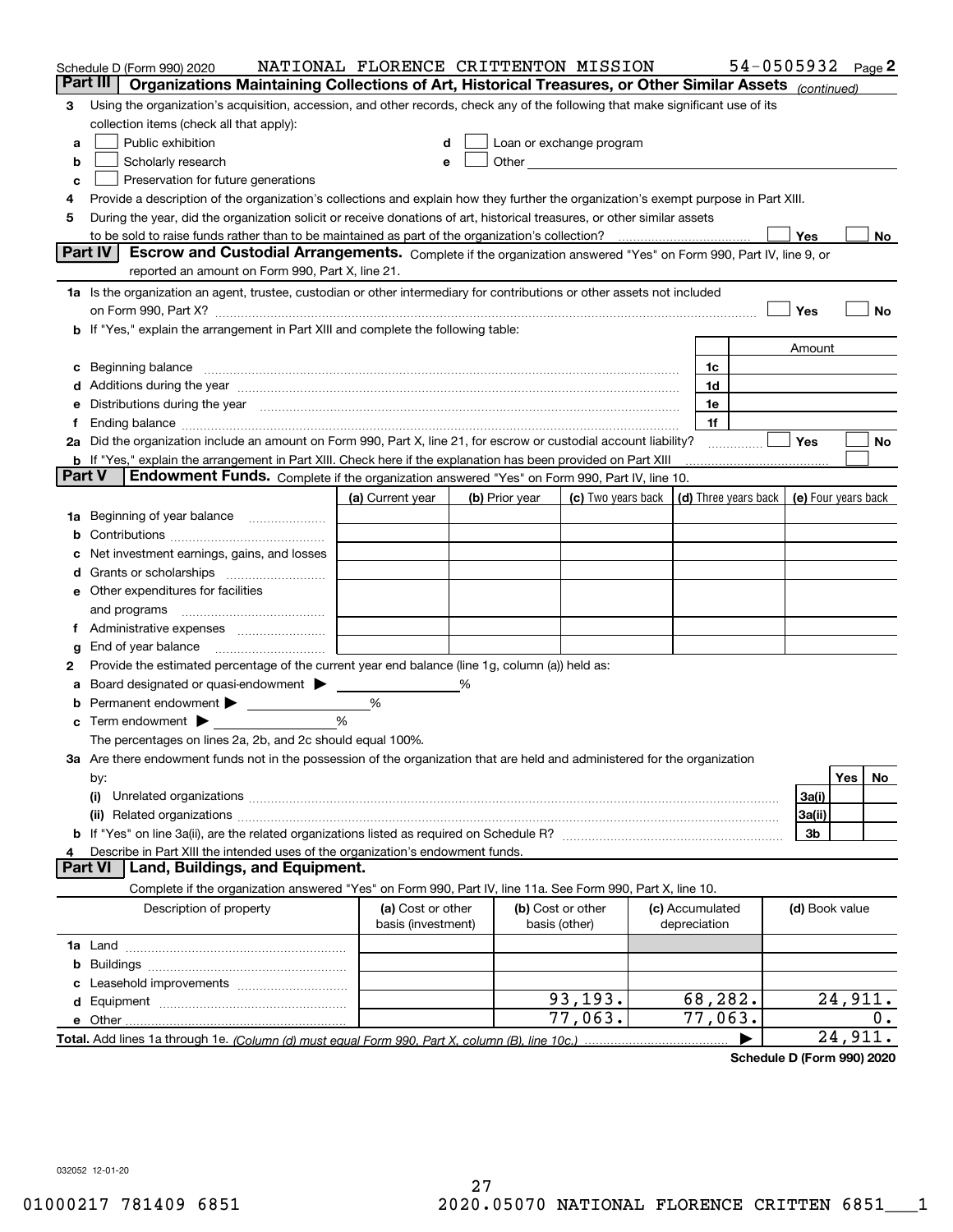Schedule D (Form 990) 2020    NATIONAL FLORENCE CRITTENTON MISSION    54-0505932    Page 2

## Part III Organizations Maintaining Collections of Art, Historical Treasures, or Other Similar Assets *(continued)*

**3** Using the organization's acquisition, accession, and other records, check any of the following that make significant use of its collection items (check all that apply):

- **a** ☐ Public exhibition
- **b** ☐ Scholarly research
- **c** ☐ Preservation for future generations
- **d** ☐ Loan or exchange program
- **e** ☐ Other

**4** Provide a description of the organization's collections and explain how they further the organization's exempt purpose in Part XIII.

**5** During the year, did the organization solicit or receive donations of art, historical treasures, or other similar assets to be sold to raise funds rather than to be maintained as part of the organization's collection? ☐ Yes ☐ No

## Part IV Escrow and Custodial Arrangements.

Complete if the organization answered "Yes" on Form 990, Part IV, line 9, or reported an amount on Form 990, Part X, line 21.

**1a** Is the organization an agent, trustee, custodian or other intermediary for contributions or other assets not included on Form 990, Part X? ☐ Yes ☐ No

**b** If "Yes," explain the arrangement in Part XIII and complete the following table:

| | | Amount |
|---|---|---|
| **c** Beginning balance | 1c | |
| **d** Additions during the year | 1d | |
| **e** Distributions during the year | 1e | |
| **f** Ending balance | 1f | |

**2a** Did the organization include an amount on Form 990, Part X, line 21, for escrow or custodial account liability? ☐ Yes ☐ No

**b** If "Yes," explain the arrangement in Part XIII. Check here if the explanation has been provided on Part XIII ☐

## Part V Endowment Funds.

Complete if the organization answered "Yes" on Form 990, Part IV, line 10.

| | (a) Current year | (b) Prior year | (c) Two years back | (d) Three years back | (e) Four years back |
|---|---|---|---|---|---|
| **1a** Beginning of year balance | | | | | |
| **b** Contributions | | | | | |
| **c** Net investment earnings, gains, and losses | | | | | |
| **d** Grants or scholarships | | | | | |
| **e** Other expenditures for facilities and programs | | | | | |
| **f** Administrative expenses | | | | | |
| **g** End of year balance | | | | | |

**2** Provide the estimated percentage of the current year end balance (line 1g, column (a)) held as:

- **a** Board designated or quasi-endowment ▶ _____ %
- **b** Permanent endowment ▶ _____ %
- **c** Term endowment ▶ _____ %

The percentages on lines 2a, 2b, and 2c should equal 100%.

**3a** Are there endowment funds not in the possession of the organization that are held and administered for the organization by:

| | | Yes | No |
|---|---|---|---|
| **(i)** Unrelated organizations | 3a(i) | | |
| **(ii)** Related organizations | 3a(ii) | | |
| **b** If "Yes" on line 3a(ii), are the related organizations listed as required on Schedule R? | 3b | | |

**4** Describe in Part XIII the intended uses of the organization's endowment funds.

## Part VI Land, Buildings, and Equipment.

Complete if the organization answered "Yes" on Form 990, Part IV, line 11a. See Form 990, Part X, line 10.

| Description of property | (a) Cost or other basis (investment) | (b) Cost or other basis (other) | (c) Accumulated depreciation | (d) Book value |
|---|---|---|---|---|
| **1a** Land | | | | |
| **b** Buildings | | | | |
| **c** Leasehold improvements | | | | |
| **d** Equipment | | 93,193. | 68,282. | 24,911. |
| **e** Other | | 77,063. | 77,063. | 0. |
| **Total.** Add lines 1a through 1e. *(Column (d) must equal Form 990, Part X, column (B), line 10c.)* | | | ▶ | 24,911. |

**Schedule D (Form 990) 2020**

032052 12-01-20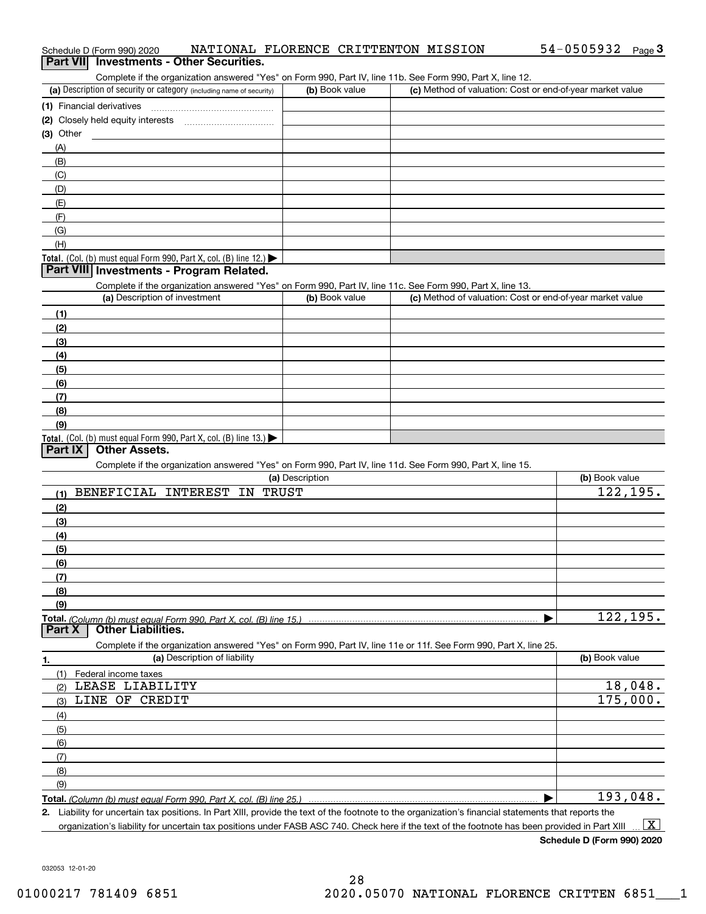Schedule D (Form 990) 2020 NATIONAL FLORENCE CRITTENTON MISSION 54-0505932 Page 3

## Part VII Investments - Other Securities.

Complete if the organization answered "Yes" on Form 990, Part IV, line 11b. See Form 990, Part X, line 12.

| (a) Description of security or category (including name of security) | (b) Book value | (c) Method of valuation: Cost or end-of-year market value |
|---|---|---|
| (1) Financial derivatives | | |
| (2) Closely held equity interests | | |
| (3) Other | | |
| (A) | | |
| (B) | | |
| (C) | | |
| (D) | | |
| (E) | | |
| (F) | | |
| (G) | | |
| (H) | | |
| **Total.** (Col. (b) must equal Form 990, Part X, col. (B) line 12.) ▶ | | |

## Part VIII Investments - Program Related.

Complete if the organization answered "Yes" on Form 990, Part IV, line 11c. See Form 990, Part X, line 13.

| (a) Description of investment | (b) Book value | (c) Method of valuation: Cost or end-of-year market value |
|---|---|---|
| (1) | | |
| (2) | | |
| (3) | | |
| (4) | | |
| (5) | | |
| (6) | | |
| (7) | | |
| (8) | | |
| (9) | | |
| **Total.** (Col. (b) must equal Form 990, Part X, col. (B) line 13.) ▶ | | |

## Part IX Other Assets.

Complete if the organization answered "Yes" on Form 990, Part IV, line 11d. See Form 990, Part X, line 15.

| (a) Description | (b) Book value |
|---|---|
| (1) BENEFICIAL INTEREST IN TRUST | 122,195. |
| (2) | |
| (3) | |
| (4) | |
| (5) | |
| (6) | |
| (7) | |
| (8) | |
| (9) | |
| **Total.** *(Column (b) must equal Form 990, Part X, col. (B) line 15.)* ▶ | 122,195. |

## Part X Other Liabilities.

Complete if the organization answered "Yes" on Form 990, Part IV, line 11e or 11f. See Form 990, Part X, line 25.

| 1. (a) Description of liability | (b) Book value |
|---|---|
| (1) Federal income taxes | |
| (2) LEASE LIABILITY | 18,048. |
| (3) LINE OF CREDIT | 175,000. |
| (4) | |
| (5) | |
| (6) | |
| (7) | |
| (8) | |
| (9) | |
| **Total.** *(Column (b) must equal Form 990, Part X, col. (B) line 25.)* ▶ | 193,048. |

**2.** Liability for uncertain tax positions. In Part XIII, provide the text of the footnote to the organization's financial statements that reports the organization's liability for uncertain tax positions under FASB ASC 740. Check here if the text of the footnote has been provided in Part XIII ... [X]

**Schedule D (Form 990) 2020**

032053 12-01-20

01000217 781409 6851 2020.05070 NATIONAL FLORENCE CRITTEN 6851___1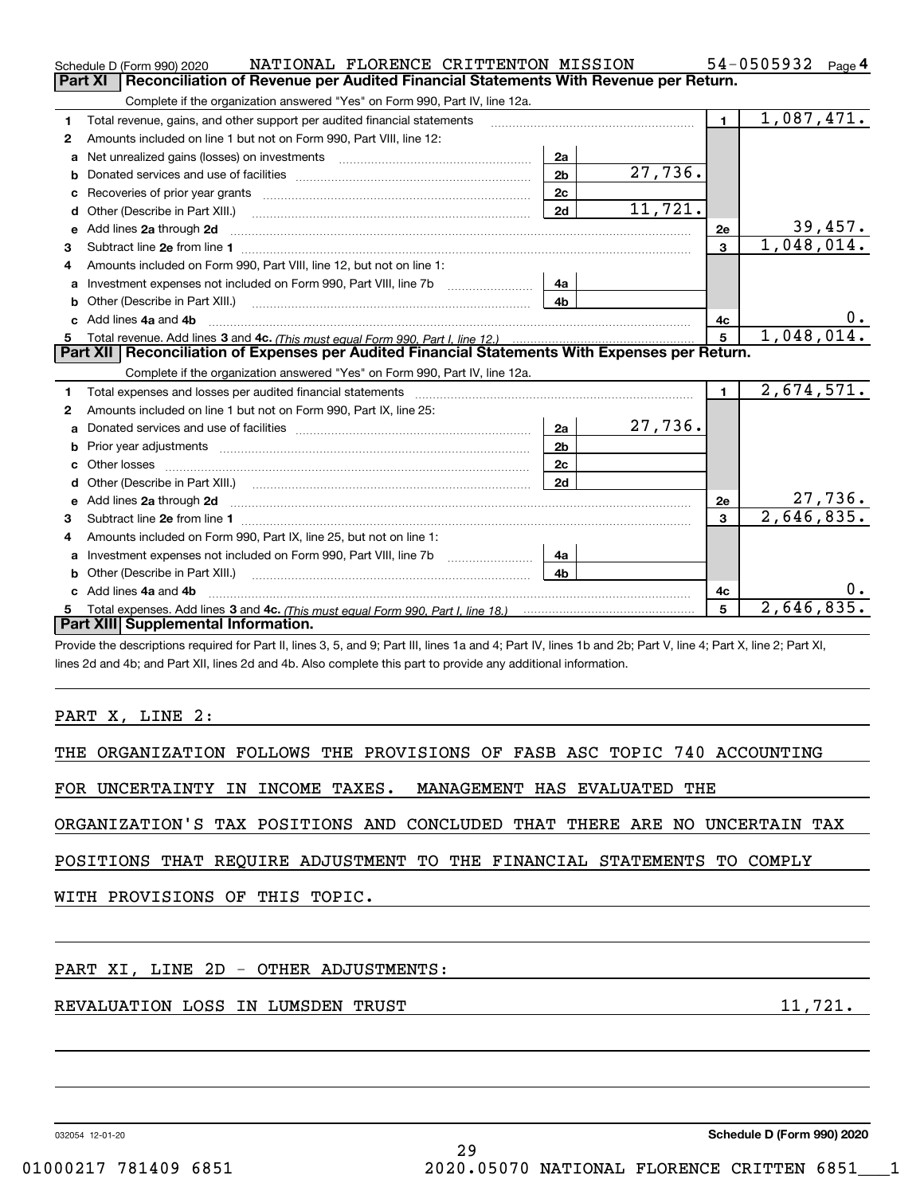Schedule D (Form 990) 2020 NATIONAL FLORENCE CRITTENTON MISSION 54-0505932 Page 4

## Part XI Reconciliation of Revenue per Audited Financial Statements With Revenue per Return.

Complete if the organization answered "Yes" on Form 990, Part IV, line 12a.

| | | | | | |
|---|---|---|---|---|---|
| 1 | Total revenue, gains, and other support per audited financial statements | | | 1 | 1,087,471. |
| 2 | Amounts included on line 1 but not on Form 990, Part VIII, line 12: | | | | |
| a | Net unrealized gains (losses) on investments | 2a | | | |
| b | Donated services and use of facilities | 2b | 27,736. | | |
| c | Recoveries of prior year grants | 2c | | | |
| d | Other (Describe in Part XIII.) | 2d | 11,721. | | |
| e | Add lines 2a through 2d | | | 2e | 39,457. |
| 3 | Subtract line 2e from line 1 | | | 3 | 1,048,014. |
| 4 | Amounts included on Form 990, Part VIII, line 12, but not on line 1: | | | | |
| a | Investment expenses not included on Form 990, Part VIII, line 7b | 4a | | | |
| b | Other (Describe in Part XIII.) | 4b | | | |
| c | Add lines 4a and 4b | | | 4c | 0. |
| 5 | Total revenue. Add lines 3 and 4c. (This must equal Form 990, Part I, line 12.) | | | 5 | 1,048,014. |

## Part XII Reconciliation of Expenses per Audited Financial Statements With Expenses per Return.

Complete if the organization answered "Yes" on Form 990, Part IV, line 12a.

| | | | | | |
|---|---|---|---|---|---|
| 1 | Total expenses and losses per audited financial statements | | | 1 | 2,674,571. |
| 2 | Amounts included on line 1 but not on Form 990, Part IX, line 25: | | | | |
| a | Donated services and use of facilities | 2a | 27,736. | | |
| b | Prior year adjustments | 2b | | | |
| c | Other losses | 2c | | | |
| d | Other (Describe in Part XIII.) | 2d | | | |
| e | Add lines 2a through 2d | | | 2e | 27,736. |
| 3 | Subtract line 2e from line 1 | | | 3 | 2,646,835. |
| 4 | Amounts included on Form 990, Part IX, line 25, but not on line 1: | | | | |
| a | Investment expenses not included on Form 990, Part VIII, line 7b | 4a | | | |
| b | Other (Describe in Part XIII.) | 4b | | | |
| c | Add lines 4a and 4b | | | 4c | 0. |
| 5 | Total expenses. Add lines 3 and 4c. (This must equal Form 990, Part I, line 18.) | | | 5 | 2,646,835. |

## Part XIII Supplemental Information.

Provide the descriptions required for Part II, lines 3, 5, and 9; Part III, lines 1a and 4; Part IV, lines 1b and 2b; Part V, line 4; Part X, line 2; Part XI, lines 2d and 4b; and Part XII, lines 2d and 4b. Also complete this part to provide any additional information.

PART X, LINE 2:

THE ORGANIZATION FOLLOWS THE PROVISIONS OF FASB ASC TOPIC 740 ACCOUNTING FOR UNCERTAINTY IN INCOME TAXES. MANAGEMENT HAS EVALUATED THE ORGANIZATION'S TAX POSITIONS AND CONCLUDED THAT THERE ARE NO UNCERTAIN TAX POSITIONS THAT REQUIRE ADJUSTMENT TO THE FINANCIAL STATEMENTS TO COMPLY WITH PROVISIONS OF THIS TOPIC.

PART XI, LINE 2D - OTHER ADJUSTMENTS:

REVALUATION LOSS IN LUMSDEN TRUST 11,721.

032054 12-01-20 Schedule D (Form 990) 2020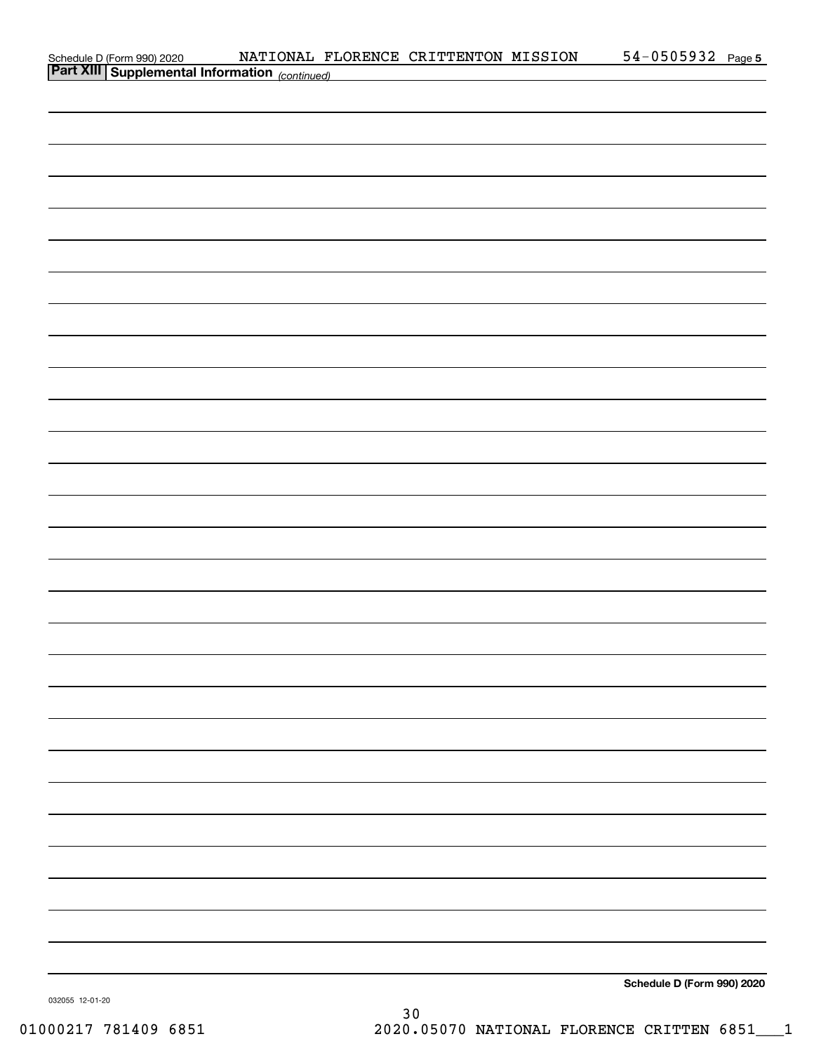Schedule D (Form 990) 2020 NATIONAL FLORENCE CRITTENTON MISSION 54-0505932 Page 5

**Part XIII | Supplemental Information** *(continued)*

**Schedule D (Form 990) 2020**

032055 12-01-20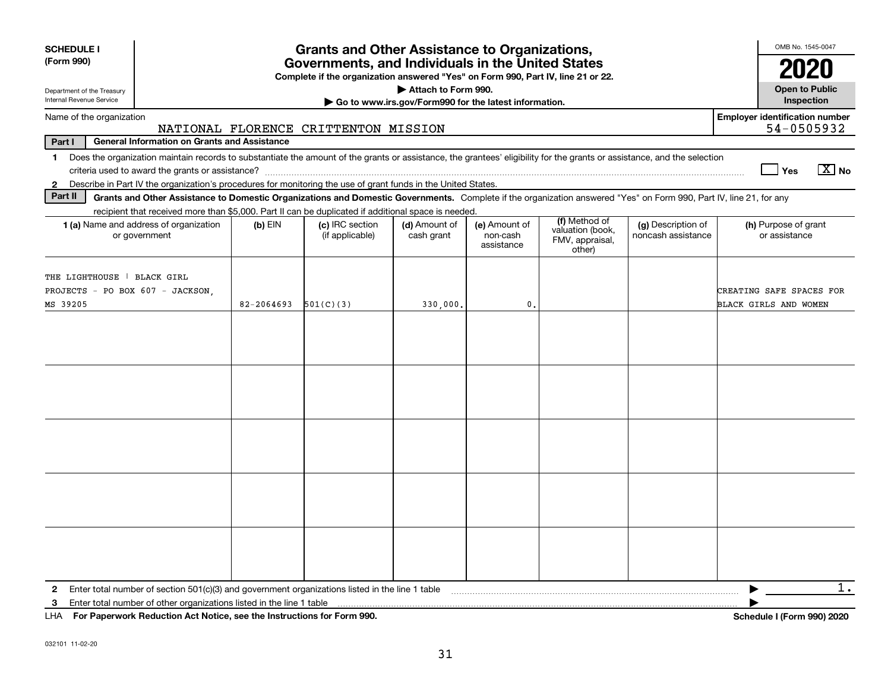**SCHEDULE I**
**(Form 990)**

Department of the Treasury
Internal Revenue Service

# Grants and Other Assistance to Organizations, Governments, and Individuals in the United States

**Complete if the organization answered "Yes" on Form 990, Part IV, line 21 or 22.**

▶ **Attach to Form 990.**

▶ **Go to www.irs.gov/Form990 for the latest information.**

OMB No. 1545-0047

**2020**

**Open to Public Inspection**

Name of the organization: NATIONAL FLORENCE CRITTENTON MISSION

**Employer identification number** 54-0505932

**Part I General Information on Grants and Assistance**

1 Does the organization maintain records to substantiate the amount of the grants or assistance, the grantees' eligibility for the grants or assistance, and the selection criteria used to award the grants or assistance? ☐ Yes ☒ No

2 Describe in Part IV the organization's procedures for monitoring the use of grant funds in the United States.

**Part II Grants and Other Assistance to Domestic Organizations and Domestic Governments.** Complete if the organization answered "Yes" on Form 990, Part IV, line 21, for any recipient that received more than $5,000. Part II can be duplicated if additional space is needed.

| 1 (a) Name and address of organization or government | (b) EIN | (c) IRC section (if applicable) | (d) Amount of cash grant | (e) Amount of non-cash assistance | (f) Method of valuation (book, FMV, appraisal, other) | (g) Description of noncash assistance | (h) Purpose of grant or assistance |
|---|---|---|---|---|---|---|---|
| THE LIGHTHOUSE &#124; BLACK GIRL PROJECTS - PO BOX 607 - JACKSON, MS 39205 | 82-2064693 | 501(C)(3) | 330,000. | 0. | | | CREATING SAFE SPACES FOR BLACK GIRLS AND WOMEN |
| | | | | | | | |
| | | | | | | | |
| | | | | | | | |
| | | | | | | | |
| | | | | | | | |

2 Enter total number of section 501(c)(3) and government organizations listed in the line 1 table ▶ 1.

3 Enter total number of other organizations listed in the line 1 table ▶

LHA **For Paperwork Reduction Act Notice, see the Instructions for Form 990.** **Schedule I (Form 990) 2020**

032101 11-02-20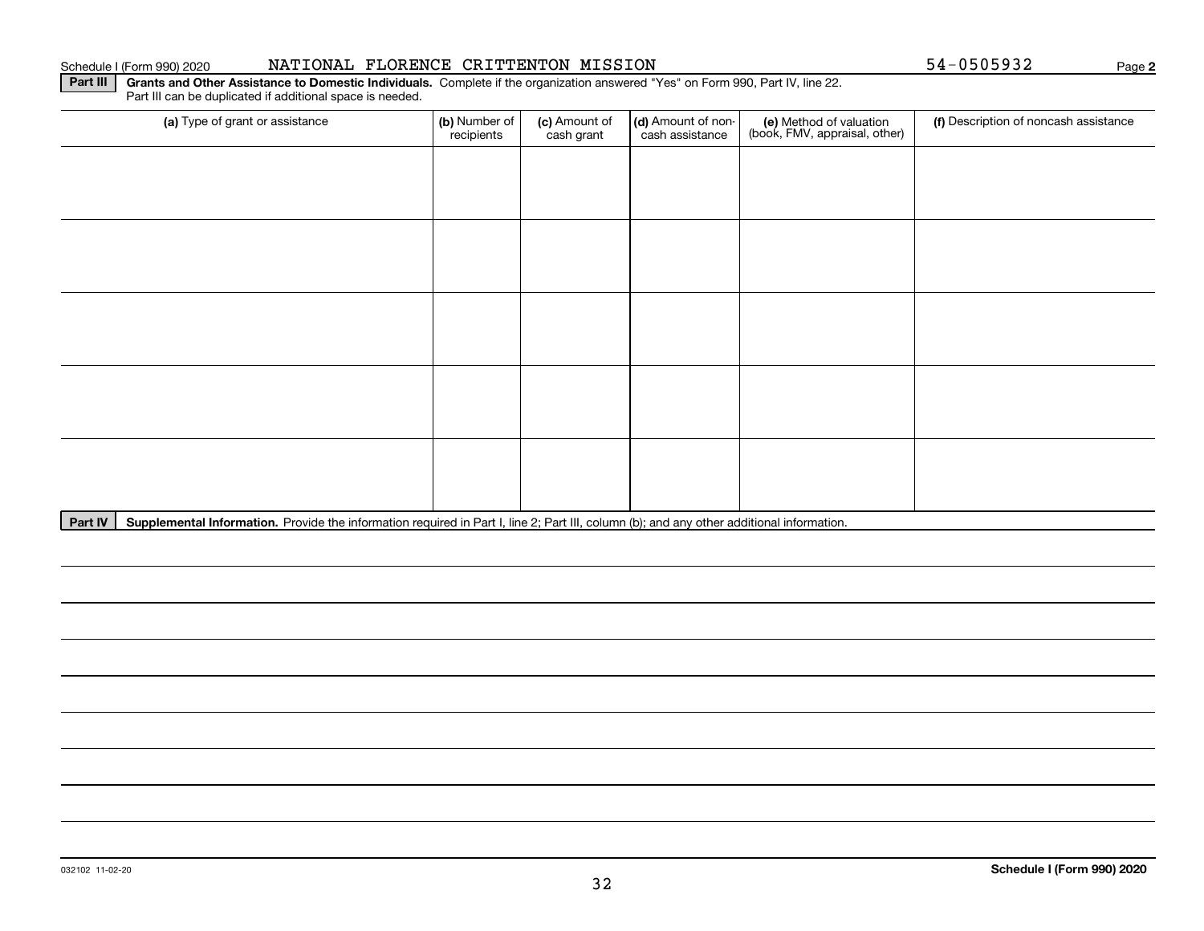Schedule I (Form 990) 2020 NATIONAL FLORENCE CRITTENTON MISSION 54-0505932

## Part III Grants and Other Assistance to Domestic Individuals.

Complete if the organization answered "Yes" on Form 990, Part IV, line 22. Part III can be duplicated if additional space is needed.

| (a) Type of grant or assistance | (b) Number of recipients | (c) Amount of cash grant | (d) Amount of non-cash assistance | (e) Method of valuation (book, FMV, appraisal, other) | (f) Description of noncash assistance |
|---|---|---|---|---|---|
| | | | | | |
| | | | | | |
| | | | | | |
| | | | | | |
| | | | | | |

## Part IV Supplemental Information.

Provide the information required in Part I, line 2; Part III, column (b); and any other additional information.

032102 11-02-20

**Schedule I (Form 990) 2020**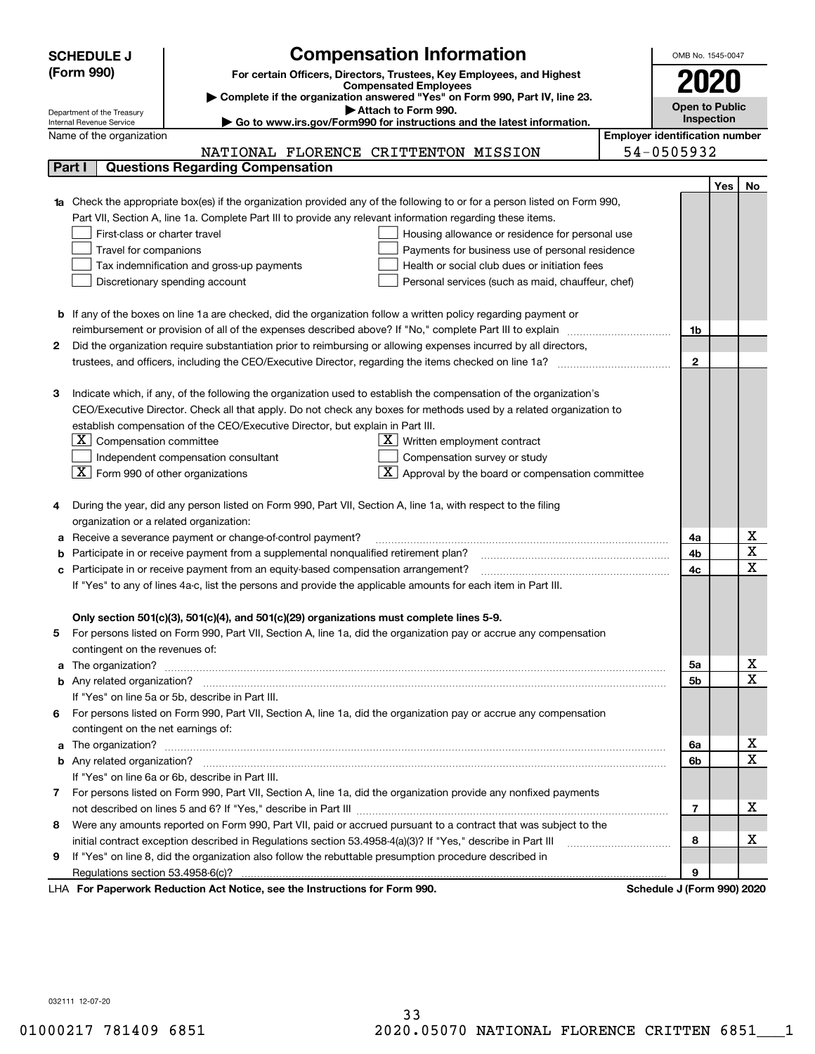# SCHEDULE J (Form 990)

Department of the Treasury
Internal Revenue Service

## Compensation Information

**For certain Officers, Directors, Trustees, Key Employees, and Highest Compensated Employees**

▶ Complete if the organization answered "Yes" on Form 990, Part IV, line 23.
▶ Attach to Form 990.
▶ Go to www.irs.gov/Form990 for instructions and the latest information.

OMB No. 1545-0047

**2020**

**Open to Public Inspection**

Name of the organization: NATIONAL FLORENCE CRITTENTON MISSION

Employer identification number: 54-0505932

## Part I Questions Regarding Compensation

| | | | Yes | No |
|---|---|---|---|---|
| **1a** | Check the appropriate box(es) if the organization provided any of the following to or for a person listed on Form 990, Part VII, Section A, line 1a. Complete Part III to provide any relevant information regarding these items.<br>☐ First-class or charter travel ☐ Housing allowance or residence for personal use<br>☐ Travel for companions ☐ Payments for business use of personal residence<br>☐ Tax indemnification and gross-up payments ☐ Health or social club dues or initiation fees<br>☐ Discretionary spending account ☐ Personal services (such as maid, chauffeur, chef) | | | |
| **b** | If any of the boxes on line 1a are checked, did the organization follow a written policy regarding payment or reimbursement or provision of all of the expenses described above? If "No," complete Part III to explain | 1b | | |
| **2** | Did the organization require substantiation prior to reimbursing or allowing expenses incurred by all directors, trustees, and officers, including the CEO/Executive Director, regarding the items checked on line 1a? | 2 | | |
| **3** | Indicate which, if any, of the following the organization used to establish the compensation of the organization's CEO/Executive Director. Check all that apply. Do not check any boxes for methods used by a related organization to establish compensation of the CEO/Executive Director, but explain in Part III.<br>☒ Compensation committee ☒ Written employment contract<br>☐ Independent compensation consultant ☐ Compensation survey or study<br>☒ Form 990 of other organizations ☒ Approval by the board or compensation committee | | | |
| **4** | During the year, did any person listed on Form 990, Part VII, Section A, line 1a, with respect to the filing organization or a related organization: | | | |
| **a** | Receive a severance payment or change-of-control payment? | 4a | | X |
| **b** | Participate in or receive payment from a supplemental nonqualified retirement plan? | 4b | | X |
| **c** | Participate in or receive payment from an equity-based compensation arrangement? | 4c | | X |
| | If "Yes" to any of lines 4a-c, list the persons and provide the applicable amounts for each item in Part III. | | | |
| | **Only section 501(c)(3), 501(c)(4), and 501(c)(29) organizations must complete lines 5-9.** | | | |
| **5** | For persons listed on Form 990, Part VII, Section A, line 1a, did the organization pay or accrue any compensation contingent on the revenues of: | | | |
| **a** | The organization? | 5a | | X |
| **b** | Any related organization? | 5b | | X |
| | If "Yes" on line 5a or 5b, describe in Part III. | | | |
| **6** | For persons listed on Form 990, Part VII, Section A, line 1a, did the organization pay or accrue any compensation contingent on the net earnings of: | | | |
| **a** | The organization? | 6a | | X |
| **b** | Any related organization? | 6b | | X |
| | If "Yes" on line 6a or 6b, describe in Part III. | | | |
| **7** | For persons listed on Form 990, Part VII, Section A, line 1a, did the organization provide any nonfixed payments not described on lines 5 and 6? If "Yes," describe in Part III | 7 | | X |
| **8** | Were any amounts reported on Form 990, Part VII, paid or accrued pursuant to a contract that was subject to the initial contract exception described in Regulations section 53.4958-4(a)(3)? If "Yes," describe in Part III | 8 | | X |
| **9** | If "Yes" on line 8, did the organization also follow the rebuttable presumption procedure described in Regulations section 53.4958-6(c)? | 9 | | |

LHA **For Paperwork Reduction Act Notice, see the Instructions for Form 990.** **Schedule J (Form 990) 2020**

032111 12-07-20

01000217 781409 6851 2020.05070 NATIONAL FLORENCE CRITTEN 6851___1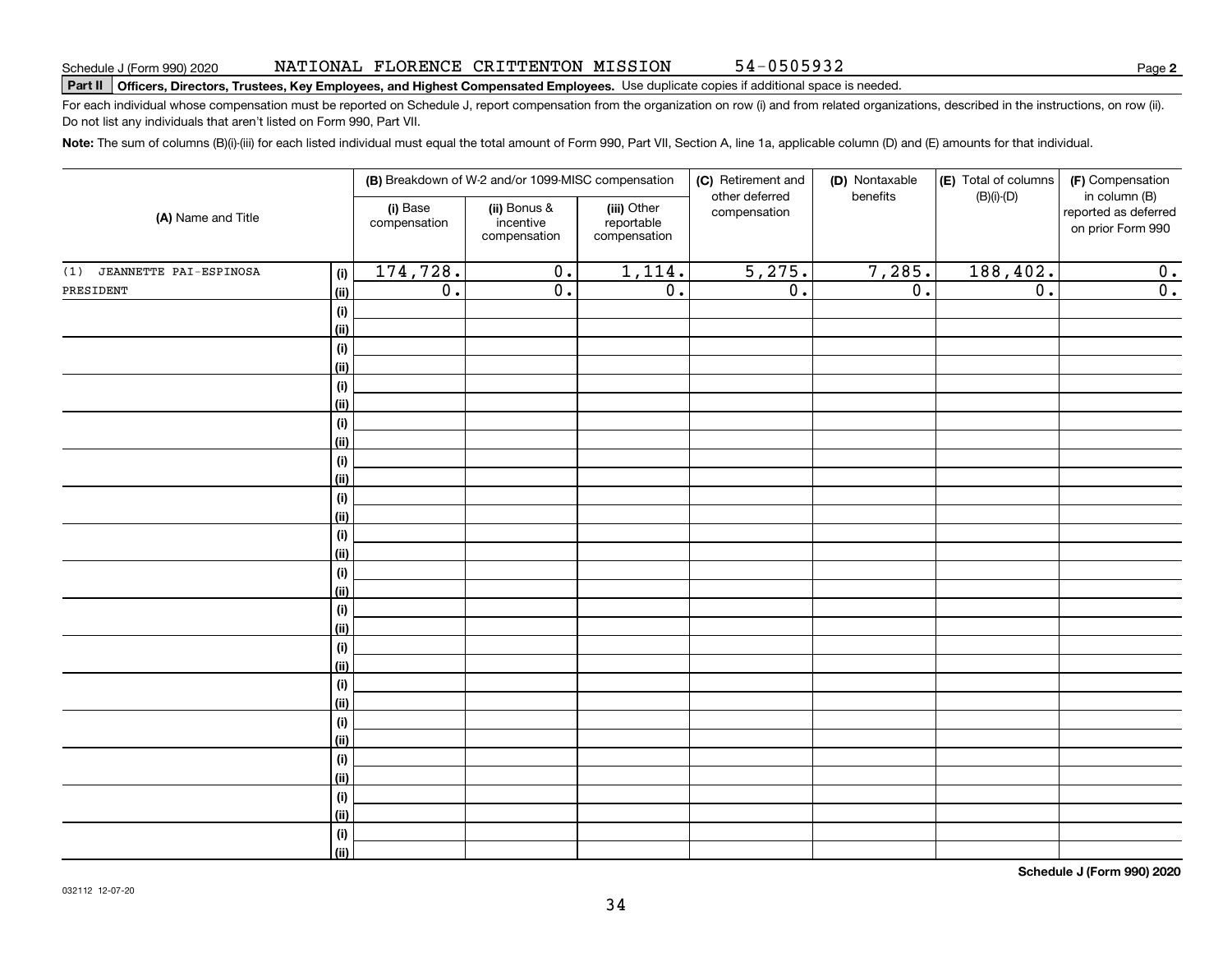Schedule J (Form 990) 2020 NATIONAL FLORENCE CRITTENTON MISSION 54-0505932 Page **2**

**Part II** **Officers, Directors, Trustees, Key Employees, and Highest Compensated Employees.** Use duplicate copies if additional space is needed.

For each individual whose compensation must be reported on Schedule J, report compensation from the organization on row (i) and from related organizations, described in the instructions, on row (ii). Do not list any individuals that aren't listed on Form 990, Part VII.

**Note:** The sum of columns (B)(i)-(iii) for each listed individual must equal the total amount of Form 990, Part VII, Section A, line 1a, applicable column (D) and (E) amounts for that individual.

| (A) Name and Title | | (B) Breakdown of W-2 and/or 1099-MISC compensation | | | (C) Retirement and other deferred compensation | (D) Nontaxable benefits | (E) Total of columns (B)(i)-(D) | (F) Compensation in column (B) reported as deferred on prior Form 990 |
|---|---|---|---|---|---|---|---|---|
| | | (i) Base compensation | (ii) Bonus & incentive compensation | (iii) Other reportable compensation | | | | |
| (1) JEANNETTE PAI-ESPINOSA | (i) | 174,728. | 0. | 1,114. | 5,275. | 7,285. | 188,402. | 0. |
| PRESIDENT | (ii) | 0. | 0. | 0. | 0. | 0. | 0. | 0. |
| | (i) | | | | | | | |
| | (ii) | | | | | | | |
| | (i) | | | | | | | |
| | (ii) | | | | | | | |
| | (i) | | | | | | | |
| | (ii) | | | | | | | |
| | (i) | | | | | | | |
| | (ii) | | | | | | | |
| | (i) | | | | | | | |
| | (ii) | | | | | | | |
| | (i) | | | | | | | |
| | (ii) | | | | | | | |
| | (i) | | | | | | | |
| | (ii) | | | | | | | |
| | (i) | | | | | | | |
| | (ii) | | | | | | | |
| | (i) | | | | | | | |
| | (ii) | | | | | | | |
| | (i) | | | | | | | |
| | (ii) | | | | | | | |
| | (i) | | | | | | | |
| | (ii) | | | | | | | |
| | (i) | | | | | | | |
| | (ii) | | | | | | | |
| | (i) | | | | | | | |
| | (ii) | | | | | | | |
| | (i) | | | | | | | |
| | (ii) | | | | | | | |
| | (i) | | | | | | | |
| | (ii) | | | | | | | |

**Schedule J (Form 990) 2020**

032112 12-07-20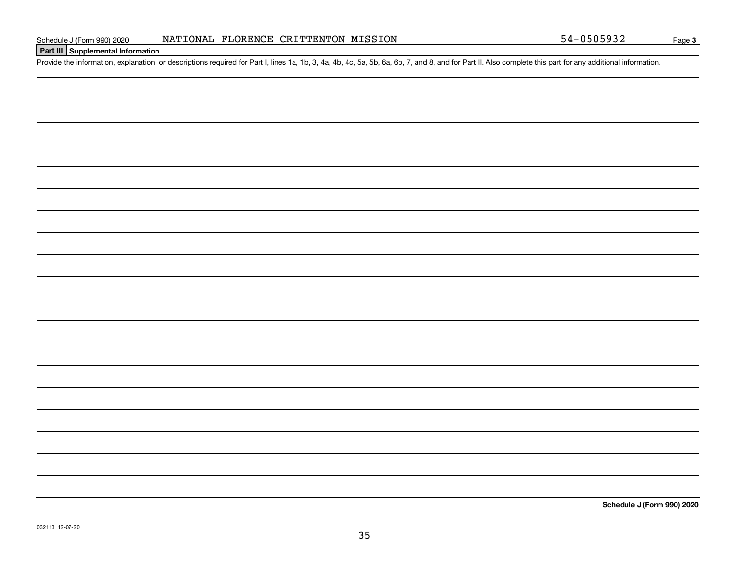Schedule J (Form 990) 2020 NATIONAL FLORENCE CRITTENTON MISSION 54-0505932 Page **3**

**Part III** **Supplemental Information**

Provide the information, explanation, or descriptions required for Part I, lines 1a, 1b, 3, 4a, 4b, 4c, 5a, 5b, 6a, 6b, 7, and 8, and for Part II. Also complete this part for any additional information.

**Schedule J (Form 990) 2020**

032113 12-07-20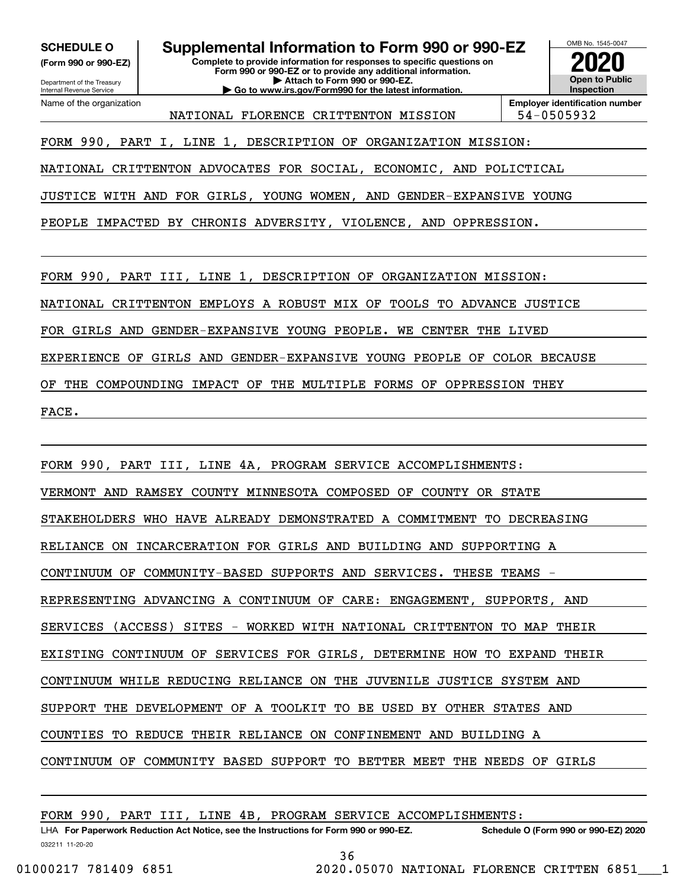**SCHEDULE O**
**(Form 990 or 990-EZ)**

Department of the Treasury
Internal Revenue Service

# Supplemental Information to Form 990 or 990-EZ

**Complete to provide information for responses to specific questions on Form 990 or 990-EZ or to provide any additional information.**
**▶ Attach to Form 990 or 990-EZ.**
**▶ Go to www.irs.gov/Form990 for the latest information.**

OMB No. 1545-0047

**2020**

**Open to Public Inspection**

| Name of the organization | Employer identification number |
|---|---|
| NATIONAL FLORENCE CRITTENTON MISSION | 54-0505932 |

FORM 990, PART I, LINE 1, DESCRIPTION OF ORGANIZATION MISSION:

NATIONAL CRITTENTON ADVOCATES FOR SOCIAL, ECONOMIC, AND POLICTICAL JUSTICE WITH AND FOR GIRLS, YOUNG WOMEN, AND GENDER-EXPANSIVE YOUNG PEOPLE IMPACTED BY CHRONIS ADVERSITY, VIOLENCE, AND OPPRESSION.

FORM 990, PART III, LINE 1, DESCRIPTION OF ORGANIZATION MISSION:

NATIONAL CRITTENTON EMPLOYS A ROBUST MIX OF TOOLS TO ADVANCE JUSTICE FOR GIRLS AND GENDER-EXPANSIVE YOUNG PEOPLE. WE CENTER THE LIVED EXPERIENCE OF GIRLS AND GENDER-EXPANSIVE YOUNG PEOPLE OF COLOR BECAUSE OF THE COMPOUNDING IMPACT OF THE MULTIPLE FORMS OF OPPRESSION THEY FACE.

FORM 990, PART III, LINE 4A, PROGRAM SERVICE ACCOMPLISHMENTS:

VERMONT AND RAMSEY COUNTY MINNESOTA COMPOSED OF COUNTY OR STATE STAKEHOLDERS WHO HAVE ALREADY DEMONSTRATED A COMMITMENT TO DECREASING RELIANCE ON INCARCERATION FOR GIRLS AND BUILDING AND SUPPORTING A CONTINUUM OF COMMUNITY-BASED SUPPORTS AND SERVICES. THESE TEAMS - REPRESENTING ADVANCING A CONTINUUM OF CARE: ENGAGEMENT, SUPPORTS, AND SERVICES (ACCESS) SITES - WORKED WITH NATIONAL CRITTENTON TO MAP THEIR EXISTING CONTINUUM OF SERVICES FOR GIRLS, DETERMINE HOW TO EXPAND THEIR CONTINUUM WHILE REDUCING RELIANCE ON THE JUVENILE JUSTICE SYSTEM AND SUPPORT THE DEVELOPMENT OF A TOOLKIT TO BE USED BY OTHER STATES AND COUNTIES TO REDUCE THEIR RELIANCE ON CONFINEMENT AND BUILDING A CONTINUUM OF COMMUNITY BASED SUPPORT TO BETTER MEET THE NEEDS OF GIRLS

FORM 990, PART III, LINE 4B, PROGRAM SERVICE ACCOMPLISHMENTS:

LHA **For Paperwork Reduction Act Notice, see the Instructions for Form 990 or 990-EZ.** **Schedule O (Form 990 or 990-EZ) 2020**

032211 11-20-20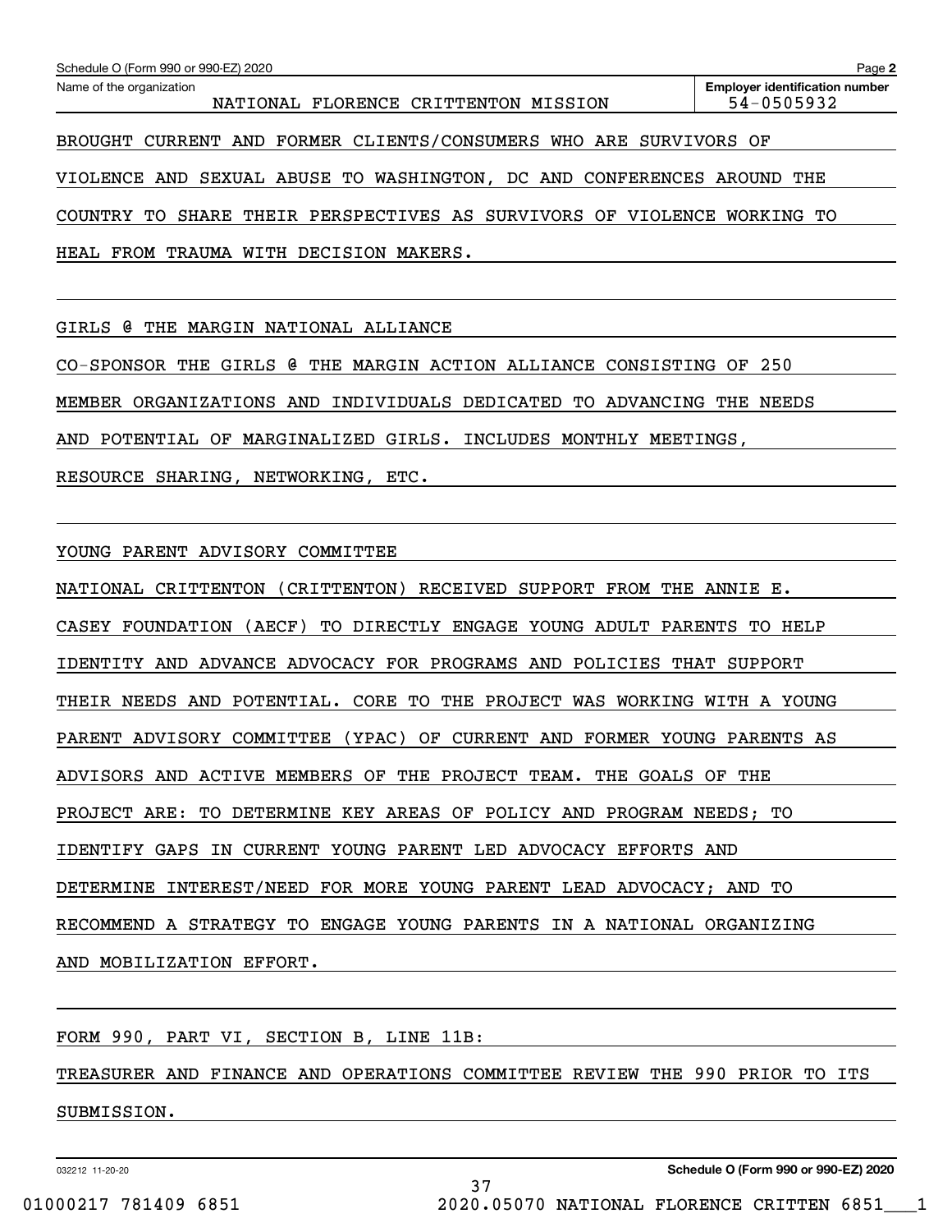Schedule O (Form 990 or 990-EZ) 2020 Page 2

Name of the organization: NATIONAL FLORENCE CRITTENTON MISSION

Employer identification number: 54-0505932

BROUGHT CURRENT AND FORMER CLIENTS/CONSUMERS WHO ARE SURVIVORS OF VIOLENCE AND SEXUAL ABUSE TO WASHINGTON, DC AND CONFERENCES AROUND THE COUNTRY TO SHARE THEIR PERSPECTIVES AS SURVIVORS OF VIOLENCE WORKING TO HEAL FROM TRAUMA WITH DECISION MAKERS.

GIRLS @ THE MARGIN NATIONAL ALLIANCE

CO-SPONSOR THE GIRLS @ THE MARGIN ACTION ALLIANCE CONSISTING OF 250 MEMBER ORGANIZATIONS AND INDIVIDUALS DEDICATED TO ADVANCING THE NEEDS AND POTENTIAL OF MARGINALIZED GIRLS. INCLUDES MONTHLY MEETINGS, RESOURCE SHARING, NETWORKING, ETC.

YOUNG PARENT ADVISORY COMMITTEE

NATIONAL CRITTENTON (CRITTENTON) RECEIVED SUPPORT FROM THE ANNIE E. CASEY FOUNDATION (AECF) TO DIRECTLY ENGAGE YOUNG ADULT PARENTS TO HELP IDENTITY AND ADVANCE ADVOCACY FOR PROGRAMS AND POLICIES THAT SUPPORT THEIR NEEDS AND POTENTIAL. CORE TO THE PROJECT WAS WORKING WITH A YOUNG PARENT ADVISORY COMMITTEE (YPAC) OF CURRENT AND FORMER YOUNG PARENTS AS ADVISORS AND ACTIVE MEMBERS OF THE PROJECT TEAM. THE GOALS OF THE PROJECT ARE: TO DETERMINE KEY AREAS OF POLICY AND PROGRAM NEEDS; TO IDENTIFY GAPS IN CURRENT YOUNG PARENT LED ADVOCACY EFFORTS AND DETERMINE INTEREST/NEED FOR MORE YOUNG PARENT LEAD ADVOCACY; AND TO RECOMMEND A STRATEGY TO ENGAGE YOUNG PARENTS IN A NATIONAL ORGANIZING AND MOBILIZATION EFFORT.

FORM 990, PART VI, SECTION B, LINE 11B:

TREASURER AND FINANCE AND OPERATIONS COMMITTEE REVIEW THE 990 PRIOR TO ITS SUBMISSION.

032212 11-20-20 Schedule O (Form 990 or 990-EZ) 2020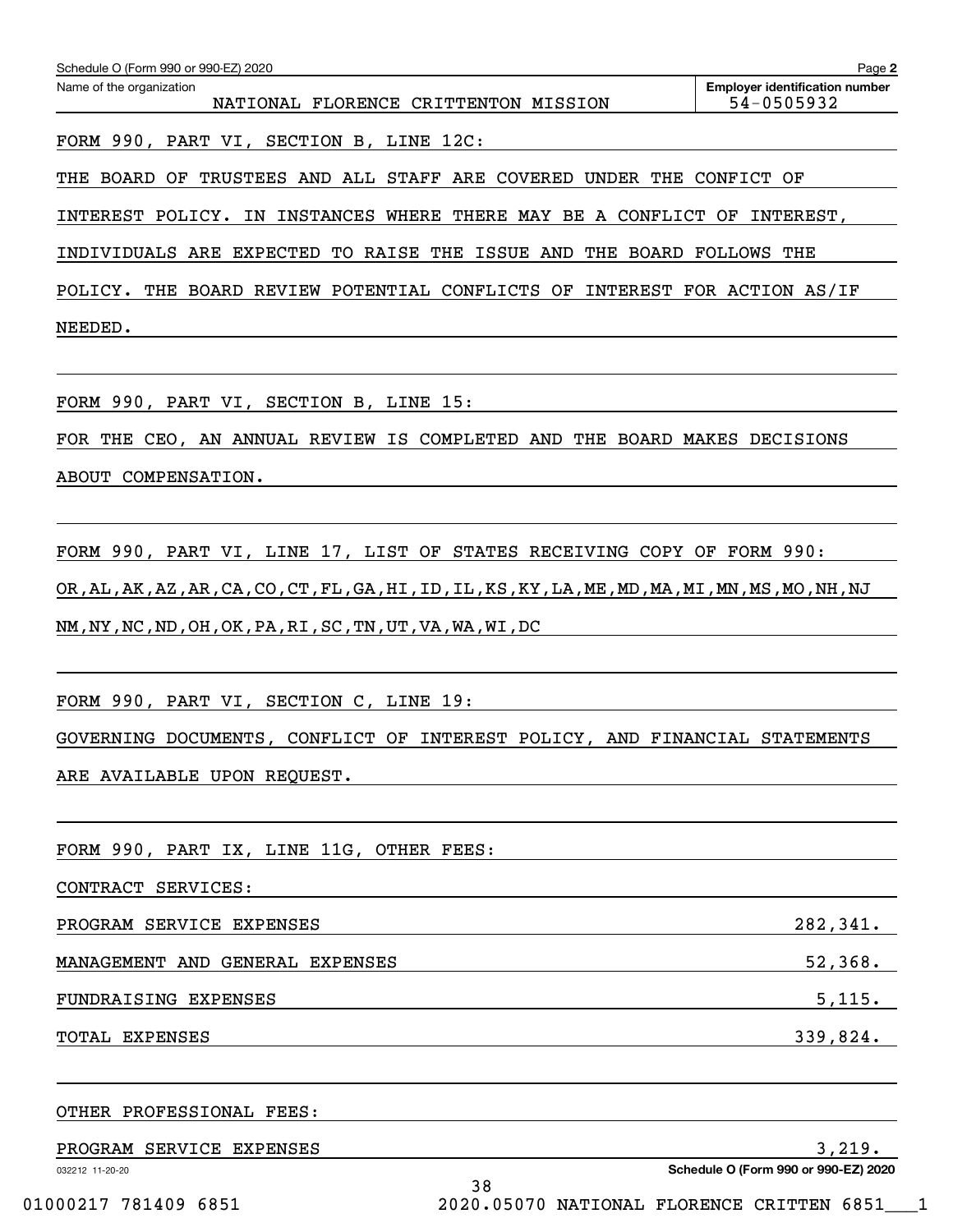Name of the organization: NATIONAL FLORENCE CRITTENTON MISSION

Employer identification number: 54-0505932

FORM 990, PART VI, SECTION B, LINE 12C:

THE BOARD OF TRUSTEES AND ALL STAFF ARE COVERED UNDER THE CONFICT OF INTEREST POLICY. IN INSTANCES WHERE THERE MAY BE A CONFLICT OF INTEREST, INDIVIDUALS ARE EXPECTED TO RAISE THE ISSUE AND THE BOARD FOLLOWS THE POLICY. THE BOARD REVIEW POTENTIAL CONFLICTS OF INTEREST FOR ACTION AS/IF NEEDED.

FORM 990, PART VI, SECTION B, LINE 15:

FOR THE CEO, AN ANNUAL REVIEW IS COMPLETED AND THE BOARD MAKES DECISIONS ABOUT COMPENSATION.

FORM 990, PART VI, LINE 17, LIST OF STATES RECEIVING COPY OF FORM 990:

OR,AL,AK,AZ,AR,CA,CO,CT,FL,GA,HI,ID,IL,KS,KY,LA,ME,MD,MA,MI,MN,MS,MO,NH,NJ NM,NY,NC,ND,OH,OK,PA,RI,SC,TN,UT,VA,WA,WI,DC

FORM 990, PART VI, SECTION C, LINE 19:

GOVERNING DOCUMENTS, CONFLICT OF INTEREST POLICY, AND FINANCIAL STATEMENTS ARE AVAILABLE UPON REQUEST.

FORM 990, PART IX, LINE 11G, OTHER FEES:

CONTRACT SERVICES:

| | |
|---|---|
| PROGRAM SERVICE EXPENSES | 282,341. |
| MANAGEMENT AND GENERAL EXPENSES | 52,368. |
| FUNDRAISING EXPENSES | 5,115. |
| TOTAL EXPENSES | 339,824. |

OTHER PROFESSIONAL FEES:

| | |
|---|---|
| PROGRAM SERVICE EXPENSES | 3,219. |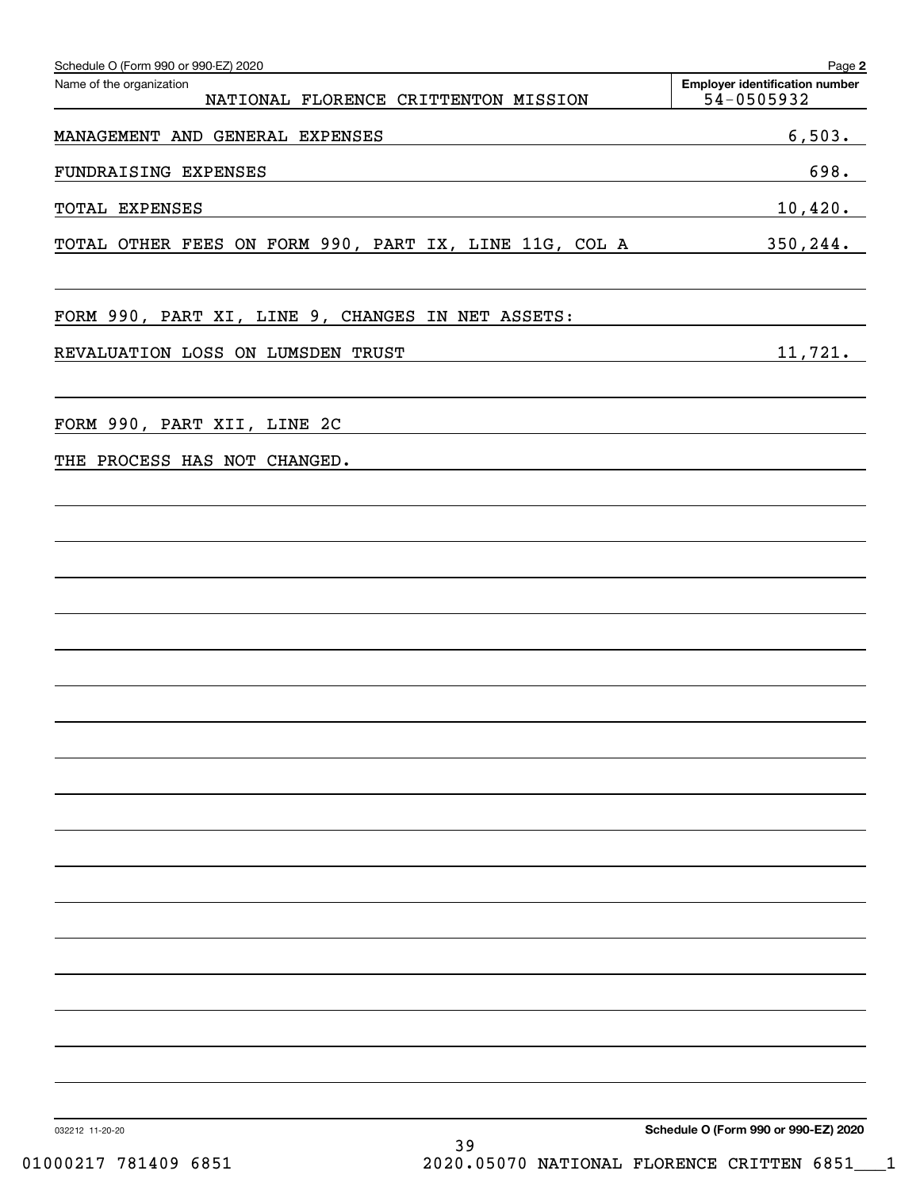Schedule O (Form 990 or 990-EZ) 2020

Name of the organization: NATIONAL FLORENCE CRITTENTON MISSION

Employer identification number: 54-0505932

| | |
|---|---|
| MANAGEMENT AND GENERAL EXPENSES | 6,503. |
| FUNDRAISING EXPENSES | 698. |
| TOTAL EXPENSES | 10,420. |
| TOTAL OTHER FEES ON FORM 990, PART IX, LINE 11G, COL A | 350,244. |

FORM 990, PART XI, LINE 9, CHANGES IN NET ASSETS:

| | |
|---|---|
| REVALUATION LOSS ON LUMSDEN TRUST | 11,721. |

FORM 990, PART XII, LINE 2C

THE PROCESS HAS NOT CHANGED.

032212 11-20-20

Schedule O (Form 990 or 990-EZ) 2020

01000217 781409 6851 2020.05070 NATIONAL FLORENCE CRITTEN 6851___1